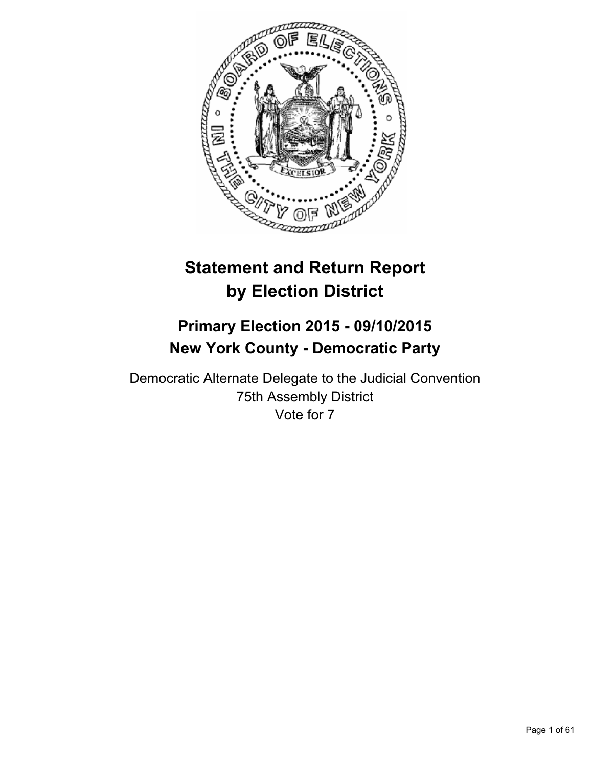# Statement and Return Report by Election District

## Primary Election 2015 - 09/10/2015
## New York County - Democratic Party

Democratic Alternate Delegate to the Judicial Convention
75th Assembly District
Vote for 7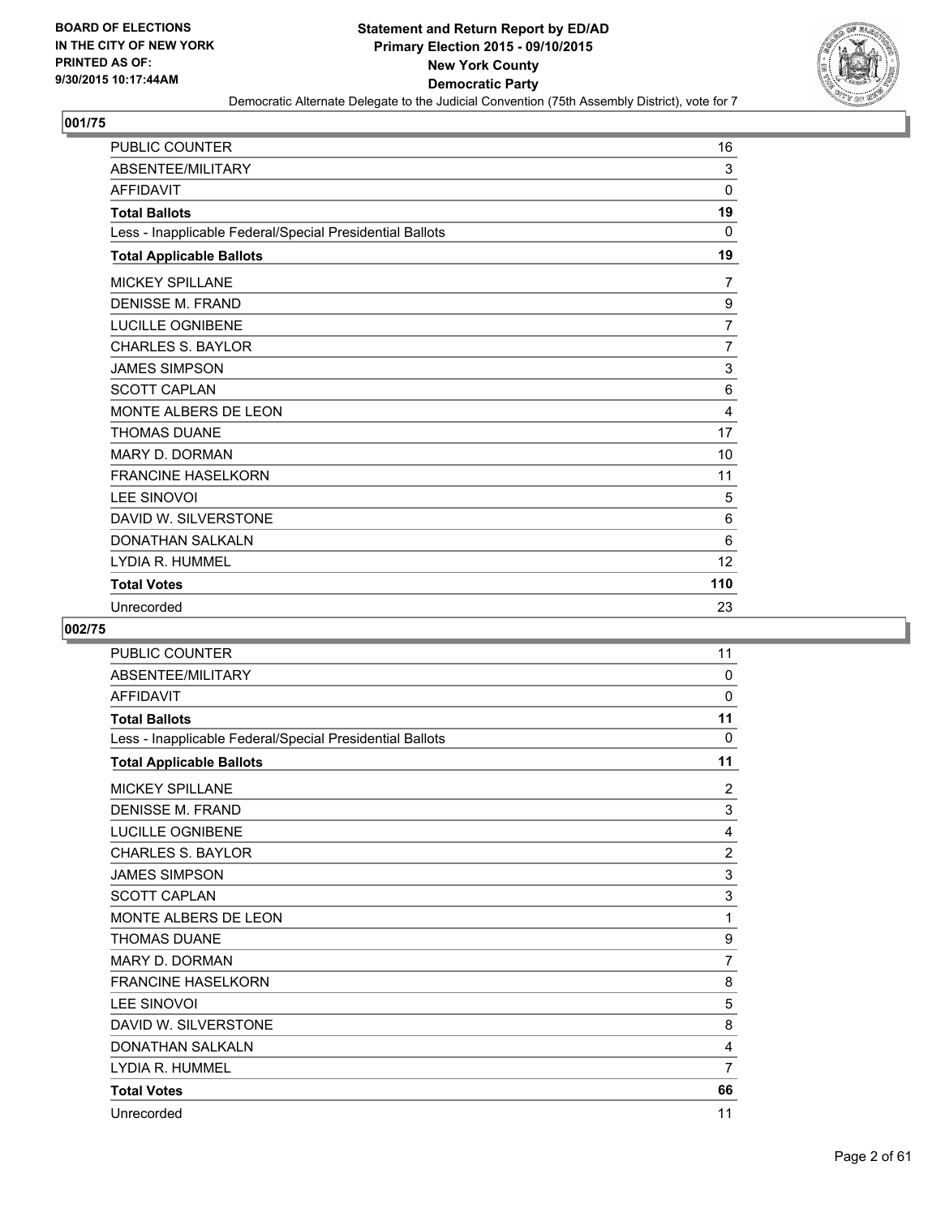BOARD OF ELECTIONS
IN THE CITY OF NEW YORK
PRINTED AS OF:
9/30/2015 10:17:44AM

**Statement and Return Report by ED/AD**
**Primary Election 2015 - 09/10/2015**
**New York County**
**Democratic Party**
Democratic Alternate Delegate to the Judicial Convention (75th Assembly District), vote for 7

## 001/75

| | |
|---|---|
| PUBLIC COUNTER | 16 |
| ABSENTEE/MILITARY | 3 |
| AFFIDAVIT | 0 |
| **Total Ballots** | **19** |
| Less - Inapplicable Federal/Special Presidential Ballots | 0 |
| **Total Applicable Ballots** | **19** |
| MICKEY SPILLANE | 7 |
| DENISSE M. FRAND | 9 |
| LUCILLE OGNIBENE | 7 |
| CHARLES S. BAYLOR | 7 |
| JAMES SIMPSON | 3 |
| SCOTT CAPLAN | 6 |
| MONTE ALBERS DE LEON | 4 |
| THOMAS DUANE | 17 |
| MARY D. DORMAN | 10 |
| FRANCINE HASELKORN | 11 |
| LEE SINOVOI | 5 |
| DAVID W. SILVERSTONE | 6 |
| DONATHAN SALKALN | 6 |
| LYDIA R. HUMMEL | 12 |
| **Total Votes** | **110** |
| Unrecorded | 23 |

## 002/75

| | |
|---|---|
| PUBLIC COUNTER | 11 |
| ABSENTEE/MILITARY | 0 |
| AFFIDAVIT | 0 |
| **Total Ballots** | **11** |
| Less - Inapplicable Federal/Special Presidential Ballots | 0 |
| **Total Applicable Ballots** | **11** |
| MICKEY SPILLANE | 2 |
| DENISSE M. FRAND | 3 |
| LUCILLE OGNIBENE | 4 |
| CHARLES S. BAYLOR | 2 |
| JAMES SIMPSON | 3 |
| SCOTT CAPLAN | 3 |
| MONTE ALBERS DE LEON | 1 |
| THOMAS DUANE | 9 |
| MARY D. DORMAN | 7 |
| FRANCINE HASELKORN | 8 |
| LEE SINOVOI | 5 |
| DAVID W. SILVERSTONE | 8 |
| DONATHAN SALKALN | 4 |
| LYDIA R. HUMMEL | 7 |
| **Total Votes** | **66** |
| Unrecorded | 11 |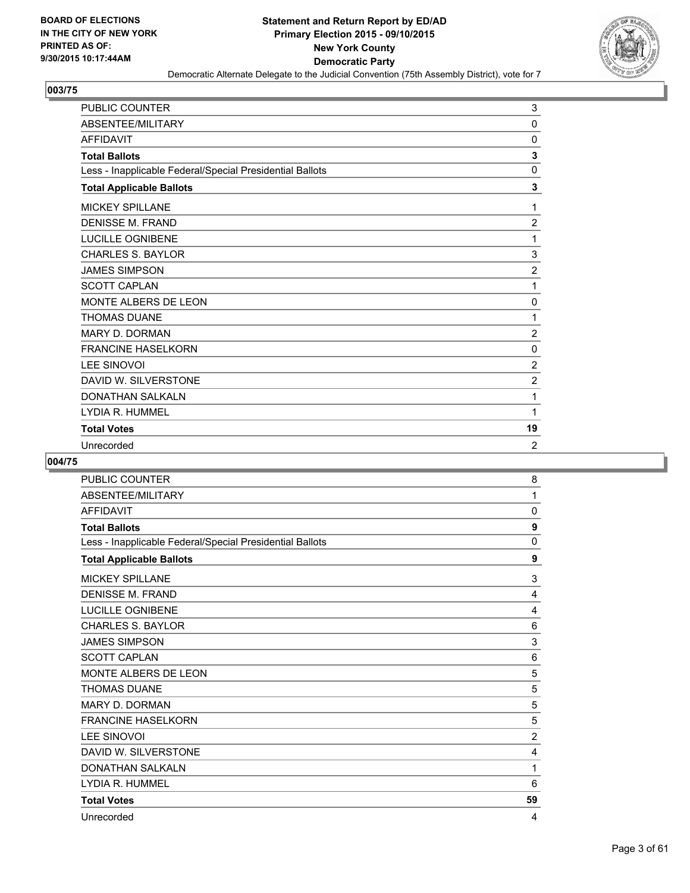**BOARD OF ELECTIONS IN THE CITY OF NEW YORK PRINTED AS OF: 9/30/2015 10:17:44AM**

**Statement and Return Report by ED/AD**
**Primary Election 2015 - 09/10/2015**
**New York County**
**Democratic Party**
Democratic Alternate Delegate to the Judicial Convention (75th Assembly District), vote for 7

## 003/75

| | |
|---|---|
| PUBLIC COUNTER | 3 |
| ABSENTEE/MILITARY | 0 |
| AFFIDAVIT | 0 |
| **Total Ballots** | **3** |
| Less - Inapplicable Federal/Special Presidential Ballots | 0 |
| **Total Applicable Ballots** | **3** |
| MICKEY SPILLANE | 1 |
| DENISSE M. FRAND | 2 |
| LUCILLE OGNIBENE | 1 |
| CHARLES S. BAYLOR | 3 |
| JAMES SIMPSON | 2 |
| SCOTT CAPLAN | 1 |
| MONTE ALBERS DE LEON | 0 |
| THOMAS DUANE | 1 |
| MARY D. DORMAN | 2 |
| FRANCINE HASELKORN | 0 |
| LEE SINOVOI | 2 |
| DAVID W. SILVERSTONE | 2 |
| DONATHAN SALKALN | 1 |
| LYDIA R. HUMMEL | 1 |
| **Total Votes** | **19** |
| Unrecorded | 2 |

## 004/75

| | |
|---|---|
| PUBLIC COUNTER | 8 |
| ABSENTEE/MILITARY | 1 |
| AFFIDAVIT | 0 |
| **Total Ballots** | **9** |
| Less - Inapplicable Federal/Special Presidential Ballots | 0 |
| **Total Applicable Ballots** | **9** |
| MICKEY SPILLANE | 3 |
| DENISSE M. FRAND | 4 |
| LUCILLE OGNIBENE | 4 |
| CHARLES S. BAYLOR | 6 |
| JAMES SIMPSON | 3 |
| SCOTT CAPLAN | 6 |
| MONTE ALBERS DE LEON | 5 |
| THOMAS DUANE | 5 |
| MARY D. DORMAN | 5 |
| FRANCINE HASELKORN | 5 |
| LEE SINOVOI | 2 |
| DAVID W. SILVERSTONE | 4 |
| DONATHAN SALKALN | 1 |
| LYDIA R. HUMMEL | 6 |
| **Total Votes** | **59** |
| Unrecorded | 4 |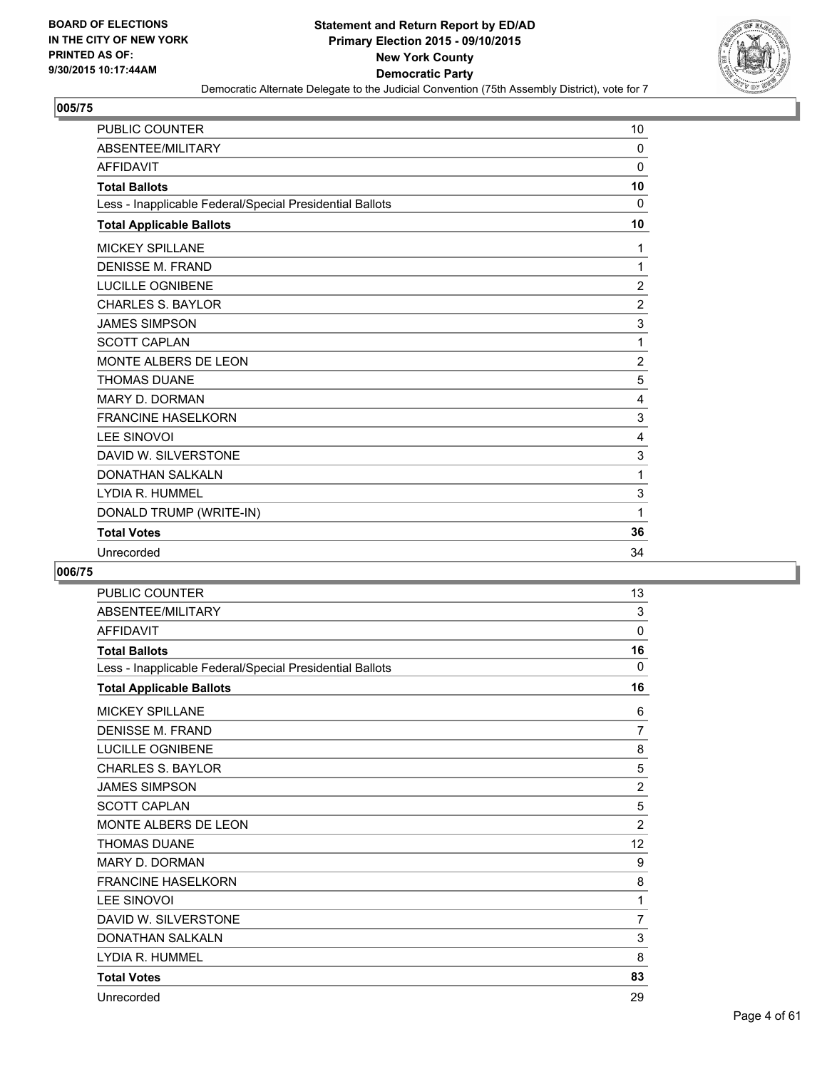**BOARD OF ELECTIONS IN THE CITY OF NEW YORK PRINTED AS OF: 9/30/2015 10:17:44AM**

**Statement and Return Report by ED/AD**
**Primary Election 2015 - 09/10/2015**
**New York County**
**Democratic Party**
Democratic Alternate Delegate to the Judicial Convention (75th Assembly District), vote for 7

## 005/75

| | |
|---|---|
| PUBLIC COUNTER | 10 |
| ABSENTEE/MILITARY | 0 |
| AFFIDAVIT | 0 |
| **Total Ballots** | **10** |
| Less - Inapplicable Federal/Special Presidential Ballots | 0 |
| **Total Applicable Ballots** | **10** |
| MICKEY SPILLANE | 1 |
| DENISSE M. FRAND | 1 |
| LUCILLE OGNIBENE | 2 |
| CHARLES S. BAYLOR | 2 |
| JAMES SIMPSON | 3 |
| SCOTT CAPLAN | 1 |
| MONTE ALBERS DE LEON | 2 |
| THOMAS DUANE | 5 |
| MARY D. DORMAN | 4 |
| FRANCINE HASELKORN | 3 |
| LEE SINOVOI | 4 |
| DAVID W. SILVERSTONE | 3 |
| DONATHAN SALKALN | 1 |
| LYDIA R. HUMMEL | 3 |
| DONALD TRUMP (WRITE-IN) | 1 |
| **Total Votes** | **36** |
| Unrecorded | 34 |

## 006/75

| | |
|---|---|
| PUBLIC COUNTER | 13 |
| ABSENTEE/MILITARY | 3 |
| AFFIDAVIT | 0 |
| **Total Ballots** | **16** |
| Less - Inapplicable Federal/Special Presidential Ballots | 0 |
| **Total Applicable Ballots** | **16** |
| MICKEY SPILLANE | 6 |
| DENISSE M. FRAND | 7 |
| LUCILLE OGNIBENE | 8 |
| CHARLES S. BAYLOR | 5 |
| JAMES SIMPSON | 2 |
| SCOTT CAPLAN | 5 |
| MONTE ALBERS DE LEON | 2 |
| THOMAS DUANE | 12 |
| MARY D. DORMAN | 9 |
| FRANCINE HASELKORN | 8 |
| LEE SINOVOI | 1 |
| DAVID W. SILVERSTONE | 7 |
| DONATHAN SALKALN | 3 |
| LYDIA R. HUMMEL | 8 |
| **Total Votes** | **83** |
| Unrecorded | 29 |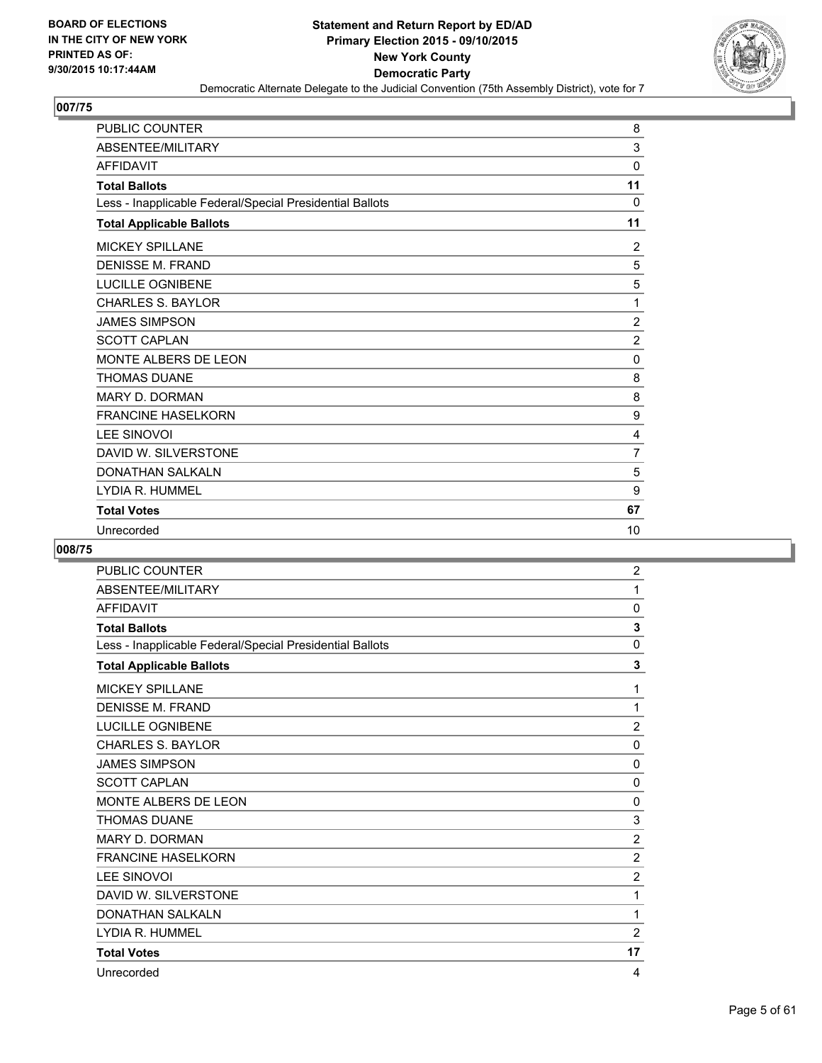BOARD OF ELECTIONS
IN THE CITY OF NEW YORK
PRINTED AS OF:
9/30/2015 10:17:44AM

**Statement and Return Report by ED/AD**
**Primary Election 2015 - 09/10/2015**
**New York County**
**Democratic Party**
Democratic Alternate Delegate to the Judicial Convention (75th Assembly District), vote for 7

## 007/75

| | |
|---|---|
| PUBLIC COUNTER | 8 |
| ABSENTEE/MILITARY | 3 |
| AFFIDAVIT | 0 |
| **Total Ballots** | **11** |
| Less - Inapplicable Federal/Special Presidential Ballots | 0 |
| **Total Applicable Ballots** | **11** |
| MICKEY SPILLANE | 2 |
| DENISSE M. FRAND | 5 |
| LUCILLE OGNIBENE | 5 |
| CHARLES S. BAYLOR | 1 |
| JAMES SIMPSON | 2 |
| SCOTT CAPLAN | 2 |
| MONTE ALBERS DE LEON | 0 |
| THOMAS DUANE | 8 |
| MARY D. DORMAN | 8 |
| FRANCINE HASELKORN | 9 |
| LEE SINOVOI | 4 |
| DAVID W. SILVERSTONE | 7 |
| DONATHAN SALKALN | 5 |
| LYDIA R. HUMMEL | 9 |
| **Total Votes** | **67** |
| Unrecorded | 10 |

## 008/75

| | |
|---|---|
| PUBLIC COUNTER | 2 |
| ABSENTEE/MILITARY | 1 |
| AFFIDAVIT | 0 |
| **Total Ballots** | **3** |
| Less - Inapplicable Federal/Special Presidential Ballots | 0 |
| **Total Applicable Ballots** | **3** |
| MICKEY SPILLANE | 1 |
| DENISSE M. FRAND | 1 |
| LUCILLE OGNIBENE | 2 |
| CHARLES S. BAYLOR | 0 |
| JAMES SIMPSON | 0 |
| SCOTT CAPLAN | 0 |
| MONTE ALBERS DE LEON | 0 |
| THOMAS DUANE | 3 |
| MARY D. DORMAN | 2 |
| FRANCINE HASELKORN | 2 |
| LEE SINOVOI | 2 |
| DAVID W. SILVERSTONE | 1 |
| DONATHAN SALKALN | 1 |
| LYDIA R. HUMMEL | 2 |
| **Total Votes** | **17** |
| Unrecorded | 4 |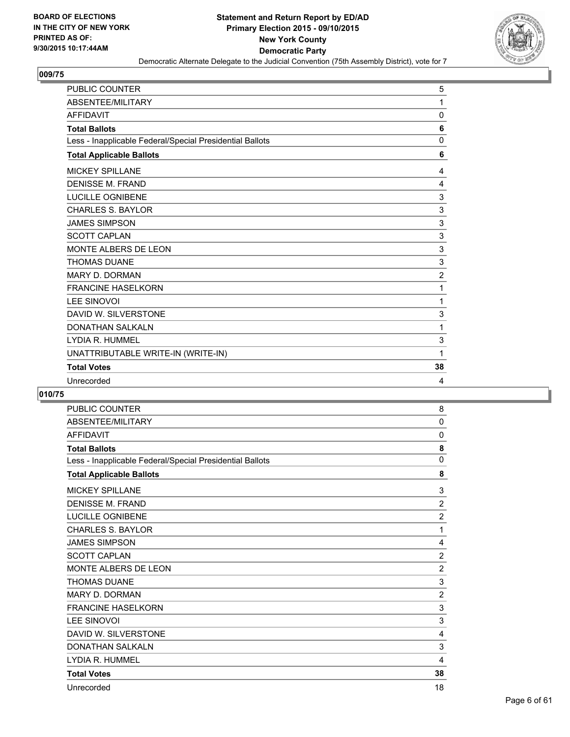**BOARD OF ELECTIONS IN THE CITY OF NEW YORK PRINTED AS OF: 9/30/2015 10:17:44AM**

# Statement and Return Report by ED/AD
## Primary Election 2015 - 09/10/2015
## New York County
## Democratic Party

Democratic Alternate Delegate to the Judicial Convention (75th Assembly District), vote for 7

### 009/75

| | |
|---|---|
| PUBLIC COUNTER | 5 |
| ABSENTEE/MILITARY | 1 |
| AFFIDAVIT | 0 |
| **Total Ballots** | **6** |
| Less - Inapplicable Federal/Special Presidential Ballots | 0 |
| **Total Applicable Ballots** | **6** |
| MICKEY SPILLANE | 4 |
| DENISSE M. FRAND | 4 |
| LUCILLE OGNIBENE | 3 |
| CHARLES S. BAYLOR | 3 |
| JAMES SIMPSON | 3 |
| SCOTT CAPLAN | 3 |
| MONTE ALBERS DE LEON | 3 |
| THOMAS DUANE | 3 |
| MARY D. DORMAN | 2 |
| FRANCINE HASELKORN | 1 |
| LEE SINOVOI | 1 |
| DAVID W. SILVERSTONE | 3 |
| DONATHAN SALKALN | 1 |
| LYDIA R. HUMMEL | 3 |
| UNATTRIBUTABLE WRITE-IN (WRITE-IN) | 1 |
| **Total Votes** | **38** |
| Unrecorded | 4 |

### 010/75

| | |
|---|---|
| PUBLIC COUNTER | 8 |
| ABSENTEE/MILITARY | 0 |
| AFFIDAVIT | 0 |
| **Total Ballots** | **8** |
| Less - Inapplicable Federal/Special Presidential Ballots | 0 |
| **Total Applicable Ballots** | **8** |
| MICKEY SPILLANE | 3 |
| DENISSE M. FRAND | 2 |
| LUCILLE OGNIBENE | 2 |
| CHARLES S. BAYLOR | 1 |
| JAMES SIMPSON | 4 |
| SCOTT CAPLAN | 2 |
| MONTE ALBERS DE LEON | 2 |
| THOMAS DUANE | 3 |
| MARY D. DORMAN | 2 |
| FRANCINE HASELKORN | 3 |
| LEE SINOVOI | 3 |
| DAVID W. SILVERSTONE | 4 |
| DONATHAN SALKALN | 3 |
| LYDIA R. HUMMEL | 4 |
| **Total Votes** | **38** |
| Unrecorded | 18 |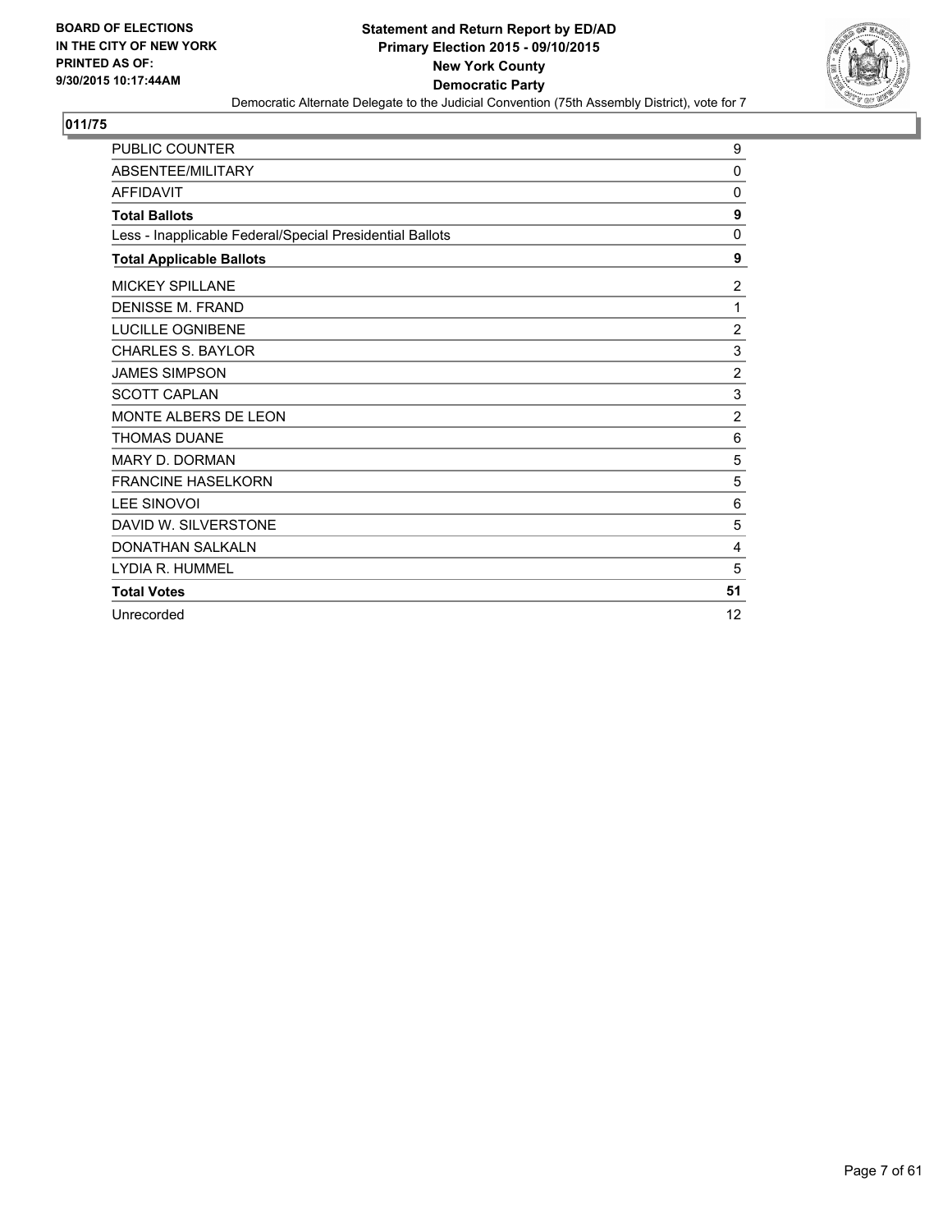BOARD OF ELECTIONS
IN THE CITY OF NEW YORK
PRINTED AS OF:
9/30/2015 10:17:44AM

**Statement and Return Report by ED/AD**
**Primary Election 2015 - 09/10/2015**
**New York County**
**Democratic Party**
Democratic Alternate Delegate to the Judicial Convention (75th Assembly District), vote for 7

## 011/75

| | |
|---|---|
| PUBLIC COUNTER | 9 |
| ABSENTEE/MILITARY | 0 |
| AFFIDAVIT | 0 |
| **Total Ballots** | **9** |
| Less - Inapplicable Federal/Special Presidential Ballots | 0 |
| **Total Applicable Ballots** | **9** |
| MICKEY SPILLANE | 2 |
| DENISSE M. FRAND | 1 |
| LUCILLE OGNIBENE | 2 |
| CHARLES S. BAYLOR | 3 |
| JAMES SIMPSON | 2 |
| SCOTT CAPLAN | 3 |
| MONTE ALBERS DE LEON | 2 |
| THOMAS DUANE | 6 |
| MARY D. DORMAN | 5 |
| FRANCINE HASELKORN | 5 |
| LEE SINOVOI | 6 |
| DAVID W. SILVERSTONE | 5 |
| DONATHAN SALKALN | 4 |
| LYDIA R. HUMMEL | 5 |
| **Total Votes** | **51** |
| Unrecorded | 12 |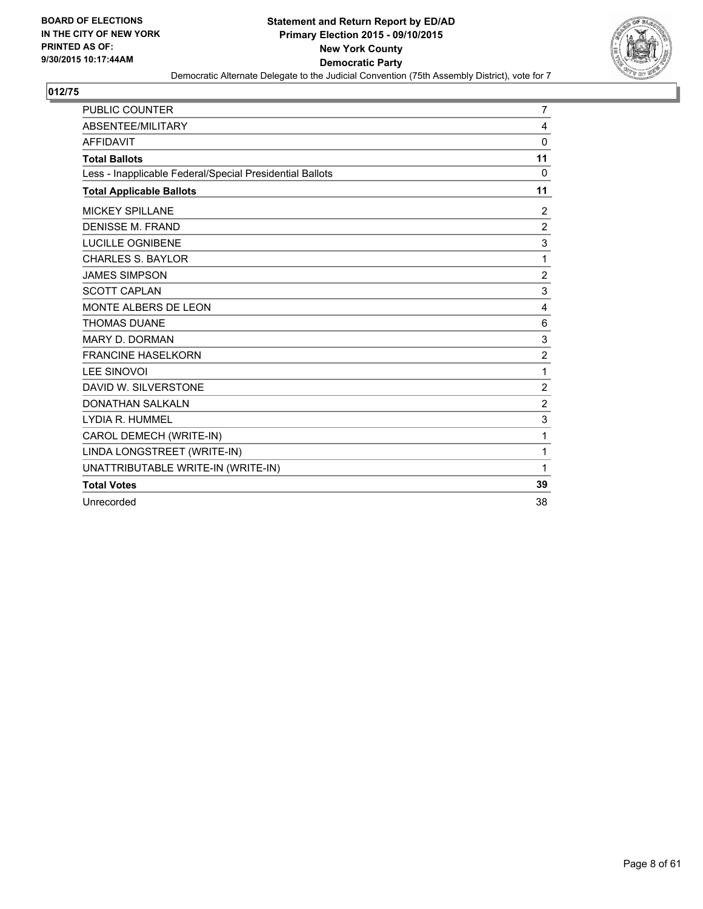BOARD OF ELECTIONS
IN THE CITY OF NEW YORK
PRINTED AS OF:
9/30/2015 10:17:44AM

**Statement and Return Report by ED/AD**
**Primary Election 2015 - 09/10/2015**
**New York County**
**Democratic Party**
Democratic Alternate Delegate to the Judicial Convention (75th Assembly District), vote for 7

## 012/75

| | |
|---|---|
| PUBLIC COUNTER | 7 |
| ABSENTEE/MILITARY | 4 |
| AFFIDAVIT | 0 |
| **Total Ballots** | **11** |
| Less - Inapplicable Federal/Special Presidential Ballots | 0 |
| **Total Applicable Ballots** | **11** |
| MICKEY SPILLANE | 2 |
| DENISSE M. FRAND | 2 |
| LUCILLE OGNIBENE | 3 |
| CHARLES S. BAYLOR | 1 |
| JAMES SIMPSON | 2 |
| SCOTT CAPLAN | 3 |
| MONTE ALBERS DE LEON | 4 |
| THOMAS DUANE | 6 |
| MARY D. DORMAN | 3 |
| FRANCINE HASELKORN | 2 |
| LEE SINOVOI | 1 |
| DAVID W. SILVERSTONE | 2 |
| DONATHAN SALKALN | 2 |
| LYDIA R. HUMMEL | 3 |
| CAROL DEMECH (WRITE-IN) | 1 |
| LINDA LONGSTREET (WRITE-IN) | 1 |
| UNATTRIBUTABLE WRITE-IN (WRITE-IN) | 1 |
| **Total Votes** | **39** |
| Unrecorded | 38 |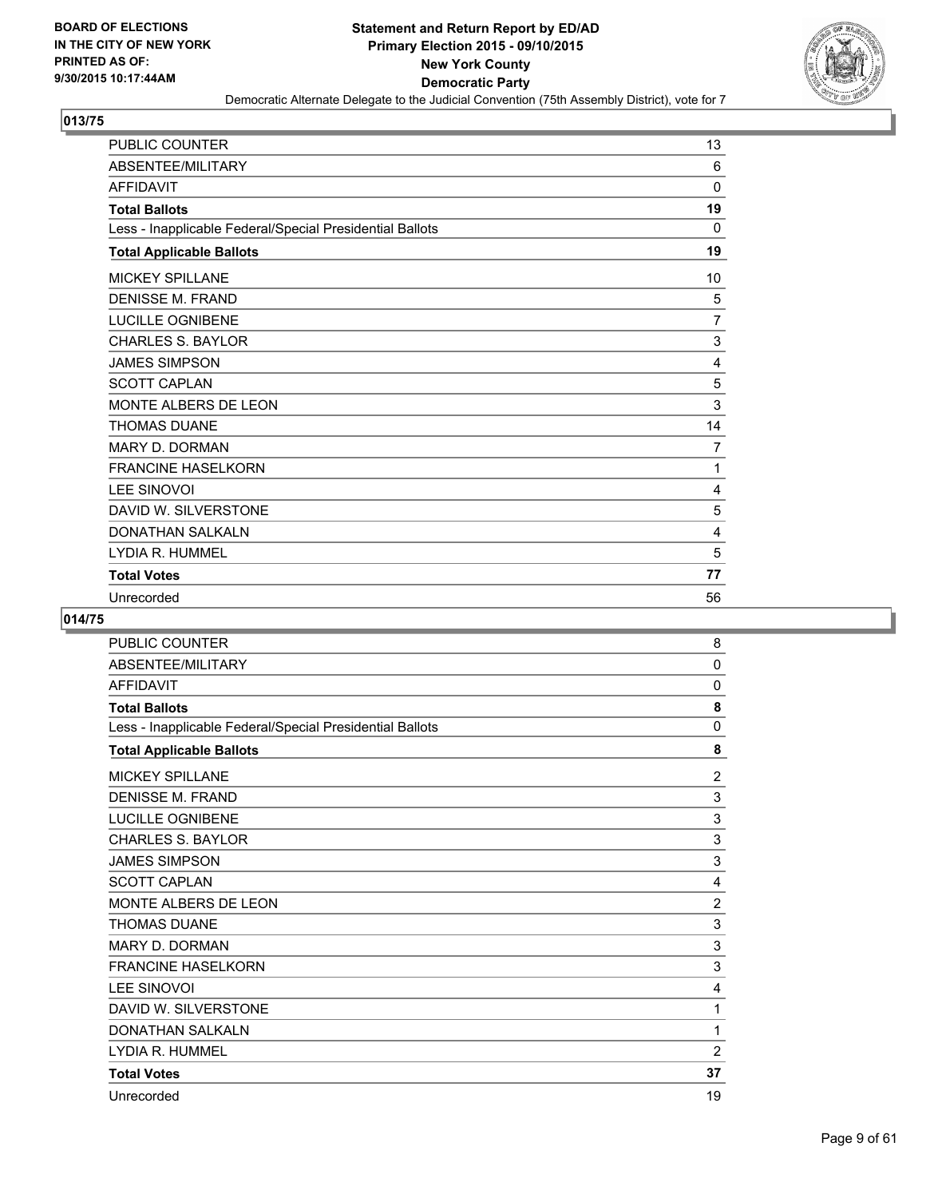BOARD OF ELECTIONS
IN THE CITY OF NEW YORK
PRINTED AS OF:
9/30/2015 10:17:44AM

**Statement and Return Report by ED/AD**
**Primary Election 2015 - 09/10/2015**
**New York County**
**Democratic Party**
Democratic Alternate Delegate to the Judicial Convention (75th Assembly District), vote for 7

## 013/75

| | |
|---|---|
| PUBLIC COUNTER | 13 |
| ABSENTEE/MILITARY | 6 |
| AFFIDAVIT | 0 |
| **Total Ballots** | **19** |
| Less - Inapplicable Federal/Special Presidential Ballots | 0 |
| **Total Applicable Ballots** | **19** |
| MICKEY SPILLANE | 10 |
| DENISSE M. FRAND | 5 |
| LUCILLE OGNIBENE | 7 |
| CHARLES S. BAYLOR | 3 |
| JAMES SIMPSON | 4 |
| SCOTT CAPLAN | 5 |
| MONTE ALBERS DE LEON | 3 |
| THOMAS DUANE | 14 |
| MARY D. DORMAN | 7 |
| FRANCINE HASELKORN | 1 |
| LEE SINOVOI | 4 |
| DAVID W. SILVERSTONE | 5 |
| DONATHAN SALKALN | 4 |
| LYDIA R. HUMMEL | 5 |
| **Total Votes** | **77** |
| Unrecorded | 56 |

## 014/75

| | |
|---|---|
| PUBLIC COUNTER | 8 |
| ABSENTEE/MILITARY | 0 |
| AFFIDAVIT | 0 |
| **Total Ballots** | **8** |
| Less - Inapplicable Federal/Special Presidential Ballots | 0 |
| **Total Applicable Ballots** | **8** |
| MICKEY SPILLANE | 2 |
| DENISSE M. FRAND | 3 |
| LUCILLE OGNIBENE | 3 |
| CHARLES S. BAYLOR | 3 |
| JAMES SIMPSON | 3 |
| SCOTT CAPLAN | 4 |
| MONTE ALBERS DE LEON | 2 |
| THOMAS DUANE | 3 |
| MARY D. DORMAN | 3 |
| FRANCINE HASELKORN | 3 |
| LEE SINOVOI | 4 |
| DAVID W. SILVERSTONE | 1 |
| DONATHAN SALKALN | 1 |
| LYDIA R. HUMMEL | 2 |
| **Total Votes** | **37** |
| Unrecorded | 19 |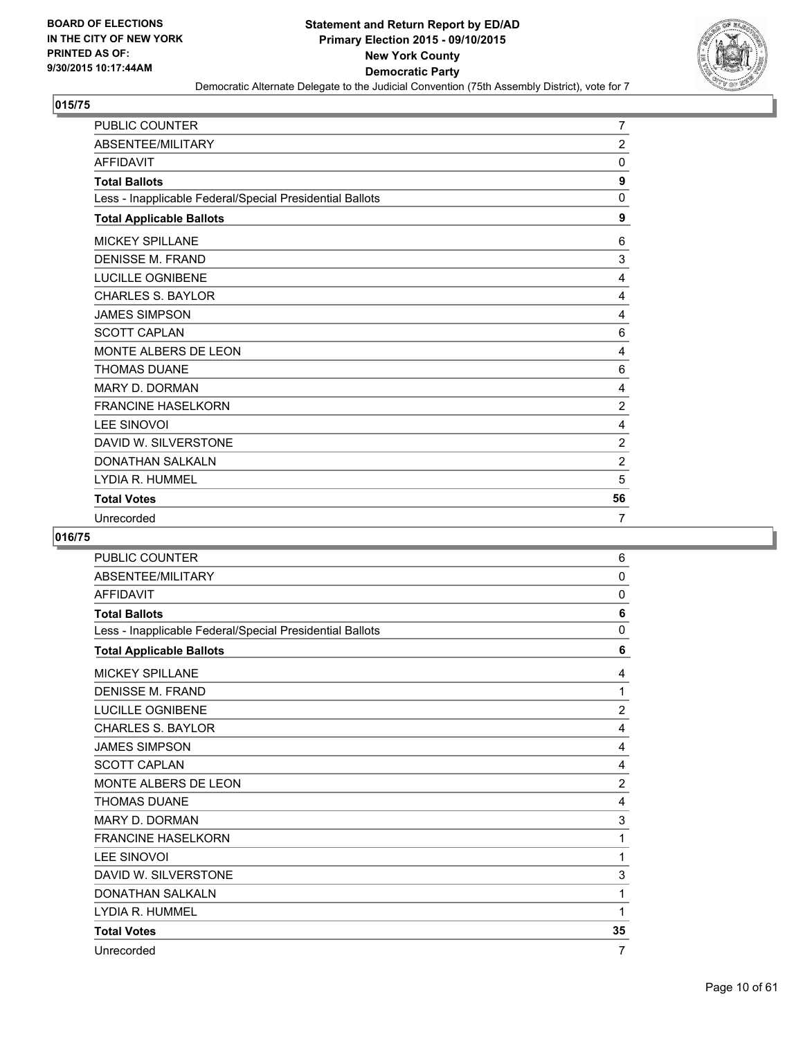**Statement and Return Report by ED/AD**
**Primary Election 2015 - 09/10/2015**
**New York County**
**Democratic Party**

BOARD OF ELECTIONS IN THE CITY OF NEW YORK PRINTED AS OF: 9/30/2015 10:17:44AM

Democratic Alternate Delegate to the Judicial Convention (75th Assembly District), vote for 7

## 015/75

| | |
|---|---|
| PUBLIC COUNTER | 7 |
| ABSENTEE/MILITARY | 2 |
| AFFIDAVIT | 0 |
| **Total Ballots** | **9** |
| Less - Inapplicable Federal/Special Presidential Ballots | 0 |
| **Total Applicable Ballots** | **9** |
| MICKEY SPILLANE | 6 |
| DENISSE M. FRAND | 3 |
| LUCILLE OGNIBENE | 4 |
| CHARLES S. BAYLOR | 4 |
| JAMES SIMPSON | 4 |
| SCOTT CAPLAN | 6 |
| MONTE ALBERS DE LEON | 4 |
| THOMAS DUANE | 6 |
| MARY D. DORMAN | 4 |
| FRANCINE HASELKORN | 2 |
| LEE SINOVOI | 4 |
| DAVID W. SILVERSTONE | 2 |
| DONATHAN SALKALN | 2 |
| LYDIA R. HUMMEL | 5 |
| **Total Votes** | **56** |
| Unrecorded | 7 |

## 016/75

| | |
|---|---|
| PUBLIC COUNTER | 6 |
| ABSENTEE/MILITARY | 0 |
| AFFIDAVIT | 0 |
| **Total Ballots** | **6** |
| Less - Inapplicable Federal/Special Presidential Ballots | 0 |
| **Total Applicable Ballots** | **6** |
| MICKEY SPILLANE | 4 |
| DENISSE M. FRAND | 1 |
| LUCILLE OGNIBENE | 2 |
| CHARLES S. BAYLOR | 4 |
| JAMES SIMPSON | 4 |
| SCOTT CAPLAN | 4 |
| MONTE ALBERS DE LEON | 2 |
| THOMAS DUANE | 4 |
| MARY D. DORMAN | 3 |
| FRANCINE HASELKORN | 1 |
| LEE SINOVOI | 1 |
| DAVID W. SILVERSTONE | 3 |
| DONATHAN SALKALN | 1 |
| LYDIA R. HUMMEL | 1 |
| **Total Votes** | **35** |
| Unrecorded | 7 |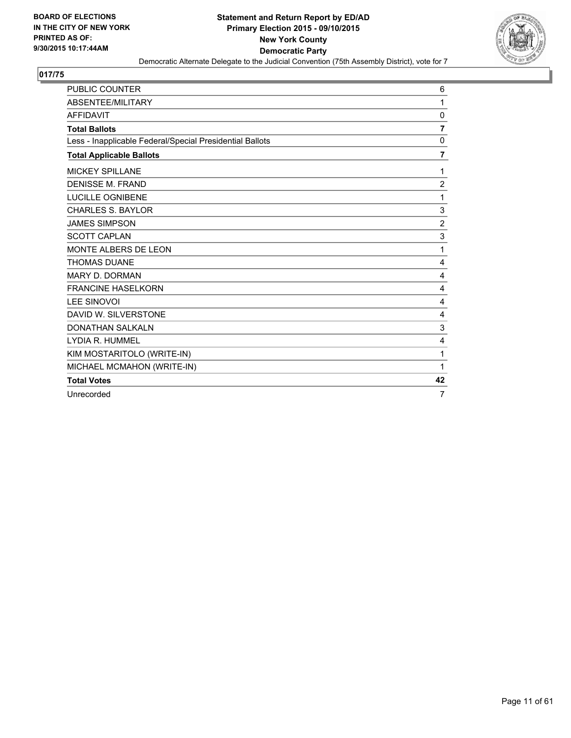BOARD OF ELECTIONS
IN THE CITY OF NEW YORK
PRINTED AS OF:
9/30/2015 10:17:44AM

**Statement and Return Report by ED/AD**
**Primary Election 2015 - 09/10/2015**
**New York County**
**Democratic Party**
Democratic Alternate Delegate to the Judicial Convention (75th Assembly District), vote for 7

## 017/75

| | |
|---|---|
| PUBLIC COUNTER | 6 |
| ABSENTEE/MILITARY | 1 |
| AFFIDAVIT | 0 |
| **Total Ballots** | **7** |
| Less - Inapplicable Federal/Special Presidential Ballots | 0 |
| **Total Applicable Ballots** | **7** |
| MICKEY SPILLANE | 1 |
| DENISSE M. FRAND | 2 |
| LUCILLE OGNIBENE | 1 |
| CHARLES S. BAYLOR | 3 |
| JAMES SIMPSON | 2 |
| SCOTT CAPLAN | 3 |
| MONTE ALBERS DE LEON | 1 |
| THOMAS DUANE | 4 |
| MARY D. DORMAN | 4 |
| FRANCINE HASELKORN | 4 |
| LEE SINOVOI | 4 |
| DAVID W. SILVERSTONE | 4 |
| DONATHAN SALKALN | 3 |
| LYDIA R. HUMMEL | 4 |
| KIM MOSTARITOLO (WRITE-IN) | 1 |
| MICHAEL MCMAHON (WRITE-IN) | 1 |
| **Total Votes** | **42** |
| Unrecorded | 7 |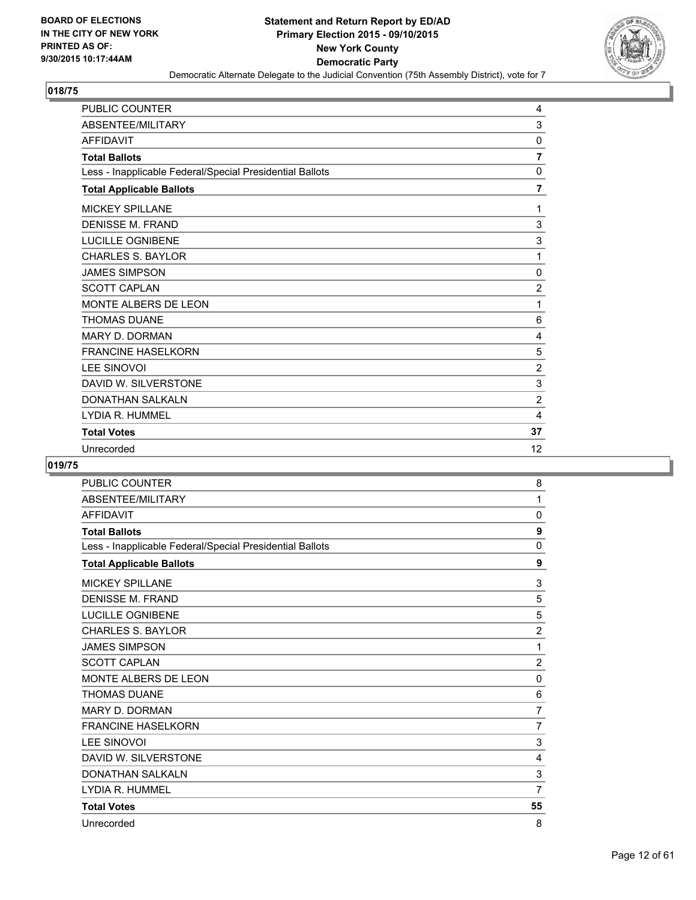BOARD OF ELECTIONS
IN THE CITY OF NEW YORK
PRINTED AS OF:
9/30/2015 10:17:44AM

**Statement and Return Report by ED/AD**
**Primary Election 2015 - 09/10/2015**
**New York County**
**Democratic Party**
Democratic Alternate Delegate to the Judicial Convention (75th Assembly District), vote for 7

## 018/75

| | |
|---|---|
| PUBLIC COUNTER | 4 |
| ABSENTEE/MILITARY | 3 |
| AFFIDAVIT | 0 |
| **Total Ballots** | **7** |
| Less - Inapplicable Federal/Special Presidential Ballots | 0 |
| **Total Applicable Ballots** | **7** |
| MICKEY SPILLANE | 1 |
| DENISSE M. FRAND | 3 |
| LUCILLE OGNIBENE | 3 |
| CHARLES S. BAYLOR | 1 |
| JAMES SIMPSON | 0 |
| SCOTT CAPLAN | 2 |
| MONTE ALBERS DE LEON | 1 |
| THOMAS DUANE | 6 |
| MARY D. DORMAN | 4 |
| FRANCINE HASELKORN | 5 |
| LEE SINOVOI | 2 |
| DAVID W. SILVERSTONE | 3 |
| DONATHAN SALKALN | 2 |
| LYDIA R. HUMMEL | 4 |
| **Total Votes** | **37** |
| Unrecorded | 12 |

## 019/75

| | |
|---|---|
| PUBLIC COUNTER | 8 |
| ABSENTEE/MILITARY | 1 |
| AFFIDAVIT | 0 |
| **Total Ballots** | **9** |
| Less - Inapplicable Federal/Special Presidential Ballots | 0 |
| **Total Applicable Ballots** | **9** |
| MICKEY SPILLANE | 3 |
| DENISSE M. FRAND | 5 |
| LUCILLE OGNIBENE | 5 |
| CHARLES S. BAYLOR | 2 |
| JAMES SIMPSON | 1 |
| SCOTT CAPLAN | 2 |
| MONTE ALBERS DE LEON | 0 |
| THOMAS DUANE | 6 |
| MARY D. DORMAN | 7 |
| FRANCINE HASELKORN | 7 |
| LEE SINOVOI | 3 |
| DAVID W. SILVERSTONE | 4 |
| DONATHAN SALKALN | 3 |
| LYDIA R. HUMMEL | 7 |
| **Total Votes** | **55** |
| Unrecorded | 8 |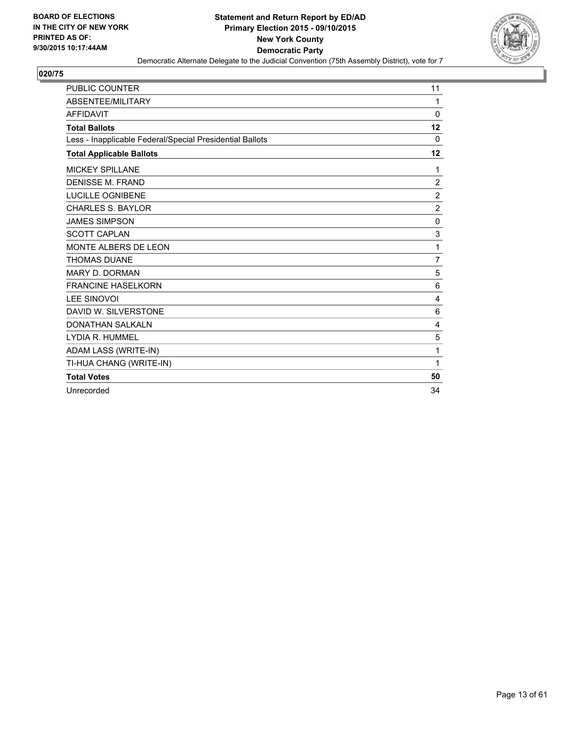BOARD OF ELECTIONS
IN THE CITY OF NEW YORK
PRINTED AS OF:
9/30/2015 10:17:44AM

**Statement and Return Report by ED/AD**
**Primary Election 2015 - 09/10/2015**
**New York County**
**Democratic Party**
Democratic Alternate Delegate to the Judicial Convention (75th Assembly District), vote for 7

## 020/75

| | |
|---|---|
| PUBLIC COUNTER | 11 |
| ABSENTEE/MILITARY | 1 |
| AFFIDAVIT | 0 |
| **Total Ballots** | **12** |
| Less - Inapplicable Federal/Special Presidential Ballots | 0 |
| **Total Applicable Ballots** | **12** |
| MICKEY SPILLANE | 1 |
| DENISSE M. FRAND | 2 |
| LUCILLE OGNIBENE | 2 |
| CHARLES S. BAYLOR | 2 |
| JAMES SIMPSON | 0 |
| SCOTT CAPLAN | 3 |
| MONTE ALBERS DE LEON | 1 |
| THOMAS DUANE | 7 |
| MARY D. DORMAN | 5 |
| FRANCINE HASELKORN | 6 |
| LEE SINOVOI | 4 |
| DAVID W. SILVERSTONE | 6 |
| DONATHAN SALKALN | 4 |
| LYDIA R. HUMMEL | 5 |
| ADAM LASS (WRITE-IN) | 1 |
| TI-HUA CHANG (WRITE-IN) | 1 |
| **Total Votes** | **50** |
| Unrecorded | 34 |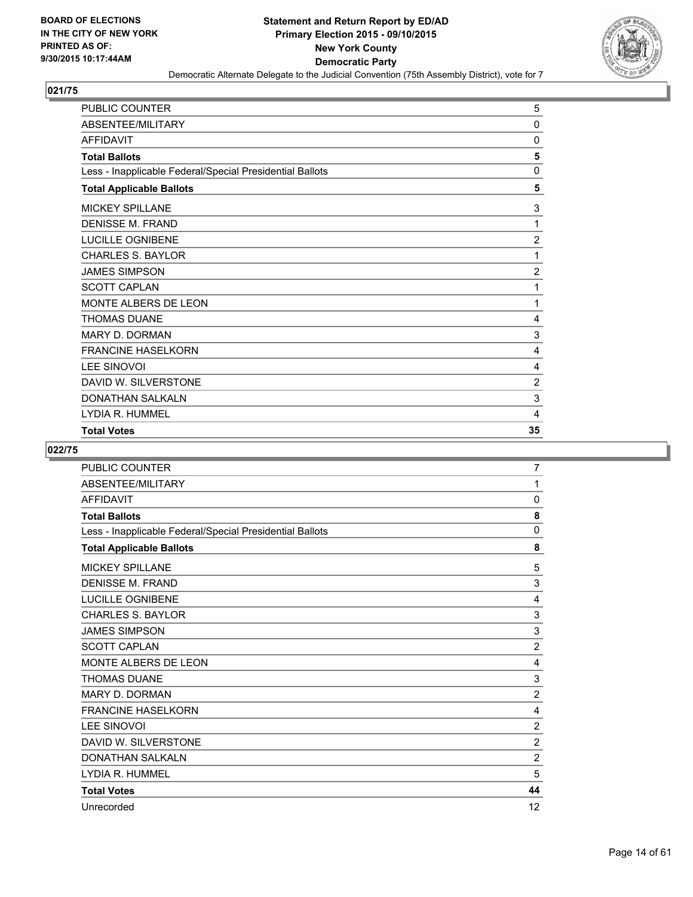BOARD OF ELECTIONS
IN THE CITY OF NEW YORK
PRINTED AS OF:
9/30/2015 10:17:44AM

**Statement and Return Report by ED/AD**
**Primary Election 2015 - 09/10/2015**
**New York County**
**Democratic Party**
Democratic Alternate Delegate to the Judicial Convention (75th Assembly District), vote for 7

## 021/75

| | |
|---|---|
| PUBLIC COUNTER | 5 |
| ABSENTEE/MILITARY | 0 |
| AFFIDAVIT | 0 |
| **Total Ballots** | **5** |
| Less - Inapplicable Federal/Special Presidential Ballots | 0 |
| **Total Applicable Ballots** | **5** |
| MICKEY SPILLANE | 3 |
| DENISSE M. FRAND | 1 |
| LUCILLE OGNIBENE | 2 |
| CHARLES S. BAYLOR | 1 |
| JAMES SIMPSON | 2 |
| SCOTT CAPLAN | 1 |
| MONTE ALBERS DE LEON | 1 |
| THOMAS DUANE | 4 |
| MARY D. DORMAN | 3 |
| FRANCINE HASELKORN | 4 |
| LEE SINOVOI | 4 |
| DAVID W. SILVERSTONE | 2 |
| DONATHAN SALKALN | 3 |
| LYDIA R. HUMMEL | 4 |
| **Total Votes** | **35** |

## 022/75

| | |
|---|---|
| PUBLIC COUNTER | 7 |
| ABSENTEE/MILITARY | 1 |
| AFFIDAVIT | 0 |
| **Total Ballots** | **8** |
| Less - Inapplicable Federal/Special Presidential Ballots | 0 |
| **Total Applicable Ballots** | **8** |
| MICKEY SPILLANE | 5 |
| DENISSE M. FRAND | 3 |
| LUCILLE OGNIBENE | 4 |
| CHARLES S. BAYLOR | 3 |
| JAMES SIMPSON | 3 |
| SCOTT CAPLAN | 2 |
| MONTE ALBERS DE LEON | 4 |
| THOMAS DUANE | 3 |
| MARY D. DORMAN | 2 |
| FRANCINE HASELKORN | 4 |
| LEE SINOVOI | 2 |
| DAVID W. SILVERSTONE | 2 |
| DONATHAN SALKALN | 2 |
| LYDIA R. HUMMEL | 5 |
| **Total Votes** | **44** |
| Unrecorded | 12 |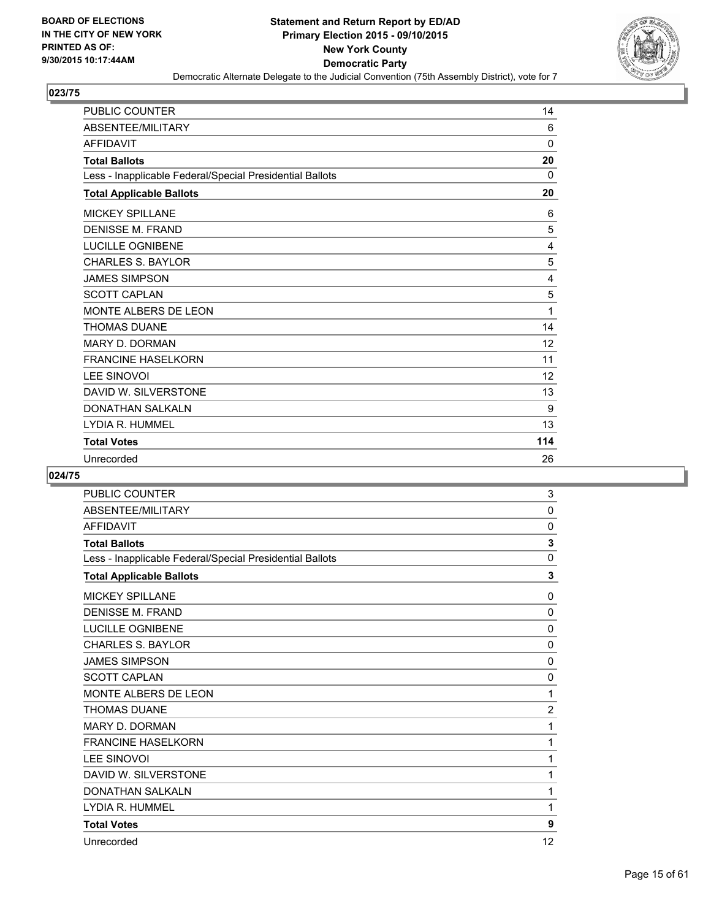# 023/75

| PUBLIC COUNTER | 14 |
|---|---|
| ABSENTEE/MILITARY | 6 |
| AFFIDAVIT | 0 |
| **Total Ballots** | **20** |
| Less - Inapplicable Federal/Special Presidential Ballots | 0 |
| **Total Applicable Ballots** | **20** |
| MICKEY SPILLANE | 6 |
| DENISSE M. FRAND | 5 |
| LUCILLE OGNIBENE | 4 |
| CHARLES S. BAYLOR | 5 |
| JAMES SIMPSON | 4 |
| SCOTT CAPLAN | 5 |
| MONTE ALBERS DE LEON | 1 |
| THOMAS DUANE | 14 |
| MARY D. DORMAN | 12 |
| FRANCINE HASELKORN | 11 |
| LEE SINOVOI | 12 |
| DAVID W. SILVERSTONE | 13 |
| DONATHAN SALKALN | 9 |
| LYDIA R. HUMMEL | 13 |
| **Total Votes** | **114** |
| Unrecorded | 26 |

# 024/75

| PUBLIC COUNTER | 3 |
|---|---|
| ABSENTEE/MILITARY | 0 |
| AFFIDAVIT | 0 |
| **Total Ballots** | **3** |
| Less - Inapplicable Federal/Special Presidential Ballots | 0 |
| **Total Applicable Ballots** | **3** |
| MICKEY SPILLANE | 0 |
| DENISSE M. FRAND | 0 |
| LUCILLE OGNIBENE | 0 |
| CHARLES S. BAYLOR | 0 |
| JAMES SIMPSON | 0 |
| SCOTT CAPLAN | 0 |
| MONTE ALBERS DE LEON | 1 |
| THOMAS DUANE | 2 |
| MARY D. DORMAN | 1 |
| FRANCINE HASELKORN | 1 |
| LEE SINOVOI | 1 |
| DAVID W. SILVERSTONE | 1 |
| DONATHAN SALKALN | 1 |
| LYDIA R. HUMMEL | 1 |
| **Total Votes** | **9** |
| Unrecorded | 12 |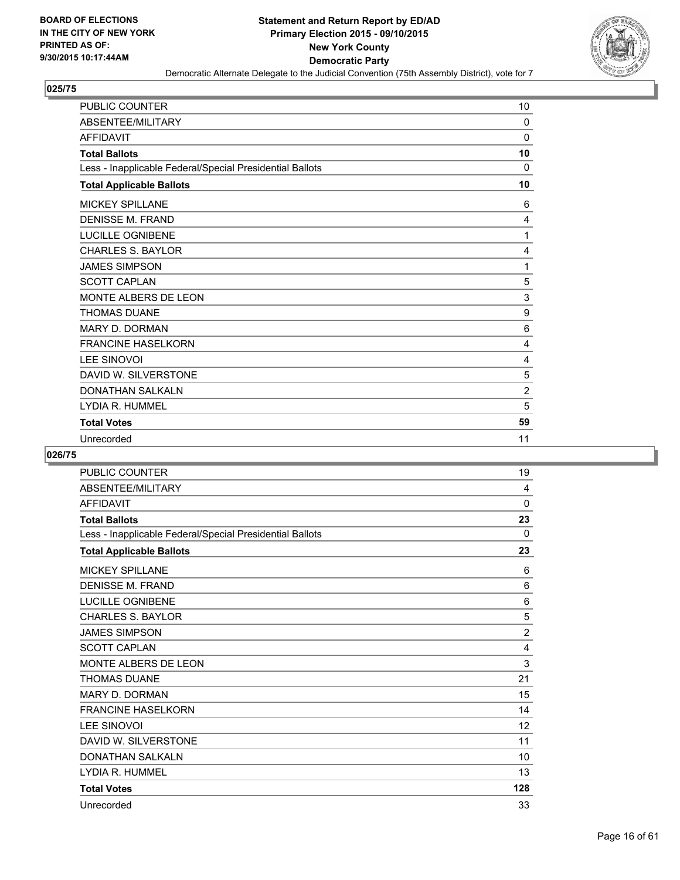BOARD OF ELECTIONS
IN THE CITY OF NEW YORK
PRINTED AS OF:
9/30/2015 10:17:44AM

**Statement and Return Report by ED/AD**
**Primary Election 2015 - 09/10/2015**
**New York County**
**Democratic Party**
Democratic Alternate Delegate to the Judicial Convention (75th Assembly District), vote for 7

## 025/75

| | |
|---|---|
| PUBLIC COUNTER | 10 |
| ABSENTEE/MILITARY | 0 |
| AFFIDAVIT | 0 |
| **Total Ballots** | **10** |
| Less - Inapplicable Federal/Special Presidential Ballots | 0 |
| **Total Applicable Ballots** | **10** |
| MICKEY SPILLANE | 6 |
| DENISSE M. FRAND | 4 |
| LUCILLE OGNIBENE | 1 |
| CHARLES S. BAYLOR | 4 |
| JAMES SIMPSON | 1 |
| SCOTT CAPLAN | 5 |
| MONTE ALBERS DE LEON | 3 |
| THOMAS DUANE | 9 |
| MARY D. DORMAN | 6 |
| FRANCINE HASELKORN | 4 |
| LEE SINOVOI | 4 |
| DAVID W. SILVERSTONE | 5 |
| DONATHAN SALKALN | 2 |
| LYDIA R. HUMMEL | 5 |
| **Total Votes** | **59** |
| Unrecorded | 11 |

## 026/75

| | |
|---|---|
| PUBLIC COUNTER | 19 |
| ABSENTEE/MILITARY | 4 |
| AFFIDAVIT | 0 |
| **Total Ballots** | **23** |
| Less - Inapplicable Federal/Special Presidential Ballots | 0 |
| **Total Applicable Ballots** | **23** |
| MICKEY SPILLANE | 6 |
| DENISSE M. FRAND | 6 |
| LUCILLE OGNIBENE | 6 |
| CHARLES S. BAYLOR | 5 |
| JAMES SIMPSON | 2 |
| SCOTT CAPLAN | 4 |
| MONTE ALBERS DE LEON | 3 |
| THOMAS DUANE | 21 |
| MARY D. DORMAN | 15 |
| FRANCINE HASELKORN | 14 |
| LEE SINOVOI | 12 |
| DAVID W. SILVERSTONE | 11 |
| DONATHAN SALKALN | 10 |
| LYDIA R. HUMMEL | 13 |
| **Total Votes** | **128** |
| Unrecorded | 33 |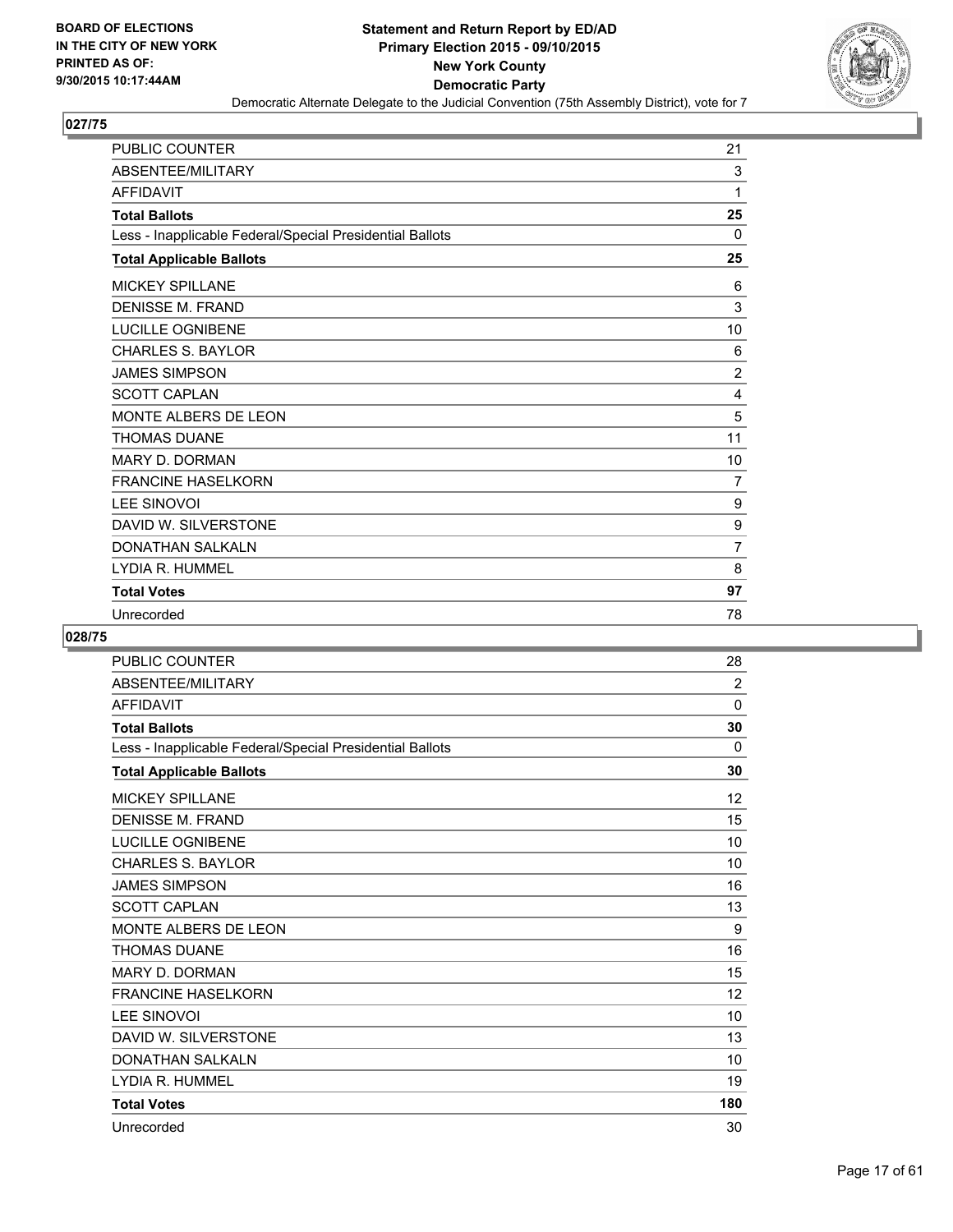BOARD OF ELECTIONS
IN THE CITY OF NEW YORK
PRINTED AS OF:
9/30/2015 10:17:44AM

**Statement and Return Report by ED/AD**
**Primary Election 2015 - 09/10/2015**
**New York County**
**Democratic Party**
Democratic Alternate Delegate to the Judicial Convention (75th Assembly District), vote for 7

## 027/75

| | |
|---|---|
| PUBLIC COUNTER | 21 |
| ABSENTEE/MILITARY | 3 |
| AFFIDAVIT | 1 |
| **Total Ballots** | **25** |
| Less - Inapplicable Federal/Special Presidential Ballots | 0 |
| **Total Applicable Ballots** | **25** |
| MICKEY SPILLANE | 6 |
| DENISSE M. FRAND | 3 |
| LUCILLE OGNIBENE | 10 |
| CHARLES S. BAYLOR | 6 |
| JAMES SIMPSON | 2 |
| SCOTT CAPLAN | 4 |
| MONTE ALBERS DE LEON | 5 |
| THOMAS DUANE | 11 |
| MARY D. DORMAN | 10 |
| FRANCINE HASELKORN | 7 |
| LEE SINOVOI | 9 |
| DAVID W. SILVERSTONE | 9 |
| DONATHAN SALKALN | 7 |
| LYDIA R. HUMMEL | 8 |
| **Total Votes** | **97** |
| Unrecorded | 78 |

## 028/75

| | |
|---|---|
| PUBLIC COUNTER | 28 |
| ABSENTEE/MILITARY | 2 |
| AFFIDAVIT | 0 |
| **Total Ballots** | **30** |
| Less - Inapplicable Federal/Special Presidential Ballots | 0 |
| **Total Applicable Ballots** | **30** |
| MICKEY SPILLANE | 12 |
| DENISSE M. FRAND | 15 |
| LUCILLE OGNIBENE | 10 |
| CHARLES S. BAYLOR | 10 |
| JAMES SIMPSON | 16 |
| SCOTT CAPLAN | 13 |
| MONTE ALBERS DE LEON | 9 |
| THOMAS DUANE | 16 |
| MARY D. DORMAN | 15 |
| FRANCINE HASELKORN | 12 |
| LEE SINOVOI | 10 |
| DAVID W. SILVERSTONE | 13 |
| DONATHAN SALKALN | 10 |
| LYDIA R. HUMMEL | 19 |
| **Total Votes** | **180** |
| Unrecorded | 30 |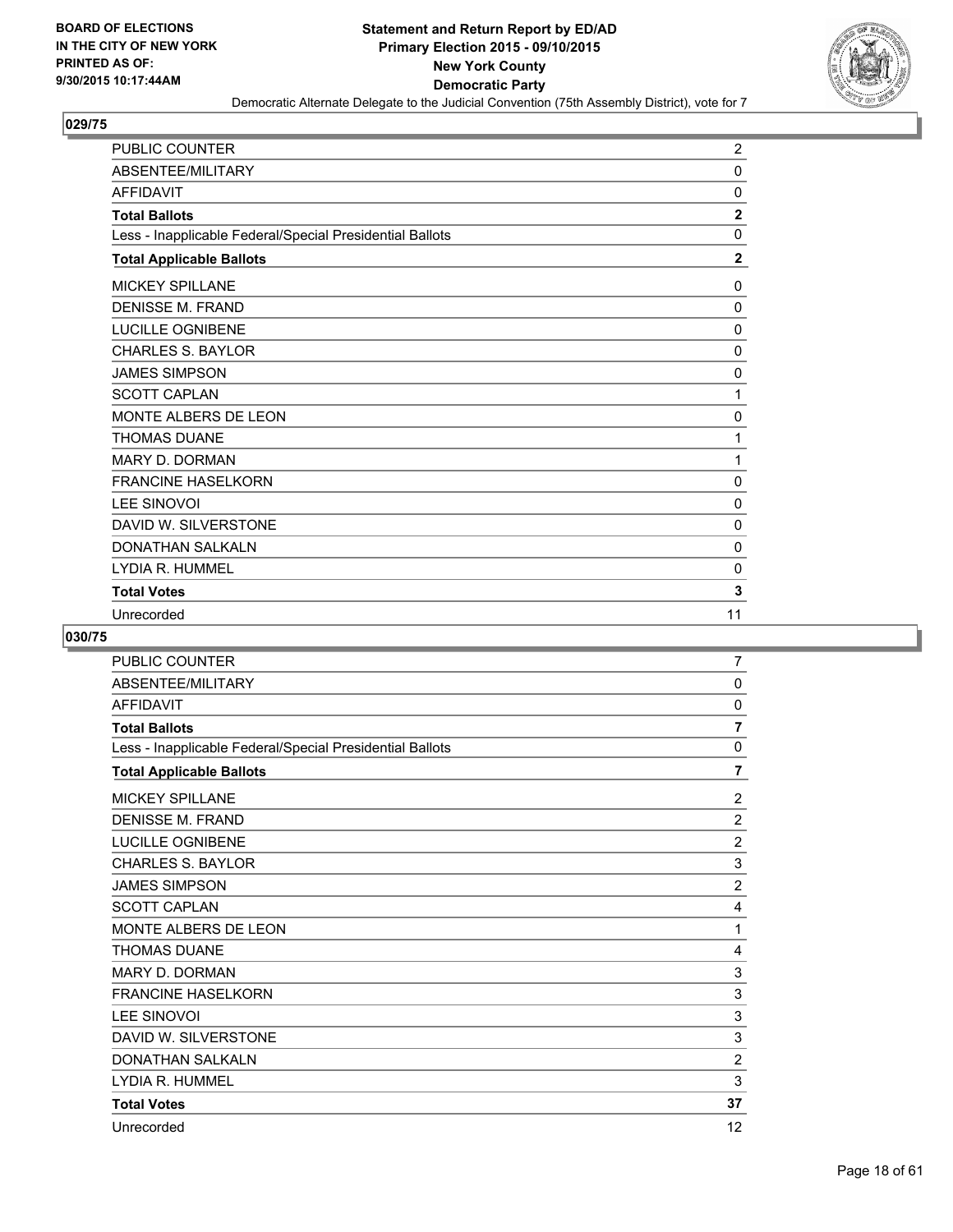**Statement and Return Report by ED/AD**
**Primary Election 2015 - 09/10/2015**
**New York County**
**Democratic Party**
Democratic Alternate Delegate to the Judicial Convention (75th Assembly District), vote for 7

BOARD OF ELECTIONS
IN THE CITY OF NEW YORK
PRINTED AS OF:
9/30/2015 10:17:44AM

## 029/75

| | |
|---|---|
| PUBLIC COUNTER | 2 |
| ABSENTEE/MILITARY | 0 |
| AFFIDAVIT | 0 |
| **Total Ballots** | **2** |
| Less - Inapplicable Federal/Special Presidential Ballots | 0 |
| **Total Applicable Ballots** | **2** |
| MICKEY SPILLANE | 0 |
| DENISSE M. FRAND | 0 |
| LUCILLE OGNIBENE | 0 |
| CHARLES S. BAYLOR | 0 |
| JAMES SIMPSON | 0 |
| SCOTT CAPLAN | 1 |
| MONTE ALBERS DE LEON | 0 |
| THOMAS DUANE | 1 |
| MARY D. DORMAN | 1 |
| FRANCINE HASELKORN | 0 |
| LEE SINOVOI | 0 |
| DAVID W. SILVERSTONE | 0 |
| DONATHAN SALKALN | 0 |
| LYDIA R. HUMMEL | 0 |
| **Total Votes** | **3** |
| Unrecorded | 11 |

## 030/75

| | |
|---|---|
| PUBLIC COUNTER | 7 |
| ABSENTEE/MILITARY | 0 |
| AFFIDAVIT | 0 |
| **Total Ballots** | **7** |
| Less - Inapplicable Federal/Special Presidential Ballots | 0 |
| **Total Applicable Ballots** | **7** |
| MICKEY SPILLANE | 2 |
| DENISSE M. FRAND | 2 |
| LUCILLE OGNIBENE | 2 |
| CHARLES S. BAYLOR | 3 |
| JAMES SIMPSON | 2 |
| SCOTT CAPLAN | 4 |
| MONTE ALBERS DE LEON | 1 |
| THOMAS DUANE | 4 |
| MARY D. DORMAN | 3 |
| FRANCINE HASELKORN | 3 |
| LEE SINOVOI | 3 |
| DAVID W. SILVERSTONE | 3 |
| DONATHAN SALKALN | 2 |
| LYDIA R. HUMMEL | 3 |
| **Total Votes** | **37** |
| Unrecorded | 12 |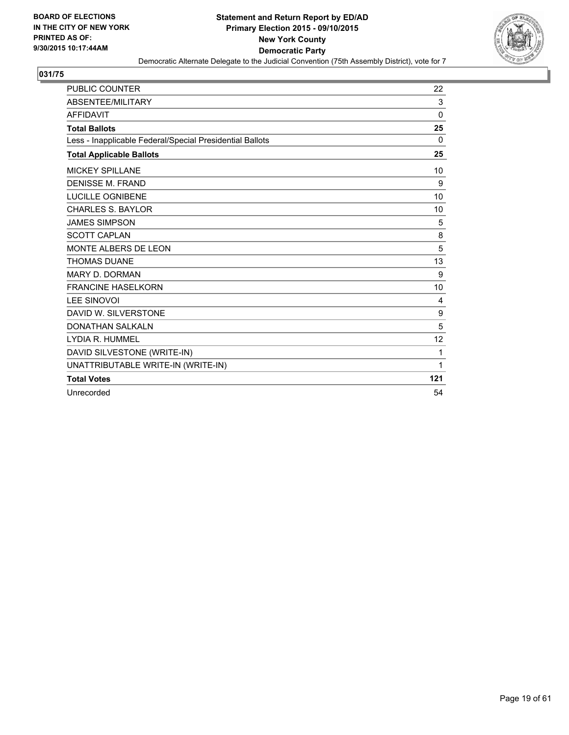**BOARD OF ELECTIONS IN THE CITY OF NEW YORK PRINTED AS OF: 9/30/2015 10:17:44AM**

**Statement and Return Report by ED/AD**
**Primary Election 2015 - 09/10/2015**
**New York County**
**Democratic Party**

Democratic Alternate Delegate to the Judicial Convention (75th Assembly District), vote for 7

## 031/75

| | |
|---|---|
| PUBLIC COUNTER | 22 |
| ABSENTEE/MILITARY | 3 |
| AFFIDAVIT | 0 |
| **Total Ballots** | **25** |
| Less - Inapplicable Federal/Special Presidential Ballots | 0 |
| **Total Applicable Ballots** | **25** |
| MICKEY SPILLANE | 10 |
| DENISSE M. FRAND | 9 |
| LUCILLE OGNIBENE | 10 |
| CHARLES S. BAYLOR | 10 |
| JAMES SIMPSON | 5 |
| SCOTT CAPLAN | 8 |
| MONTE ALBERS DE LEON | 5 |
| THOMAS DUANE | 13 |
| MARY D. DORMAN | 9 |
| FRANCINE HASELKORN | 10 |
| LEE SINOVOI | 4 |
| DAVID W. SILVERSTONE | 9 |
| DONATHAN SALKALN | 5 |
| LYDIA R. HUMMEL | 12 |
| DAVID SILVESTONE (WRITE-IN) | 1 |
| UNATTRIBUTABLE WRITE-IN (WRITE-IN) | 1 |
| **Total Votes** | **121** |
| Unrecorded | 54 |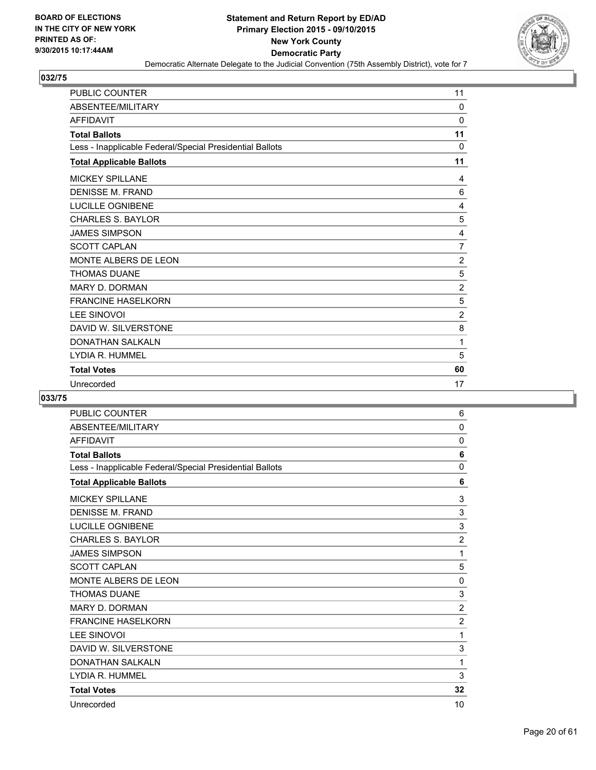BOARD OF ELECTIONS
IN THE CITY OF NEW YORK
PRINTED AS OF:
9/30/2015 10:17:44AM

**Statement and Return Report by ED/AD**
**Primary Election 2015 - 09/10/2015**
**New York County**
**Democratic Party**
Democratic Alternate Delegate to the Judicial Convention (75th Assembly District), vote for 7

## 032/75

| | |
|---|---|
| PUBLIC COUNTER | 11 |
| ABSENTEE/MILITARY | 0 |
| AFFIDAVIT | 0 |
| **Total Ballots** | **11** |
| Less - Inapplicable Federal/Special Presidential Ballots | 0 |
| **Total Applicable Ballots** | **11** |
| MICKEY SPILLANE | 4 |
| DENISSE M. FRAND | 6 |
| LUCILLE OGNIBENE | 4 |
| CHARLES S. BAYLOR | 5 |
| JAMES SIMPSON | 4 |
| SCOTT CAPLAN | 7 |
| MONTE ALBERS DE LEON | 2 |
| THOMAS DUANE | 5 |
| MARY D. DORMAN | 2 |
| FRANCINE HASELKORN | 5 |
| LEE SINOVOI | 2 |
| DAVID W. SILVERSTONE | 8 |
| DONATHAN SALKALN | 1 |
| LYDIA R. HUMMEL | 5 |
| **Total Votes** | **60** |
| Unrecorded | 17 |

## 033/75

| | |
|---|---|
| PUBLIC COUNTER | 6 |
| ABSENTEE/MILITARY | 0 |
| AFFIDAVIT | 0 |
| **Total Ballots** | **6** |
| Less - Inapplicable Federal/Special Presidential Ballots | 0 |
| **Total Applicable Ballots** | **6** |
| MICKEY SPILLANE | 3 |
| DENISSE M. FRAND | 3 |
| LUCILLE OGNIBENE | 3 |
| CHARLES S. BAYLOR | 2 |
| JAMES SIMPSON | 1 |
| SCOTT CAPLAN | 5 |
| MONTE ALBERS DE LEON | 0 |
| THOMAS DUANE | 3 |
| MARY D. DORMAN | 2 |
| FRANCINE HASELKORN | 2 |
| LEE SINOVOI | 1 |
| DAVID W. SILVERSTONE | 3 |
| DONATHAN SALKALN | 1 |
| LYDIA R. HUMMEL | 3 |
| **Total Votes** | **32** |
| Unrecorded | 10 |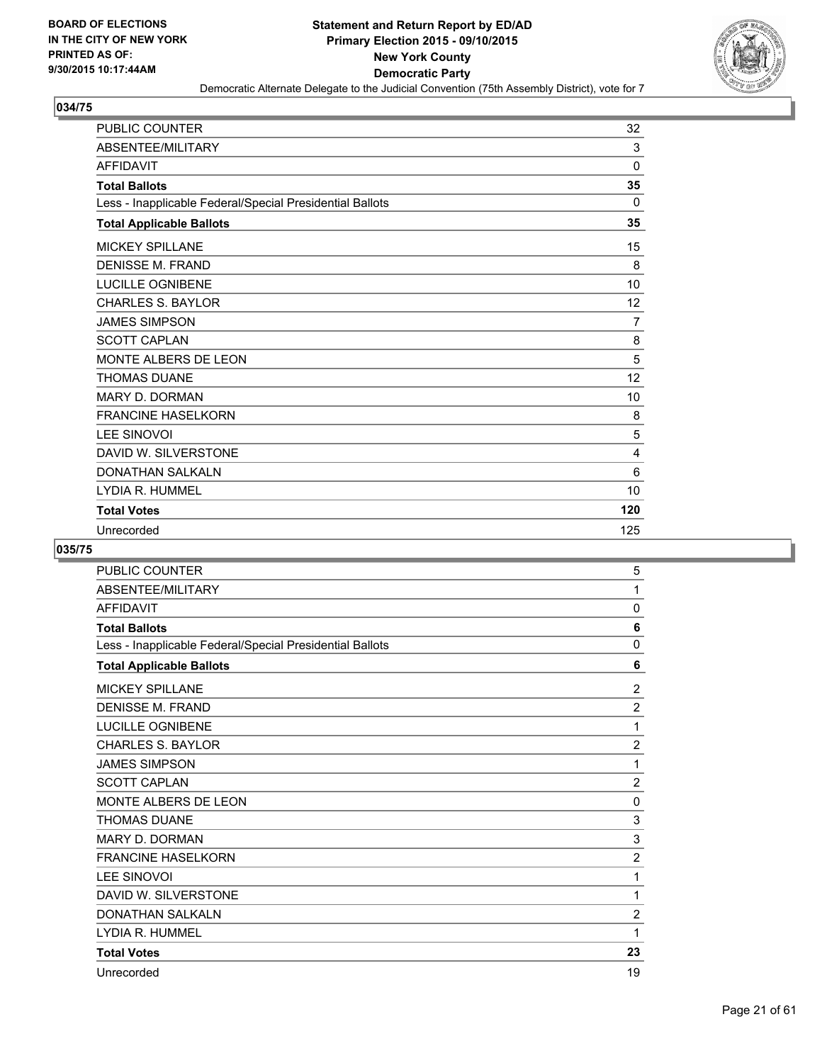BOARD OF ELECTIONS
IN THE CITY OF NEW YORK
PRINTED AS OF:
9/30/2015 10:17:44AM

**Statement and Return Report by ED/AD**
**Primary Election 2015 - 09/10/2015**
**New York County**
**Democratic Party**
Democratic Alternate Delegate to the Judicial Convention (75th Assembly District), vote for 7

## 034/75

| | |
|---|---|
| PUBLIC COUNTER | 32 |
| ABSENTEE/MILITARY | 3 |
| AFFIDAVIT | 0 |
| **Total Ballots** | **35** |
| Less - Inapplicable Federal/Special Presidential Ballots | 0 |
| **Total Applicable Ballots** | **35** |
| MICKEY SPILLANE | 15 |
| DENISSE M. FRAND | 8 |
| LUCILLE OGNIBENE | 10 |
| CHARLES S. BAYLOR | 12 |
| JAMES SIMPSON | 7 |
| SCOTT CAPLAN | 8 |
| MONTE ALBERS DE LEON | 5 |
| THOMAS DUANE | 12 |
| MARY D. DORMAN | 10 |
| FRANCINE HASELKORN | 8 |
| LEE SINOVOI | 5 |
| DAVID W. SILVERSTONE | 4 |
| DONATHAN SALKALN | 6 |
| LYDIA R. HUMMEL | 10 |
| **Total Votes** | **120** |
| Unrecorded | 125 |

## 035/75

| | |
|---|---|
| PUBLIC COUNTER | 5 |
| ABSENTEE/MILITARY | 1 |
| AFFIDAVIT | 0 |
| **Total Ballots** | **6** |
| Less - Inapplicable Federal/Special Presidential Ballots | 0 |
| **Total Applicable Ballots** | **6** |
| MICKEY SPILLANE | 2 |
| DENISSE M. FRAND | 2 |
| LUCILLE OGNIBENE | 1 |
| CHARLES S. BAYLOR | 2 |
| JAMES SIMPSON | 1 |
| SCOTT CAPLAN | 2 |
| MONTE ALBERS DE LEON | 0 |
| THOMAS DUANE | 3 |
| MARY D. DORMAN | 3 |
| FRANCINE HASELKORN | 2 |
| LEE SINOVOI | 1 |
| DAVID W. SILVERSTONE | 1 |
| DONATHAN SALKALN | 2 |
| LYDIA R. HUMMEL | 1 |
| **Total Votes** | **23** |
| Unrecorded | 19 |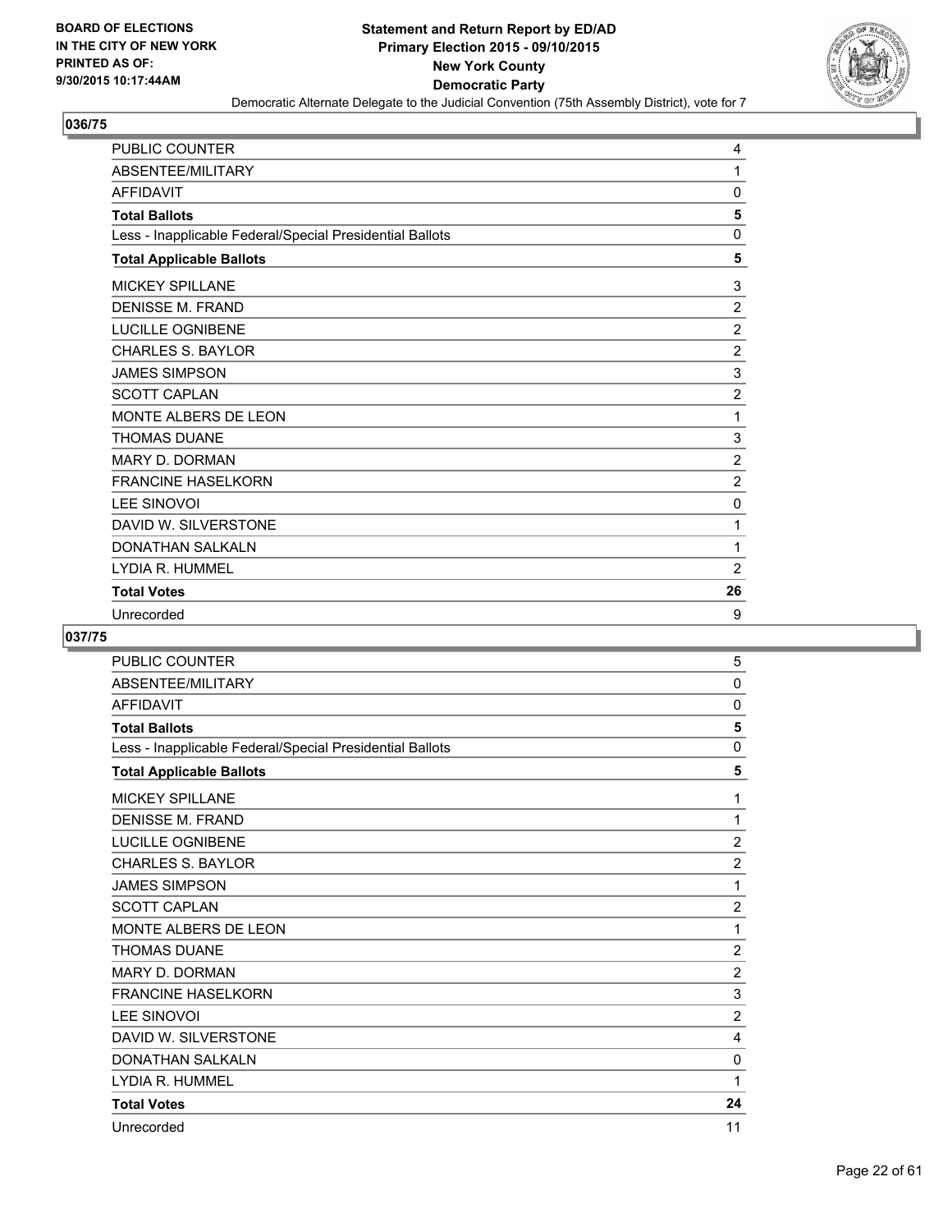BOARD OF ELECTIONS
IN THE CITY OF NEW YORK
PRINTED AS OF:
9/30/2015 10:17:44AM

**Statement and Return Report by ED/AD**
**Primary Election 2015 - 09/10/2015**
**New York County**
**Democratic Party**
Democratic Alternate Delegate to the Judicial Convention (75th Assembly District), vote for 7

## 036/75

| | |
|---|---|
| PUBLIC COUNTER | 4 |
| ABSENTEE/MILITARY | 1 |
| AFFIDAVIT | 0 |
| **Total Ballots** | **5** |
| Less - Inapplicable Federal/Special Presidential Ballots | 0 |
| **Total Applicable Ballots** | **5** |
| MICKEY SPILLANE | 3 |
| DENISSE M. FRAND | 2 |
| LUCILLE OGNIBENE | 2 |
| CHARLES S. BAYLOR | 2 |
| JAMES SIMPSON | 3 |
| SCOTT CAPLAN | 2 |
| MONTE ALBERS DE LEON | 1 |
| THOMAS DUANE | 3 |
| MARY D. DORMAN | 2 |
| FRANCINE HASELKORN | 2 |
| LEE SINOVOI | 0 |
| DAVID W. SILVERSTONE | 1 |
| DONATHAN SALKALN | 1 |
| LYDIA R. HUMMEL | 2 |
| **Total Votes** | **26** |
| Unrecorded | 9 |

## 037/75

| | |
|---|---|
| PUBLIC COUNTER | 5 |
| ABSENTEE/MILITARY | 0 |
| AFFIDAVIT | 0 |
| **Total Ballots** | **5** |
| Less - Inapplicable Federal/Special Presidential Ballots | 0 |
| **Total Applicable Ballots** | **5** |
| MICKEY SPILLANE | 1 |
| DENISSE M. FRAND | 1 |
| LUCILLE OGNIBENE | 2 |
| CHARLES S. BAYLOR | 2 |
| JAMES SIMPSON | 1 |
| SCOTT CAPLAN | 2 |
| MONTE ALBERS DE LEON | 1 |
| THOMAS DUANE | 2 |
| MARY D. DORMAN | 2 |
| FRANCINE HASELKORN | 3 |
| LEE SINOVOI | 2 |
| DAVID W. SILVERSTONE | 4 |
| DONATHAN SALKALN | 0 |
| LYDIA R. HUMMEL | 1 |
| **Total Votes** | **24** |
| Unrecorded | 11 |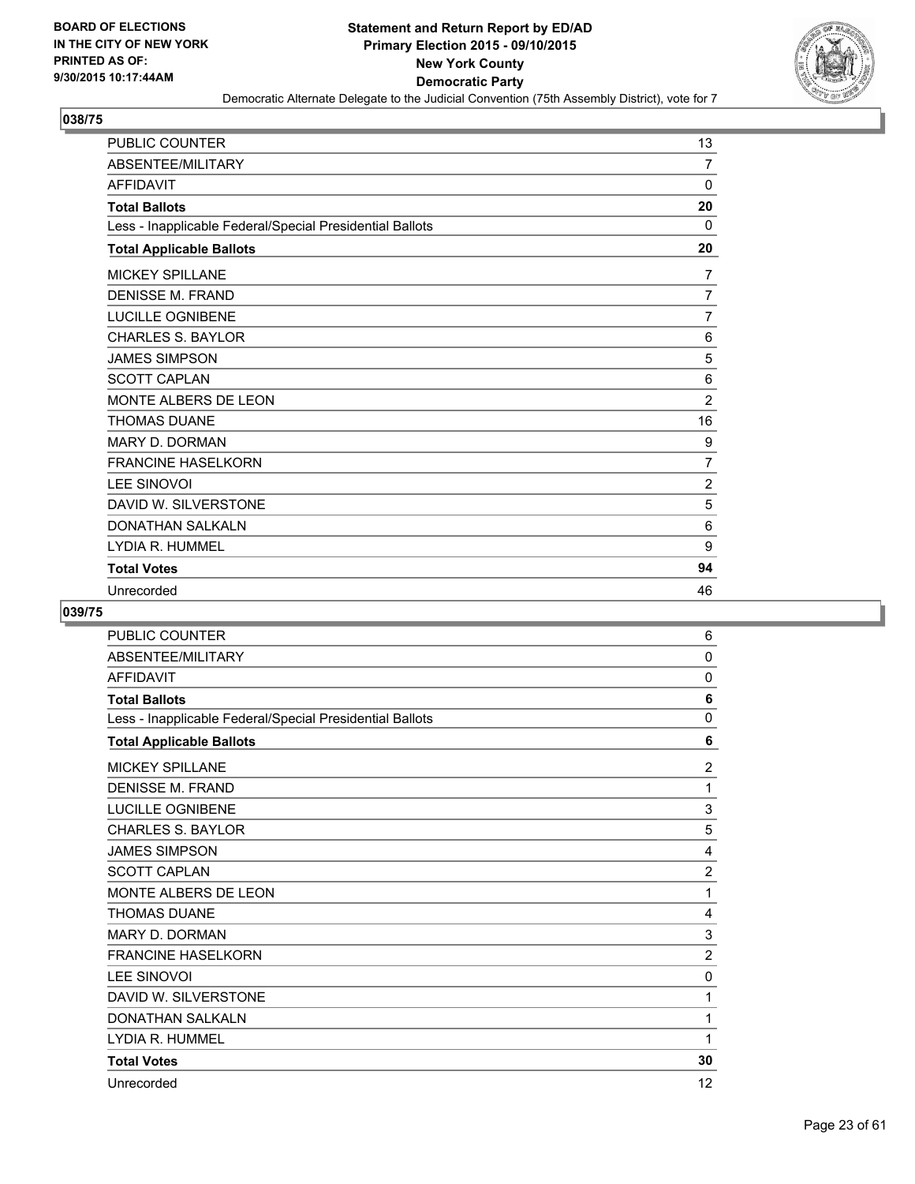BOARD OF ELECTIONS
IN THE CITY OF NEW YORK
PRINTED AS OF:
9/30/2015 10:17:44AM

**Statement and Return Report by ED/AD**
**Primary Election 2015 - 09/10/2015**
**New York County**
**Democratic Party**
Democratic Alternate Delegate to the Judicial Convention (75th Assembly District), vote for 7

### 038/75

| | |
|---|---|
| PUBLIC COUNTER | 13 |
| ABSENTEE/MILITARY | 7 |
| AFFIDAVIT | 0 |
| **Total Ballots** | **20** |
| Less - Inapplicable Federal/Special Presidential Ballots | 0 |
| **Total Applicable Ballots** | **20** |
| MICKEY SPILLANE | 7 |
| DENISSE M. FRAND | 7 |
| LUCILLE OGNIBENE | 7 |
| CHARLES S. BAYLOR | 6 |
| JAMES SIMPSON | 5 |
| SCOTT CAPLAN | 6 |
| MONTE ALBERS DE LEON | 2 |
| THOMAS DUANE | 16 |
| MARY D. DORMAN | 9 |
| FRANCINE HASELKORN | 7 |
| LEE SINOVOI | 2 |
| DAVID W. SILVERSTONE | 5 |
| DONATHAN SALKALN | 6 |
| LYDIA R. HUMMEL | 9 |
| **Total Votes** | **94** |
| Unrecorded | 46 |

### 039/75

| | |
|---|---|
| PUBLIC COUNTER | 6 |
| ABSENTEE/MILITARY | 0 |
| AFFIDAVIT | 0 |
| **Total Ballots** | **6** |
| Less - Inapplicable Federal/Special Presidential Ballots | 0 |
| **Total Applicable Ballots** | **6** |
| MICKEY SPILLANE | 2 |
| DENISSE M. FRAND | 1 |
| LUCILLE OGNIBENE | 3 |
| CHARLES S. BAYLOR | 5 |
| JAMES SIMPSON | 4 |
| SCOTT CAPLAN | 2 |
| MONTE ALBERS DE LEON | 1 |
| THOMAS DUANE | 4 |
| MARY D. DORMAN | 3 |
| FRANCINE HASELKORN | 2 |
| LEE SINOVOI | 0 |
| DAVID W. SILVERSTONE | 1 |
| DONATHAN SALKALN | 1 |
| LYDIA R. HUMMEL | 1 |
| **Total Votes** | **30** |
| Unrecorded | 12 |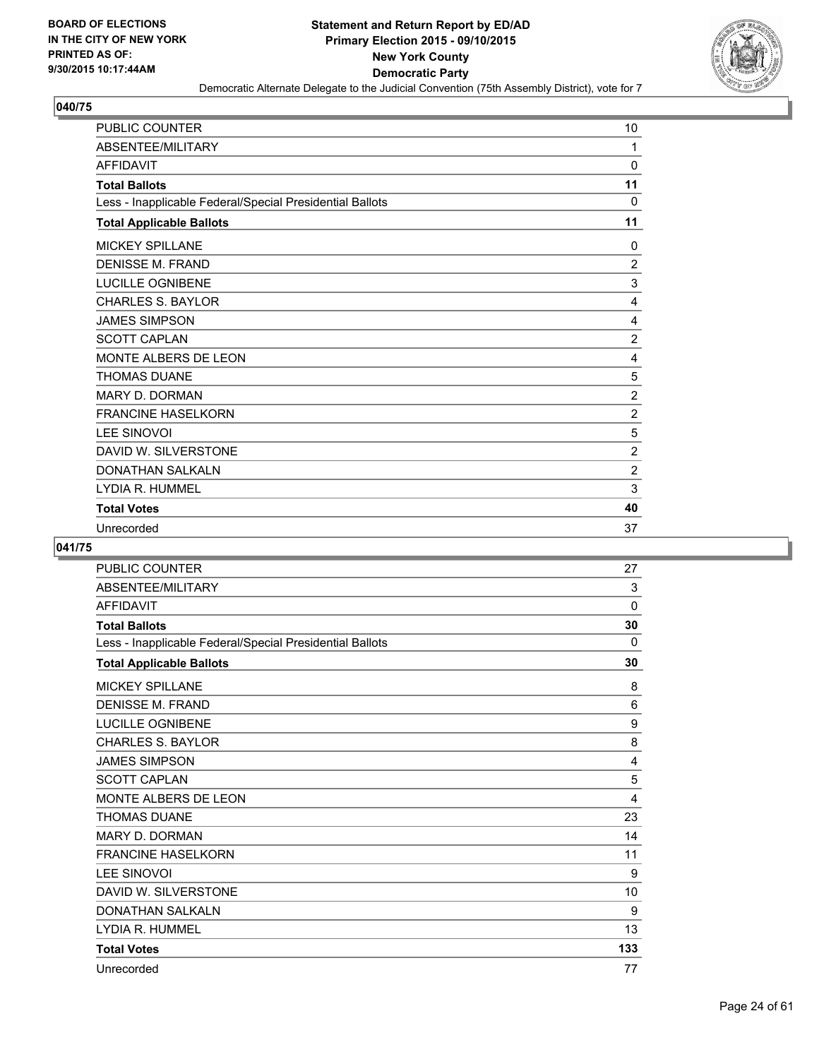BOARD OF ELECTIONS
IN THE CITY OF NEW YORK
PRINTED AS OF:
9/30/2015 10:17:44AM

**Statement and Return Report by ED/AD**
**Primary Election 2015 - 09/10/2015**
**New York County**
**Democratic Party**
Democratic Alternate Delegate to the Judicial Convention (75th Assembly District), vote for 7

### 040/75

| | |
|---|---|
| PUBLIC COUNTER | 10 |
| ABSENTEE/MILITARY | 1 |
| AFFIDAVIT | 0 |
| **Total Ballots** | **11** |
| Less - Inapplicable Federal/Special Presidential Ballots | 0 |
| **Total Applicable Ballots** | **11** |
| MICKEY SPILLANE | 0 |
| DENISSE M. FRAND | 2 |
| LUCILLE OGNIBENE | 3 |
| CHARLES S. BAYLOR | 4 |
| JAMES SIMPSON | 4 |
| SCOTT CAPLAN | 2 |
| MONTE ALBERS DE LEON | 4 |
| THOMAS DUANE | 5 |
| MARY D. DORMAN | 2 |
| FRANCINE HASELKORN | 2 |
| LEE SINOVOI | 5 |
| DAVID W. SILVERSTONE | 2 |
| DONATHAN SALKALN | 2 |
| LYDIA R. HUMMEL | 3 |
| **Total Votes** | **40** |
| Unrecorded | 37 |

### 041/75

| | |
|---|---|
| PUBLIC COUNTER | 27 |
| ABSENTEE/MILITARY | 3 |
| AFFIDAVIT | 0 |
| **Total Ballots** | **30** |
| Less - Inapplicable Federal/Special Presidential Ballots | 0 |
| **Total Applicable Ballots** | **30** |
| MICKEY SPILLANE | 8 |
| DENISSE M. FRAND | 6 |
| LUCILLE OGNIBENE | 9 |
| CHARLES S. BAYLOR | 8 |
| JAMES SIMPSON | 4 |
| SCOTT CAPLAN | 5 |
| MONTE ALBERS DE LEON | 4 |
| THOMAS DUANE | 23 |
| MARY D. DORMAN | 14 |
| FRANCINE HASELKORN | 11 |
| LEE SINOVOI | 9 |
| DAVID W. SILVERSTONE | 10 |
| DONATHAN SALKALN | 9 |
| LYDIA R. HUMMEL | 13 |
| **Total Votes** | **133** |
| Unrecorded | 77 |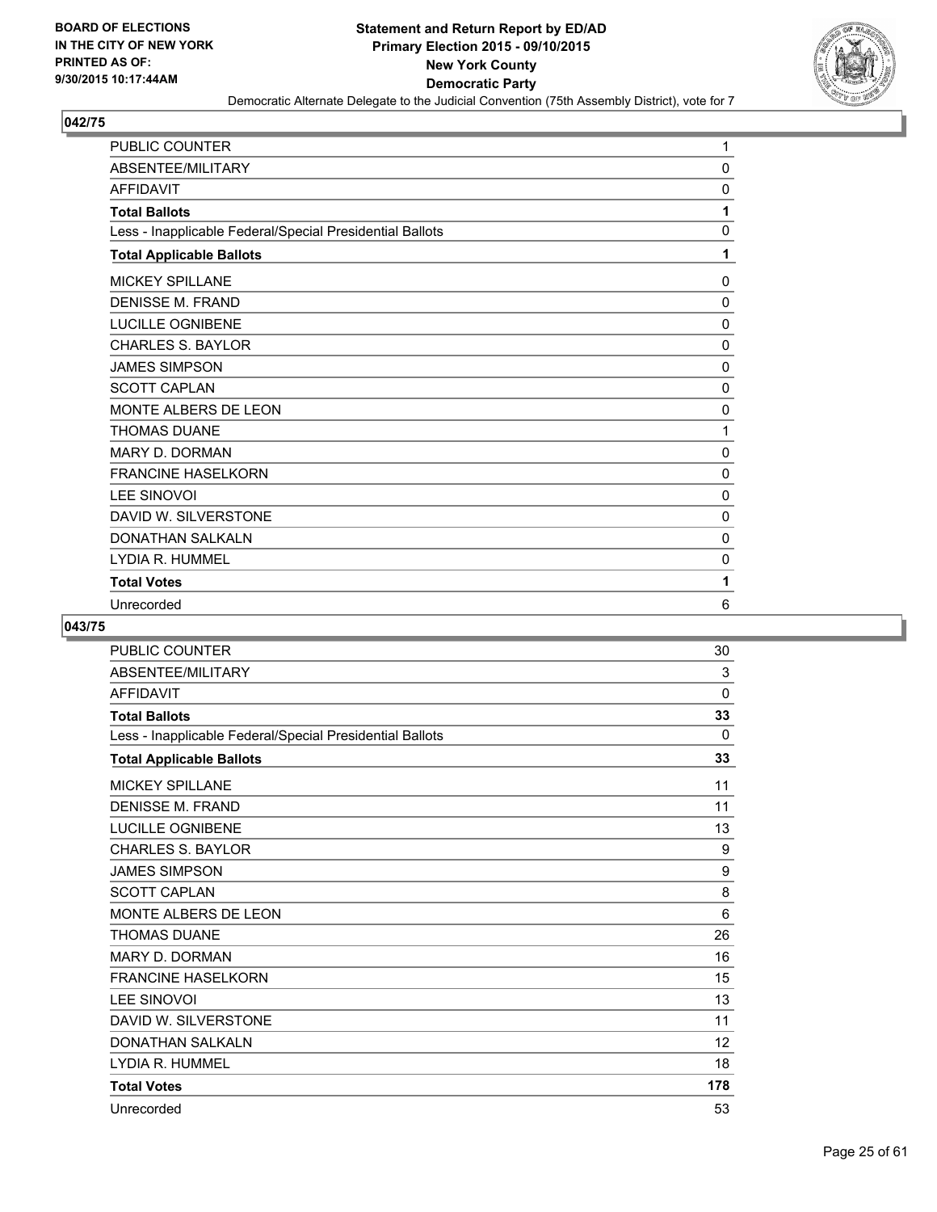BOARD OF ELECTIONS
IN THE CITY OF NEW YORK
PRINTED AS OF:
9/30/2015 10:17:44AM

# Statement and Return Report by ED/AD
## Primary Election 2015 - 09/10/2015
## New York County
## Democratic Party
### Democratic Alternate Delegate to the Judicial Convention (75th Assembly District), vote for 7

**042/75**

| | |
|---|---|
| PUBLIC COUNTER | 1 |
| ABSENTEE/MILITARY | 0 |
| AFFIDAVIT | 0 |
| **Total Ballots** | **1** |
| Less - Inapplicable Federal/Special Presidential Ballots | 0 |
| **Total Applicable Ballots** | **1** |
| MICKEY SPILLANE | 0 |
| DENISSE M. FRAND | 0 |
| LUCILLE OGNIBENE | 0 |
| CHARLES S. BAYLOR | 0 |
| JAMES SIMPSON | 0 |
| SCOTT CAPLAN | 0 |
| MONTE ALBERS DE LEON | 0 |
| THOMAS DUANE | 1 |
| MARY D. DORMAN | 0 |
| FRANCINE HASELKORN | 0 |
| LEE SINOVOI | 0 |
| DAVID W. SILVERSTONE | 0 |
| DONATHAN SALKALN | 0 |
| LYDIA R. HUMMEL | 0 |
| **Total Votes** | **1** |
| Unrecorded | 6 |

**043/75**

| | |
|---|---|
| PUBLIC COUNTER | 30 |
| ABSENTEE/MILITARY | 3 |
| AFFIDAVIT | 0 |
| **Total Ballots** | **33** |
| Less - Inapplicable Federal/Special Presidential Ballots | 0 |
| **Total Applicable Ballots** | **33** |
| MICKEY SPILLANE | 11 |
| DENISSE M. FRAND | 11 |
| LUCILLE OGNIBENE | 13 |
| CHARLES S. BAYLOR | 9 |
| JAMES SIMPSON | 9 |
| SCOTT CAPLAN | 8 |
| MONTE ALBERS DE LEON | 6 |
| THOMAS DUANE | 26 |
| MARY D. DORMAN | 16 |
| FRANCINE HASELKORN | 15 |
| LEE SINOVOI | 13 |
| DAVID W. SILVERSTONE | 11 |
| DONATHAN SALKALN | 12 |
| LYDIA R. HUMMEL | 18 |
| **Total Votes** | **178** |
| Unrecorded | 53 |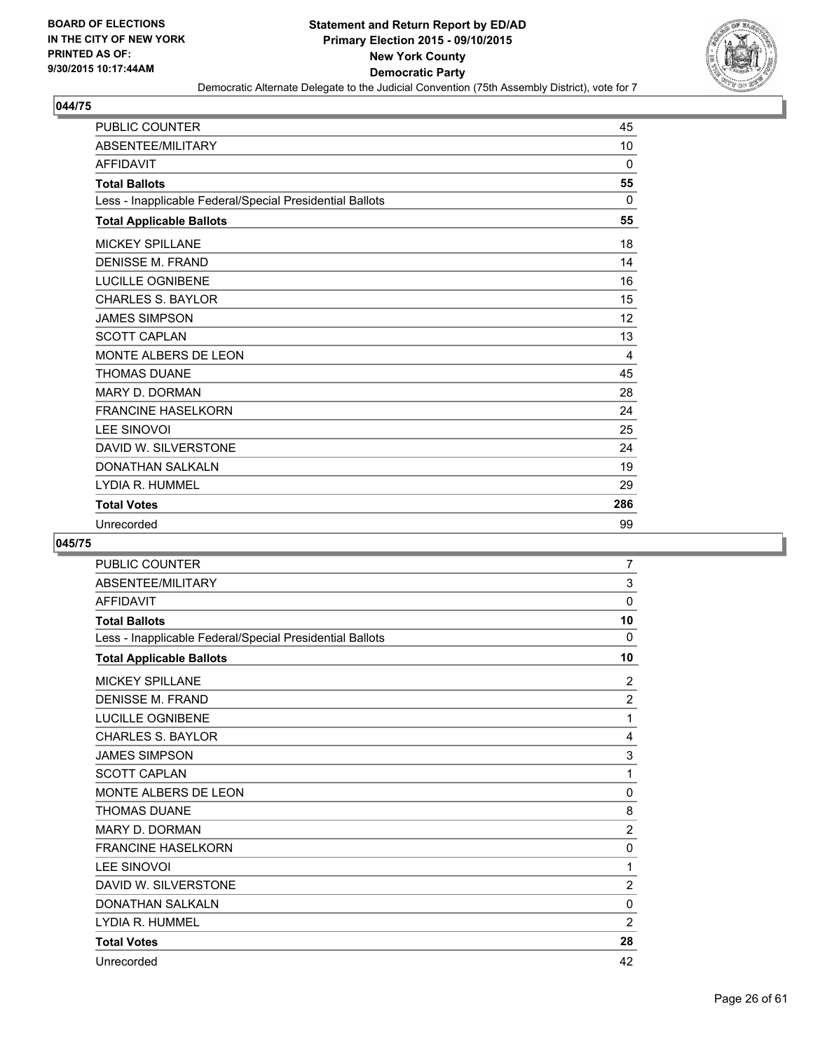BOARD OF ELECTIONS
IN THE CITY OF NEW YORK
PRINTED AS OF:
9/30/2015 10:17:44AM

**Statement and Return Report by ED/AD**
**Primary Election 2015 - 09/10/2015**
**New York County**
**Democratic Party**
Democratic Alternate Delegate to the Judicial Convention (75th Assembly District), vote for 7

## 044/75

| | |
|---|---|
| PUBLIC COUNTER | 45 |
| ABSENTEE/MILITARY | 10 |
| AFFIDAVIT | 0 |
| **Total Ballots** | **55** |
| Less - Inapplicable Federal/Special Presidential Ballots | 0 |
| **Total Applicable Ballots** | **55** |
| MICKEY SPILLANE | 18 |
| DENISSE M. FRAND | 14 |
| LUCILLE OGNIBENE | 16 |
| CHARLES S. BAYLOR | 15 |
| JAMES SIMPSON | 12 |
| SCOTT CAPLAN | 13 |
| MONTE ALBERS DE LEON | 4 |
| THOMAS DUANE | 45 |
| MARY D. DORMAN | 28 |
| FRANCINE HASELKORN | 24 |
| LEE SINOVOI | 25 |
| DAVID W. SILVERSTONE | 24 |
| DONATHAN SALKALN | 19 |
| LYDIA R. HUMMEL | 29 |
| **Total Votes** | **286** |
| Unrecorded | 99 |

## 045/75

| | |
|---|---|
| PUBLIC COUNTER | 7 |
| ABSENTEE/MILITARY | 3 |
| AFFIDAVIT | 0 |
| **Total Ballots** | **10** |
| Less - Inapplicable Federal/Special Presidential Ballots | 0 |
| **Total Applicable Ballots** | **10** |
| MICKEY SPILLANE | 2 |
| DENISSE M. FRAND | 2 |
| LUCILLE OGNIBENE | 1 |
| CHARLES S. BAYLOR | 4 |
| JAMES SIMPSON | 3 |
| SCOTT CAPLAN | 1 |
| MONTE ALBERS DE LEON | 0 |
| THOMAS DUANE | 8 |
| MARY D. DORMAN | 2 |
| FRANCINE HASELKORN | 0 |
| LEE SINOVOI | 1 |
| DAVID W. SILVERSTONE | 2 |
| DONATHAN SALKALN | 0 |
| LYDIA R. HUMMEL | 2 |
| **Total Votes** | **28** |
| Unrecorded | 42 |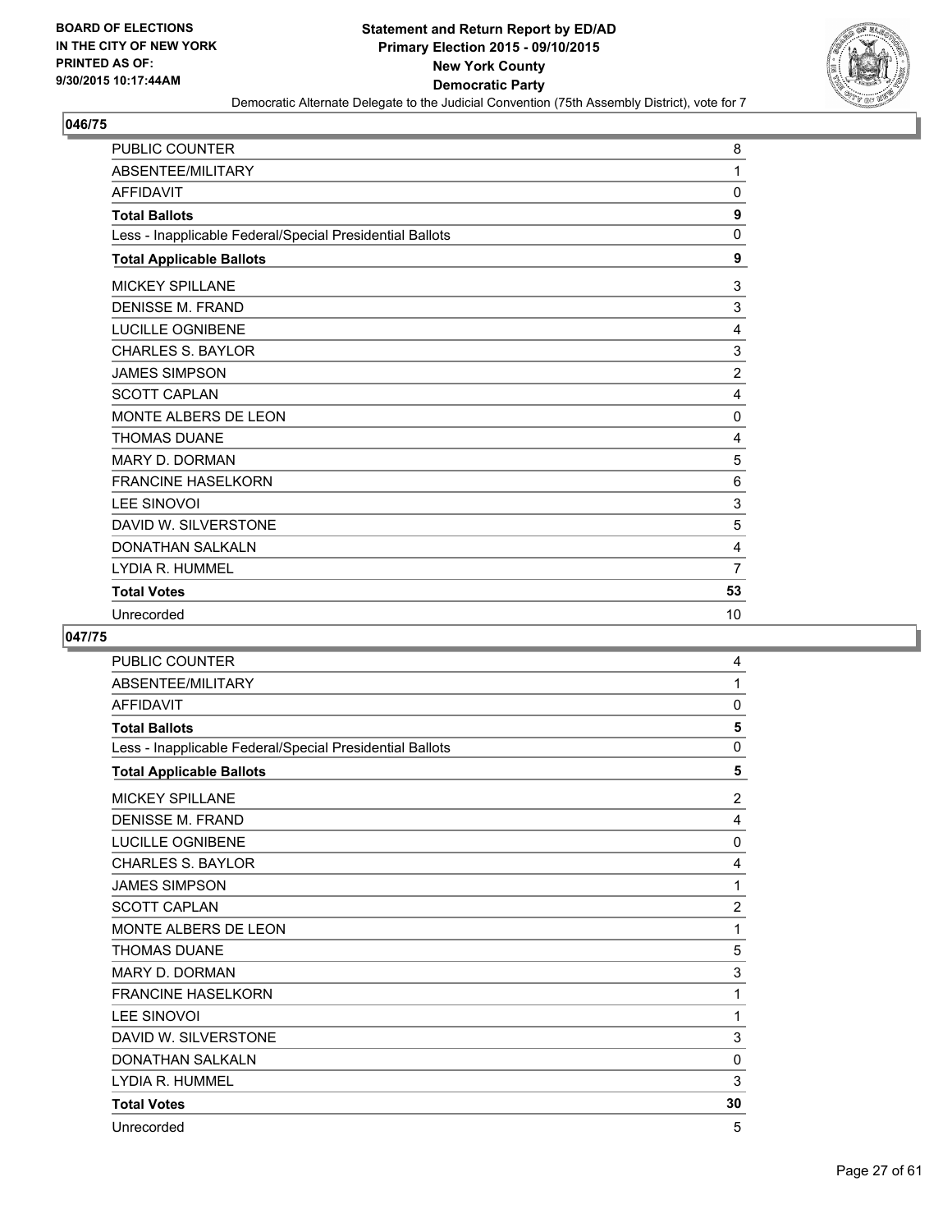BOARD OF ELECTIONS
IN THE CITY OF NEW YORK
PRINTED AS OF:
9/30/2015 10:17:44AM

**Statement and Return Report by ED/AD**
**Primary Election 2015 - 09/10/2015**
**New York County**
**Democratic Party**
Democratic Alternate Delegate to the Judicial Convention (75th Assembly District), vote for 7

## 046/75

| | |
|---|---|
| PUBLIC COUNTER | 8 |
| ABSENTEE/MILITARY | 1 |
| AFFIDAVIT | 0 |
| **Total Ballots** | **9** |
| Less - Inapplicable Federal/Special Presidential Ballots | 0 |
| **Total Applicable Ballots** | **9** |
| MICKEY SPILLANE | 3 |
| DENISSE M. FRAND | 3 |
| LUCILLE OGNIBENE | 4 |
| CHARLES S. BAYLOR | 3 |
| JAMES SIMPSON | 2 |
| SCOTT CAPLAN | 4 |
| MONTE ALBERS DE LEON | 0 |
| THOMAS DUANE | 4 |
| MARY D. DORMAN | 5 |
| FRANCINE HASELKORN | 6 |
| LEE SINOVOI | 3 |
| DAVID W. SILVERSTONE | 5 |
| DONATHAN SALKALN | 4 |
| LYDIA R. HUMMEL | 7 |
| **Total Votes** | **53** |
| Unrecorded | 10 |

## 047/75

| | |
|---|---|
| PUBLIC COUNTER | 4 |
| ABSENTEE/MILITARY | 1 |
| AFFIDAVIT | 0 |
| **Total Ballots** | **5** |
| Less - Inapplicable Federal/Special Presidential Ballots | 0 |
| **Total Applicable Ballots** | **5** |
| MICKEY SPILLANE | 2 |
| DENISSE M. FRAND | 4 |
| LUCILLE OGNIBENE | 0 |
| CHARLES S. BAYLOR | 4 |
| JAMES SIMPSON | 1 |
| SCOTT CAPLAN | 2 |
| MONTE ALBERS DE LEON | 1 |
| THOMAS DUANE | 5 |
| MARY D. DORMAN | 3 |
| FRANCINE HASELKORN | 1 |
| LEE SINOVOI | 1 |
| DAVID W. SILVERSTONE | 3 |
| DONATHAN SALKALN | 0 |
| LYDIA R. HUMMEL | 3 |
| **Total Votes** | **30** |
| Unrecorded | 5 |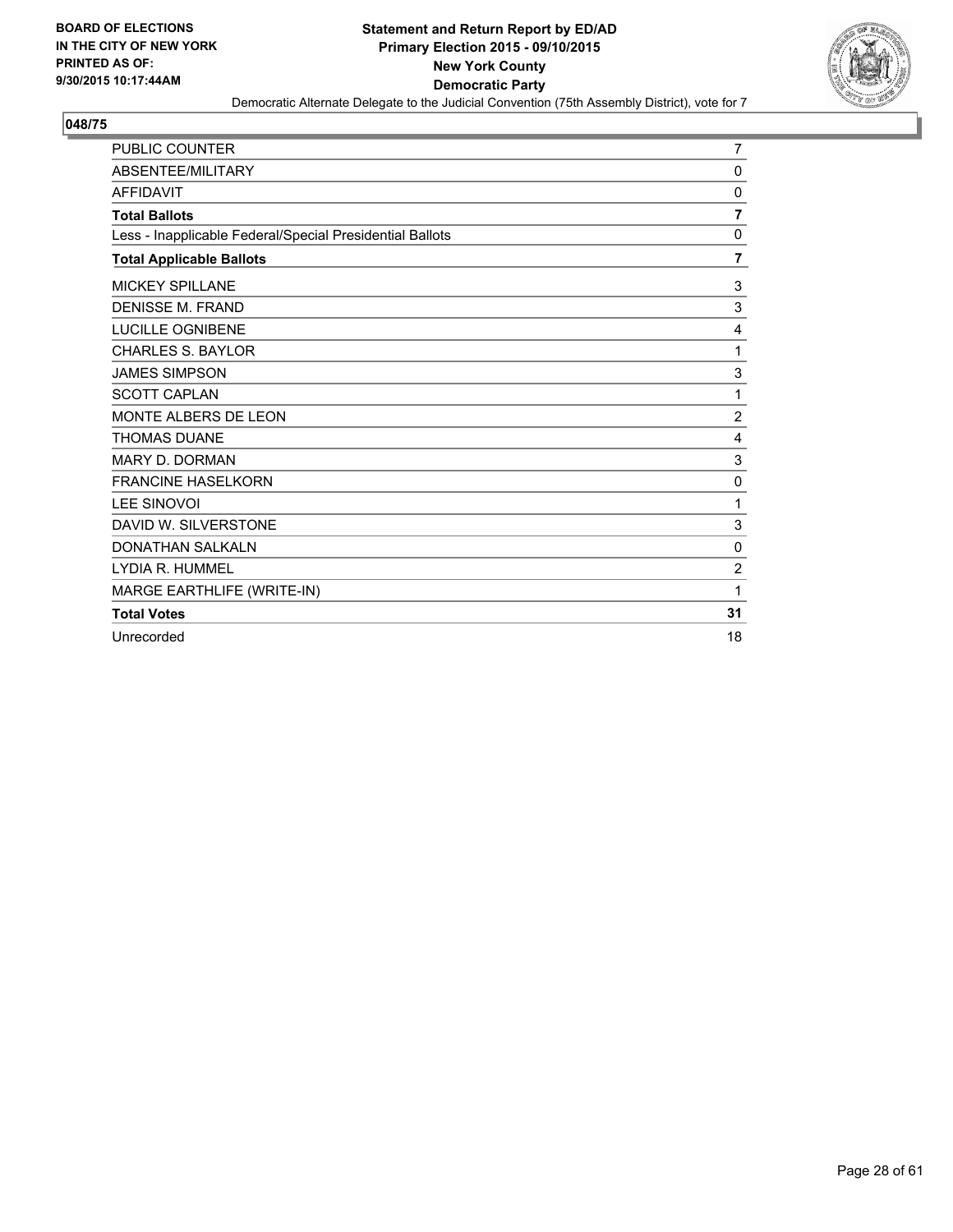BOARD OF ELECTIONS
IN THE CITY OF NEW YORK
PRINTED AS OF:
9/30/2015 10:17:44AM

**Statement and Return Report by ED/AD**
**Primary Election 2015 - 09/10/2015**
**New York County**
**Democratic Party**
Democratic Alternate Delegate to the Judicial Convention (75th Assembly District), vote for 7

**048/75**

| | |
|---|---|
| PUBLIC COUNTER | 7 |
| ABSENTEE/MILITARY | 0 |
| AFFIDAVIT | 0 |
| **Total Ballots** | **7** |
| Less - Inapplicable Federal/Special Presidential Ballots | 0 |
| **Total Applicable Ballots** | **7** |
| MICKEY SPILLANE | 3 |
| DENISSE M. FRAND | 3 |
| LUCILLE OGNIBENE | 4 |
| CHARLES S. BAYLOR | 1 |
| JAMES SIMPSON | 3 |
| SCOTT CAPLAN | 1 |
| MONTE ALBERS DE LEON | 2 |
| THOMAS DUANE | 4 |
| MARY D. DORMAN | 3 |
| FRANCINE HASELKORN | 0 |
| LEE SINOVOI | 1 |
| DAVID W. SILVERSTONE | 3 |
| DONATHAN SALKALN | 0 |
| LYDIA R. HUMMEL | 2 |
| MARGE EARTHLIFE (WRITE-IN) | 1 |
| **Total Votes** | **31** |
| Unrecorded | 18 |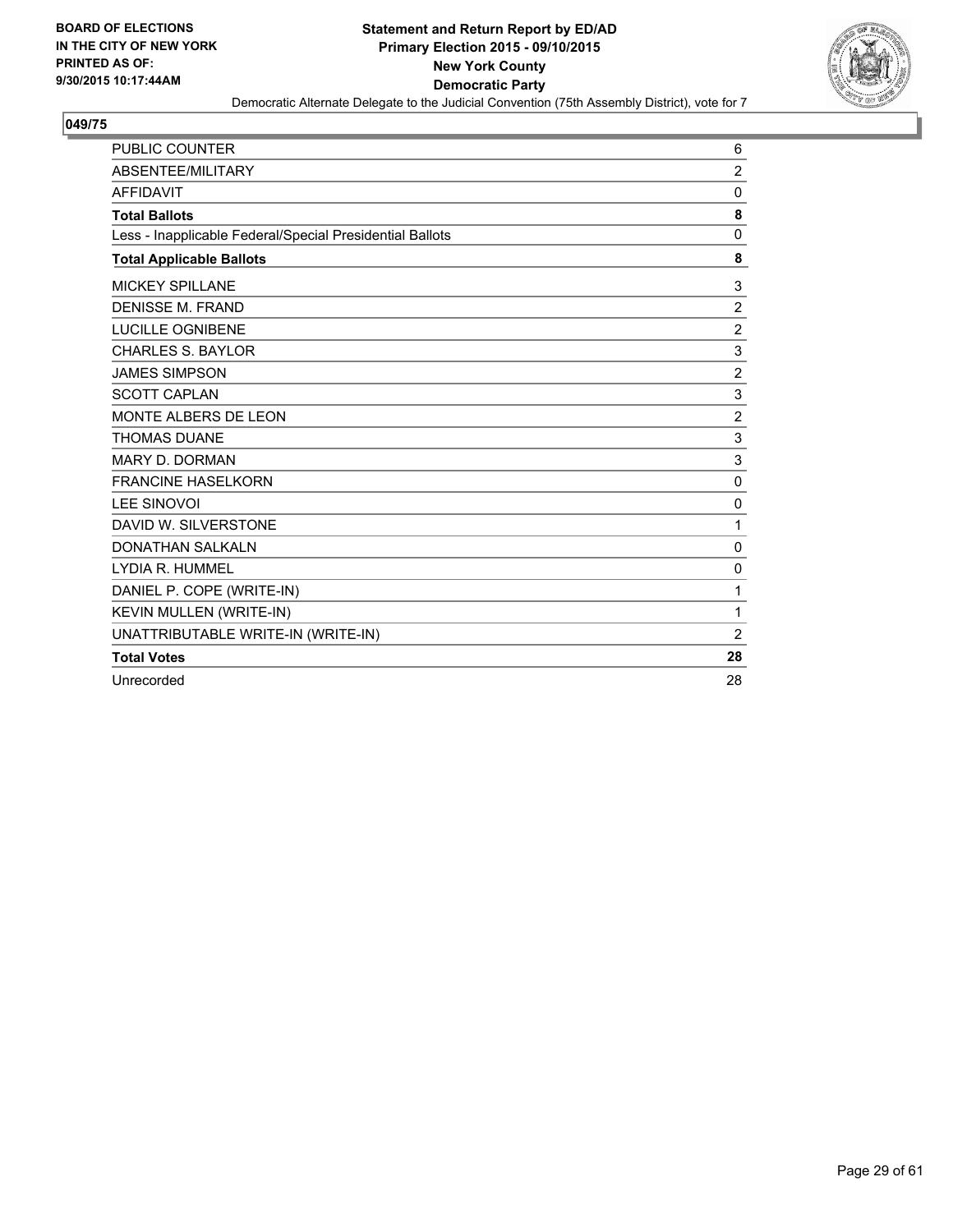BOARD OF ELECTIONS
IN THE CITY OF NEW YORK
PRINTED AS OF:
9/30/2015 10:17:44AM

**Statement and Return Report by ED/AD**
**Primary Election 2015 - 09/10/2015**
**New York County**
**Democratic Party**
Democratic Alternate Delegate to the Judicial Convention (75th Assembly District), vote for 7

**049/75**

| | |
|---|---|
| PUBLIC COUNTER | 6 |
| ABSENTEE/MILITARY | 2 |
| AFFIDAVIT | 0 |
| **Total Ballots** | **8** |
| Less - Inapplicable Federal/Special Presidential Ballots | 0 |
| **Total Applicable Ballots** | **8** |
| MICKEY SPILLANE | 3 |
| DENISSE M. FRAND | 2 |
| LUCILLE OGNIBENE | 2 |
| CHARLES S. BAYLOR | 3 |
| JAMES SIMPSON | 2 |
| SCOTT CAPLAN | 3 |
| MONTE ALBERS DE LEON | 2 |
| THOMAS DUANE | 3 |
| MARY D. DORMAN | 3 |
| FRANCINE HASELKORN | 0 |
| LEE SINOVOI | 0 |
| DAVID W. SILVERSTONE | 1 |
| DONATHAN SALKALN | 0 |
| LYDIA R. HUMMEL | 0 |
| DANIEL P. COPE (WRITE-IN) | 1 |
| KEVIN MULLEN (WRITE-IN) | 1 |
| UNATTRIBUTABLE WRITE-IN (WRITE-IN) | 2 |
| **Total Votes** | **28** |
| Unrecorded | 28 |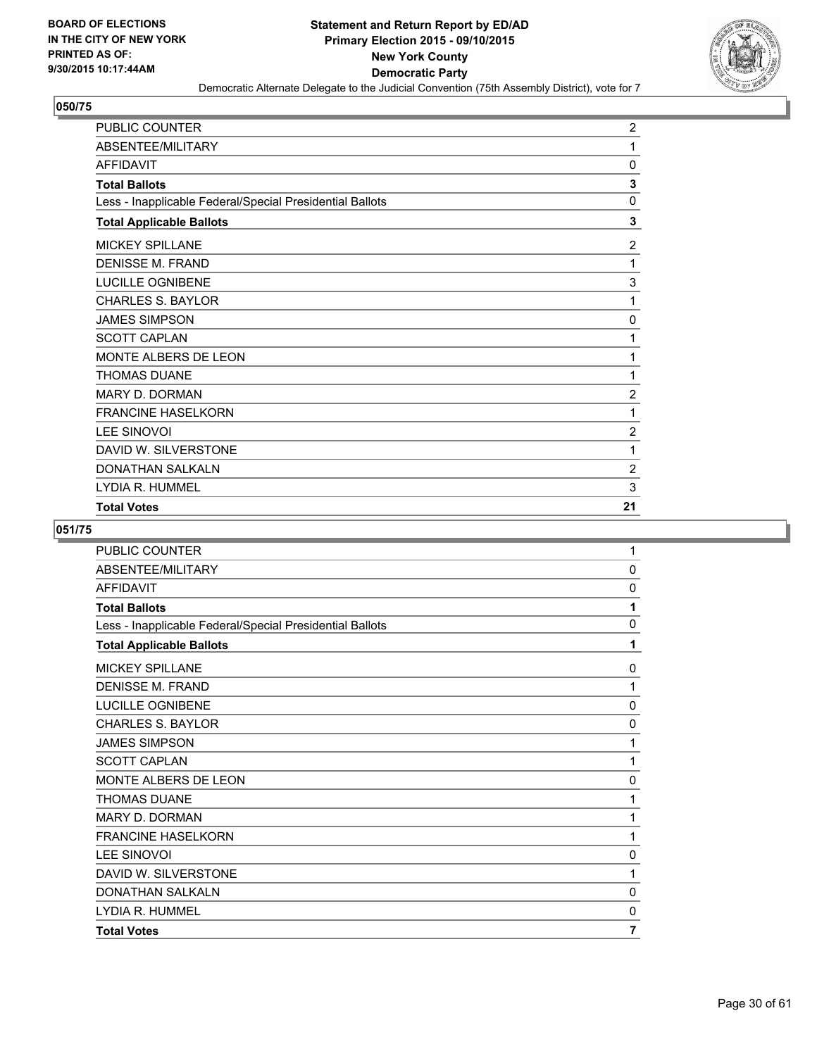BOARD OF ELECTIONS
IN THE CITY OF NEW YORK
PRINTED AS OF:
9/30/2015 10:17:44AM

**Statement and Return Report by ED/AD**
**Primary Election 2015 - 09/10/2015**
**New York County**
**Democratic Party**
Democratic Alternate Delegate to the Judicial Convention (75th Assembly District), vote for 7

## 050/75

| | |
|---|---|
| PUBLIC COUNTER | 2 |
| ABSENTEE/MILITARY | 1 |
| AFFIDAVIT | 0 |
| **Total Ballots** | **3** |
| Less - Inapplicable Federal/Special Presidential Ballots | 0 |
| **Total Applicable Ballots** | **3** |
| MICKEY SPILLANE | 2 |
| DENISSE M. FRAND | 1 |
| LUCILLE OGNIBENE | 3 |
| CHARLES S. BAYLOR | 1 |
| JAMES SIMPSON | 0 |
| SCOTT CAPLAN | 1 |
| MONTE ALBERS DE LEON | 1 |
| THOMAS DUANE | 1 |
| MARY D. DORMAN | 2 |
| FRANCINE HASELKORN | 1 |
| LEE SINOVOI | 2 |
| DAVID W. SILVERSTONE | 1 |
| DONATHAN SALKALN | 2 |
| LYDIA R. HUMMEL | 3 |
| **Total Votes** | **21** |

## 051/75

| | |
|---|---|
| PUBLIC COUNTER | 1 |
| ABSENTEE/MILITARY | 0 |
| AFFIDAVIT | 0 |
| **Total Ballots** | **1** |
| Less - Inapplicable Federal/Special Presidential Ballots | 0 |
| **Total Applicable Ballots** | **1** |
| MICKEY SPILLANE | 0 |
| DENISSE M. FRAND | 1 |
| LUCILLE OGNIBENE | 0 |
| CHARLES S. BAYLOR | 0 |
| JAMES SIMPSON | 1 |
| SCOTT CAPLAN | 1 |
| MONTE ALBERS DE LEON | 0 |
| THOMAS DUANE | 1 |
| MARY D. DORMAN | 1 |
| FRANCINE HASELKORN | 1 |
| LEE SINOVOI | 0 |
| DAVID W. SILVERSTONE | 1 |
| DONATHAN SALKALN | 0 |
| LYDIA R. HUMMEL | 0 |
| **Total Votes** | **7** |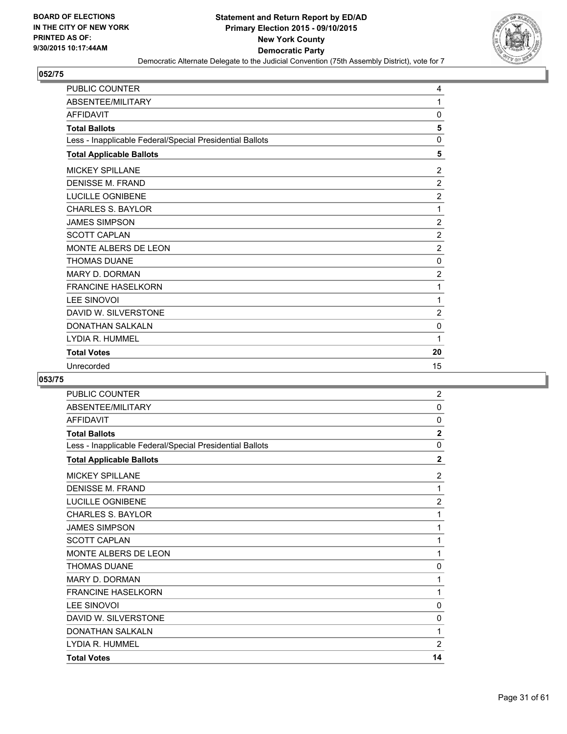**Statement and Return Report by ED/AD**
**Primary Election 2015 - 09/10/2015**
**New York County**
**Democratic Party**
Democratic Alternate Delegate to the Judicial Convention (75th Assembly District), vote for 7

BOARD OF ELECTIONS
IN THE CITY OF NEW YORK
PRINTED AS OF:
9/30/2015 10:17:44AM

### 052/75

| | |
|---|---|
| PUBLIC COUNTER | 4 |
| ABSENTEE/MILITARY | 1 |
| AFFIDAVIT | 0 |
| **Total Ballots** | **5** |
| Less - Inapplicable Federal/Special Presidential Ballots | 0 |
| **Total Applicable Ballots** | **5** |
| MICKEY SPILLANE | 2 |
| DENISSE M. FRAND | 2 |
| LUCILLE OGNIBENE | 2 |
| CHARLES S. BAYLOR | 1 |
| JAMES SIMPSON | 2 |
| SCOTT CAPLAN | 2 |
| MONTE ALBERS DE LEON | 2 |
| THOMAS DUANE | 0 |
| MARY D. DORMAN | 2 |
| FRANCINE HASELKORN | 1 |
| LEE SINOVOI | 1 |
| DAVID W. SILVERSTONE | 2 |
| DONATHAN SALKALN | 0 |
| LYDIA R. HUMMEL | 1 |
| **Total Votes** | **20** |
| Unrecorded | 15 |

### 053/75

| | |
|---|---|
| PUBLIC COUNTER | 2 |
| ABSENTEE/MILITARY | 0 |
| AFFIDAVIT | 0 |
| **Total Ballots** | **2** |
| Less - Inapplicable Federal/Special Presidential Ballots | 0 |
| **Total Applicable Ballots** | **2** |
| MICKEY SPILLANE | 2 |
| DENISSE M. FRAND | 1 |
| LUCILLE OGNIBENE | 2 |
| CHARLES S. BAYLOR | 1 |
| JAMES SIMPSON | 1 |
| SCOTT CAPLAN | 1 |
| MONTE ALBERS DE LEON | 1 |
| THOMAS DUANE | 0 |
| MARY D. DORMAN | 1 |
| FRANCINE HASELKORN | 1 |
| LEE SINOVOI | 0 |
| DAVID W. SILVERSTONE | 0 |
| DONATHAN SALKALN | 1 |
| LYDIA R. HUMMEL | 2 |
| **Total Votes** | **14** |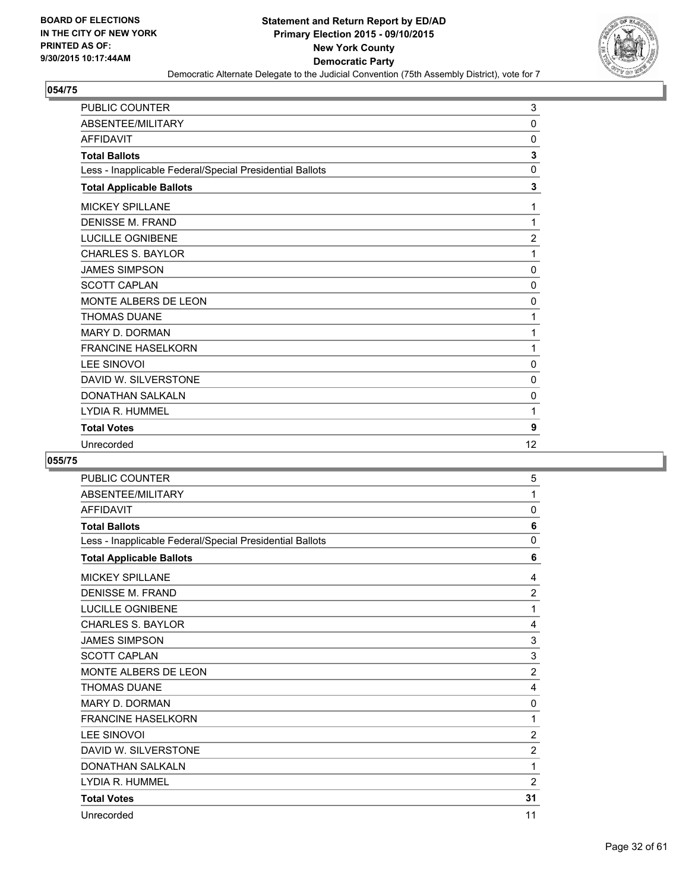BOARD OF ELECTIONS
IN THE CITY OF NEW YORK
PRINTED AS OF:
9/30/2015 10:17:44AM

# Statement and Return Report by ED/AD
## Primary Election 2015 - 09/10/2015
## New York County
## Democratic Party

Democratic Alternate Delegate to the Judicial Convention (75th Assembly District), vote for 7

### 054/75

| | |
|---|---|
| PUBLIC COUNTER | 3 |
| ABSENTEE/MILITARY | 0 |
| AFFIDAVIT | 0 |
| **Total Ballots** | **3** |
| Less - Inapplicable Federal/Special Presidential Ballots | 0 |
| **Total Applicable Ballots** | **3** |
| MICKEY SPILLANE | 1 |
| DENISSE M. FRAND | 1 |
| LUCILLE OGNIBENE | 2 |
| CHARLES S. BAYLOR | 1 |
| JAMES SIMPSON | 0 |
| SCOTT CAPLAN | 0 |
| MONTE ALBERS DE LEON | 0 |
| THOMAS DUANE | 1 |
| MARY D. DORMAN | 1 |
| FRANCINE HASELKORN | 1 |
| LEE SINOVOI | 0 |
| DAVID W. SILVERSTONE | 0 |
| DONATHAN SALKALN | 0 |
| LYDIA R. HUMMEL | 1 |
| **Total Votes** | **9** |
| Unrecorded | 12 |

### 055/75

| | |
|---|---|
| PUBLIC COUNTER | 5 |
| ABSENTEE/MILITARY | 1 |
| AFFIDAVIT | 0 |
| **Total Ballots** | **6** |
| Less - Inapplicable Federal/Special Presidential Ballots | 0 |
| **Total Applicable Ballots** | **6** |
| MICKEY SPILLANE | 4 |
| DENISSE M. FRAND | 2 |
| LUCILLE OGNIBENE | 1 |
| CHARLES S. BAYLOR | 4 |
| JAMES SIMPSON | 3 |
| SCOTT CAPLAN | 3 |
| MONTE ALBERS DE LEON | 2 |
| THOMAS DUANE | 4 |
| MARY D. DORMAN | 0 |
| FRANCINE HASELKORN | 1 |
| LEE SINOVOI | 2 |
| DAVID W. SILVERSTONE | 2 |
| DONATHAN SALKALN | 1 |
| LYDIA R. HUMMEL | 2 |
| **Total Votes** | **31** |
| Unrecorded | 11 |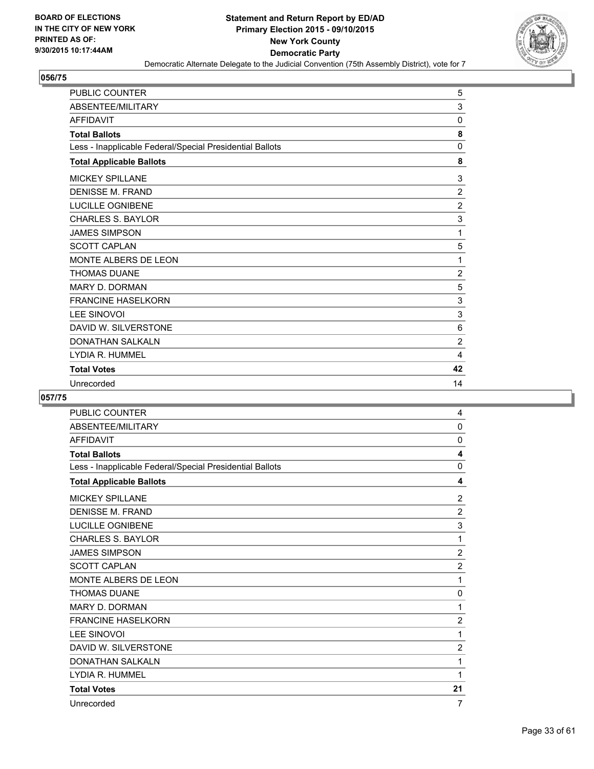## 056/75

| | |
|---|---|
| PUBLIC COUNTER | 5 |
| ABSENTEE/MILITARY | 3 |
| AFFIDAVIT | 0 |
| **Total Ballots** | **8** |
| Less - Inapplicable Federal/Special Presidential Ballots | 0 |
| **Total Applicable Ballots** | **8** |
| MICKEY SPILLANE | 3 |
| DENISSE M. FRAND | 2 |
| LUCILLE OGNIBENE | 2 |
| CHARLES S. BAYLOR | 3 |
| JAMES SIMPSON | 1 |
| SCOTT CAPLAN | 5 |
| MONTE ALBERS DE LEON | 1 |
| THOMAS DUANE | 2 |
| MARY D. DORMAN | 5 |
| FRANCINE HASELKORN | 3 |
| LEE SINOVOI | 3 |
| DAVID W. SILVERSTONE | 6 |
| DONATHAN SALKALN | 2 |
| LYDIA R. HUMMEL | 4 |
| **Total Votes** | **42** |
| Unrecorded | 14 |

## 057/75

| | |
|---|---|
| PUBLIC COUNTER | 4 |
| ABSENTEE/MILITARY | 0 |
| AFFIDAVIT | 0 |
| **Total Ballots** | **4** |
| Less - Inapplicable Federal/Special Presidential Ballots | 0 |
| **Total Applicable Ballots** | **4** |
| MICKEY SPILLANE | 2 |
| DENISSE M. FRAND | 2 |
| LUCILLE OGNIBENE | 3 |
| CHARLES S. BAYLOR | 1 |
| JAMES SIMPSON | 2 |
| SCOTT CAPLAN | 2 |
| MONTE ALBERS DE LEON | 1 |
| THOMAS DUANE | 0 |
| MARY D. DORMAN | 1 |
| FRANCINE HASELKORN | 2 |
| LEE SINOVOI | 1 |
| DAVID W. SILVERSTONE | 2 |
| DONATHAN SALKALN | 1 |
| LYDIA R. HUMMEL | 1 |
| **Total Votes** | **21** |
| Unrecorded | 7 |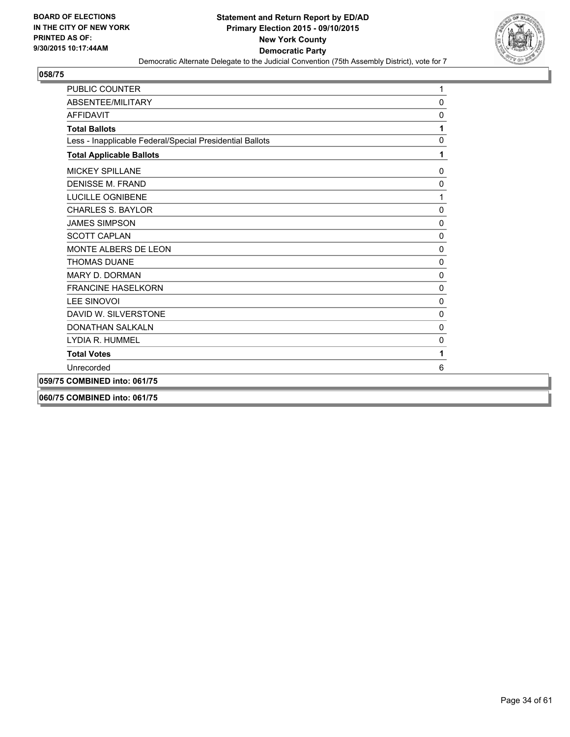**BOARD OF ELECTIONS**
**IN THE CITY OF NEW YORK**
**PRINTED AS OF:**
**9/30/2015 10:17:44AM**

**Statement and Return Report by ED/AD**
**Primary Election 2015 - 09/10/2015**
**New York County**
**Democratic Party**
Democratic Alternate Delegate to the Judicial Convention (75th Assembly District), vote for 7

## 058/75

| | |
|---|---|
| PUBLIC COUNTER | 1 |
| ABSENTEE/MILITARY | 0 |
| AFFIDAVIT | 0 |
| **Total Ballots** | **1** |
| Less - Inapplicable Federal/Special Presidential Ballots | 0 |
| **Total Applicable Ballots** | **1** |
| MICKEY SPILLANE | 0 |
| DENISSE M. FRAND | 0 |
| LUCILLE OGNIBENE | 1 |
| CHARLES S. BAYLOR | 0 |
| JAMES SIMPSON | 0 |
| SCOTT CAPLAN | 0 |
| MONTE ALBERS DE LEON | 0 |
| THOMAS DUANE | 0 |
| MARY D. DORMAN | 0 |
| FRANCINE HASELKORN | 0 |
| LEE SINOVOI | 0 |
| DAVID W. SILVERSTONE | 0 |
| DONATHAN SALKALN | 0 |
| LYDIA R. HUMMEL | 0 |
| **Total Votes** | **1** |
| Unrecorded | 6 |

## 059/75 COMBINED into: 061/75

## 060/75 COMBINED into: 061/75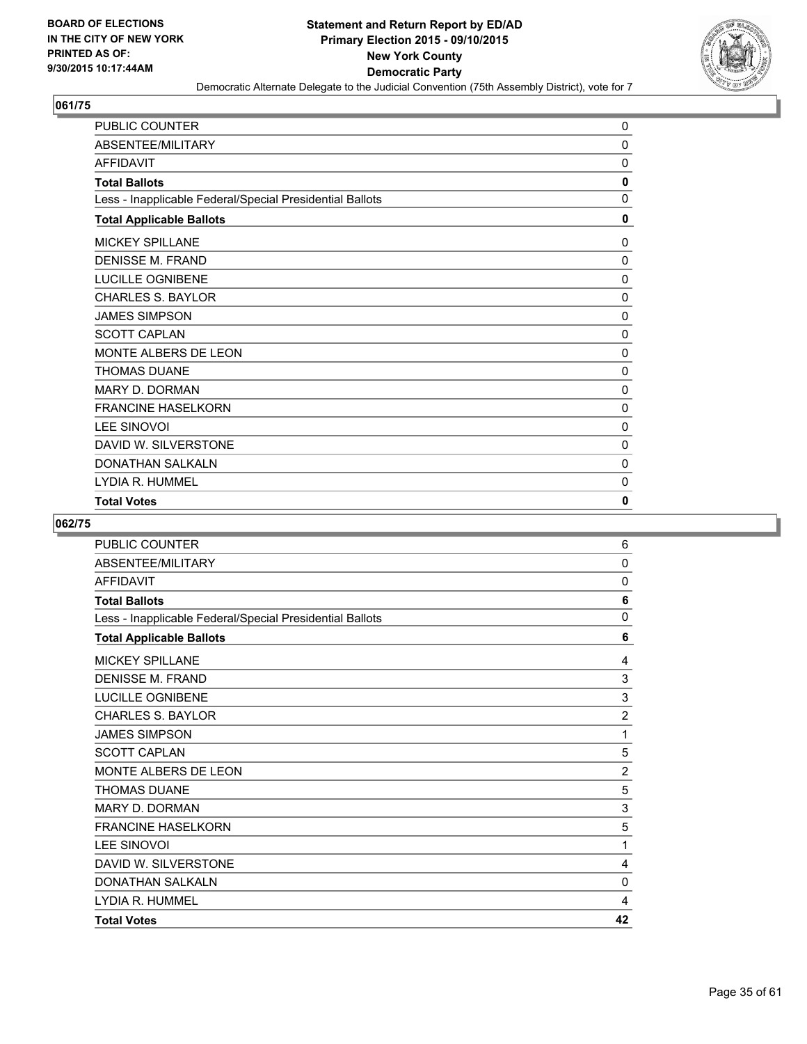BOARD OF ELECTIONS
IN THE CITY OF NEW YORK
PRINTED AS OF:
9/30/2015 10:17:44AM

**Statement and Return Report by ED/AD**
**Primary Election 2015 - 09/10/2015**
**New York County**
**Democratic Party**
Democratic Alternate Delegate to the Judicial Convention (75th Assembly District), vote for 7

## 061/75

| | |
|---|---|
| PUBLIC COUNTER | 0 |
| ABSENTEE/MILITARY | 0 |
| AFFIDAVIT | 0 |
| **Total Ballots** | **0** |
| Less - Inapplicable Federal/Special Presidential Ballots | 0 |
| **Total Applicable Ballots** | **0** |
| MICKEY SPILLANE | 0 |
| DENISSE M. FRAND | 0 |
| LUCILLE OGNIBENE | 0 |
| CHARLES S. BAYLOR | 0 |
| JAMES SIMPSON | 0 |
| SCOTT CAPLAN | 0 |
| MONTE ALBERS DE LEON | 0 |
| THOMAS DUANE | 0 |
| MARY D. DORMAN | 0 |
| FRANCINE HASELKORN | 0 |
| LEE SINOVOI | 0 |
| DAVID W. SILVERSTONE | 0 |
| DONATHAN SALKALN | 0 |
| LYDIA R. HUMMEL | 0 |
| **Total Votes** | **0** |

## 062/75

| | |
|---|---|
| PUBLIC COUNTER | 6 |
| ABSENTEE/MILITARY | 0 |
| AFFIDAVIT | 0 |
| **Total Ballots** | **6** |
| Less - Inapplicable Federal/Special Presidential Ballots | 0 |
| **Total Applicable Ballots** | **6** |
| MICKEY SPILLANE | 4 |
| DENISSE M. FRAND | 3 |
| LUCILLE OGNIBENE | 3 |
| CHARLES S. BAYLOR | 2 |
| JAMES SIMPSON | 1 |
| SCOTT CAPLAN | 5 |
| MONTE ALBERS DE LEON | 2 |
| THOMAS DUANE | 5 |
| MARY D. DORMAN | 3 |
| FRANCINE HASELKORN | 5 |
| LEE SINOVOI | 1 |
| DAVID W. SILVERSTONE | 4 |
| DONATHAN SALKALN | 0 |
| LYDIA R. HUMMEL | 4 |
| **Total Votes** | **42** |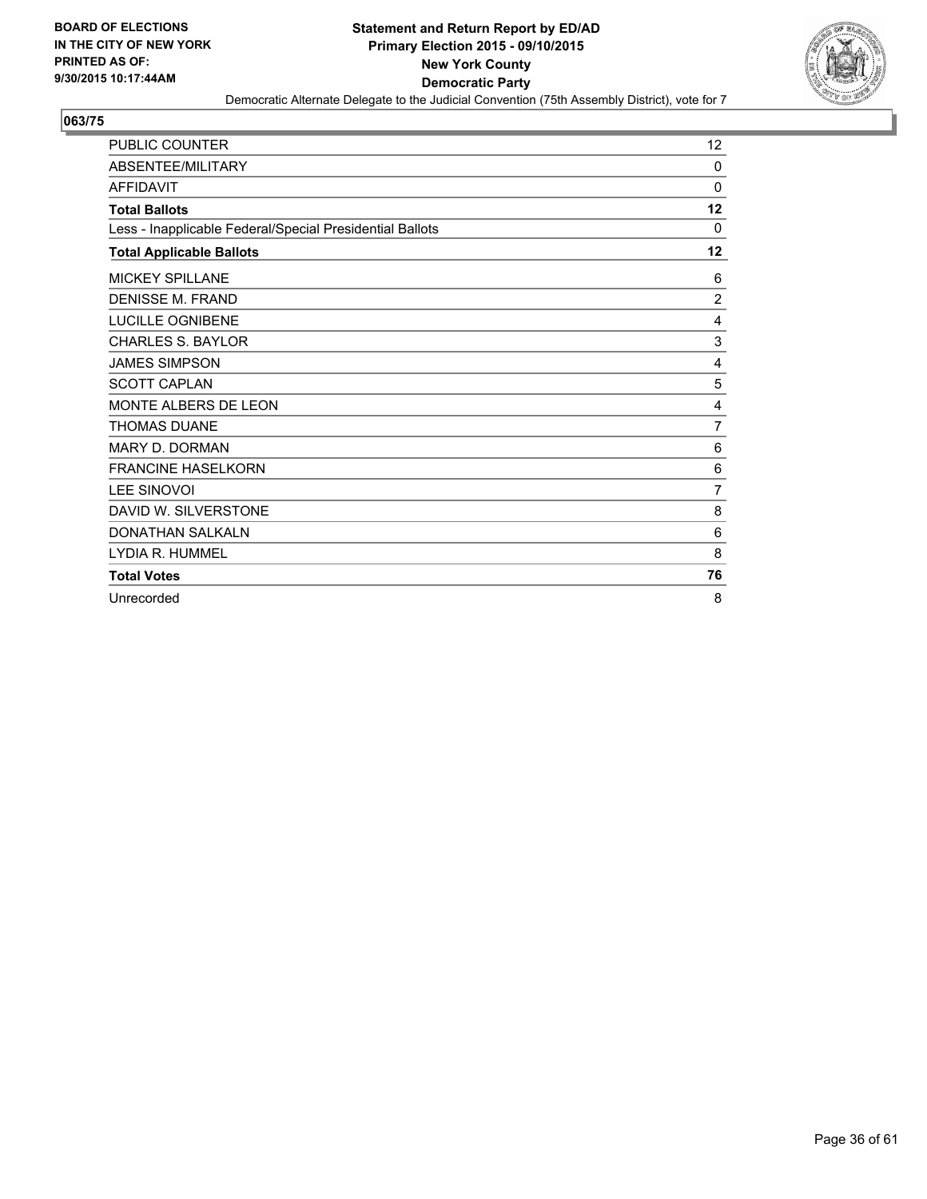BOARD OF ELECTIONS
IN THE CITY OF NEW YORK
PRINTED AS OF:
9/30/2015 10:17:44AM

**Statement and Return Report by ED/AD**
**Primary Election 2015 - 09/10/2015**
**New York County**
**Democratic Party**
Democratic Alternate Delegate to the Judicial Convention (75th Assembly District), vote for 7

## 063/75

| | |
|---|---|
| PUBLIC COUNTER | 12 |
| ABSENTEE/MILITARY | 0 |
| AFFIDAVIT | 0 |
| **Total Ballots** | **12** |
| Less - Inapplicable Federal/Special Presidential Ballots | 0 |
| **Total Applicable Ballots** | **12** |
| MICKEY SPILLANE | 6 |
| DENISSE M. FRAND | 2 |
| LUCILLE OGNIBENE | 4 |
| CHARLES S. BAYLOR | 3 |
| JAMES SIMPSON | 4 |
| SCOTT CAPLAN | 5 |
| MONTE ALBERS DE LEON | 4 |
| THOMAS DUANE | 7 |
| MARY D. DORMAN | 6 |
| FRANCINE HASELKORN | 6 |
| LEE SINOVOI | 7 |
| DAVID W. SILVERSTONE | 8 |
| DONATHAN SALKALN | 6 |
| LYDIA R. HUMMEL | 8 |
| **Total Votes** | **76** |
| Unrecorded | 8 |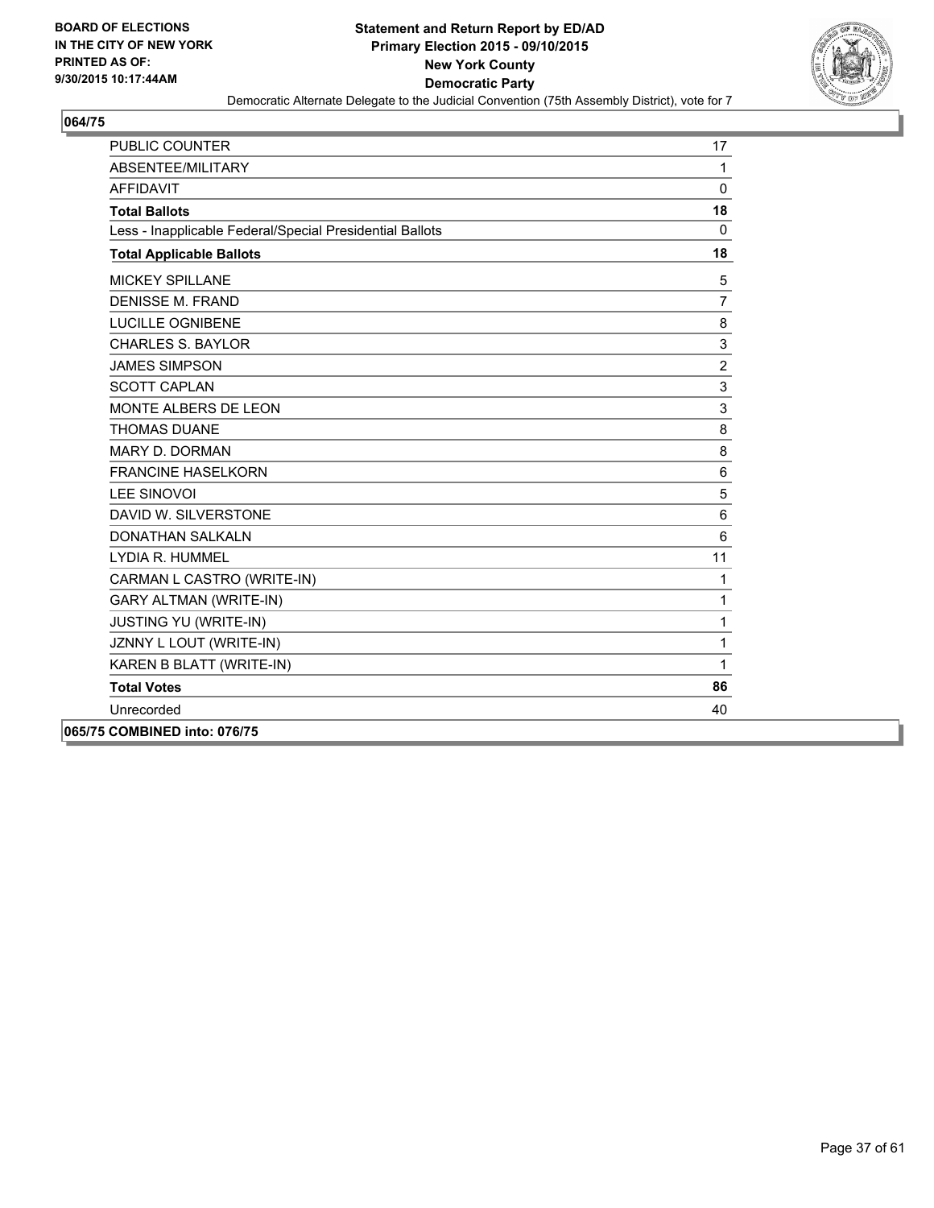**BOARD OF ELECTIONS IN THE CITY OF NEW YORK PRINTED AS OF: 9/30/2015 10:17:44AM**

# Statement and Return Report by ED/AD
## Primary Election 2015 - 09/10/2015
## New York County
## Democratic Party
### Democratic Alternate Delegate to the Judicial Convention (75th Assembly District), vote for 7

**064/75**

| | |
|---|---|
| PUBLIC COUNTER | 17 |
| ABSENTEE/MILITARY | 1 |
| AFFIDAVIT | 0 |
| **Total Ballots** | **18** |
| Less - Inapplicable Federal/Special Presidential Ballots | 0 |
| **Total Applicable Ballots** | **18** |
| MICKEY SPILLANE | 5 |
| DENISSE M. FRAND | 7 |
| LUCILLE OGNIBENE | 8 |
| CHARLES S. BAYLOR | 3 |
| JAMES SIMPSON | 2 |
| SCOTT CAPLAN | 3 |
| MONTE ALBERS DE LEON | 3 |
| THOMAS DUANE | 8 |
| MARY D. DORMAN | 8 |
| FRANCINE HASELKORN | 6 |
| LEE SINOVOI | 5 |
| DAVID W. SILVERSTONE | 6 |
| DONATHAN SALKALN | 6 |
| LYDIA R. HUMMEL | 11 |
| CARMAN L CASTRO (WRITE-IN) | 1 |
| GARY ALTMAN (WRITE-IN) | 1 |
| JUSTING YU (WRITE-IN) | 1 |
| JZNNY L LOUT (WRITE-IN) | 1 |
| KAREN B BLATT (WRITE-IN) | 1 |
| **Total Votes** | **86** |
| Unrecorded | 40 |

**065/75 COMBINED into: 076/75**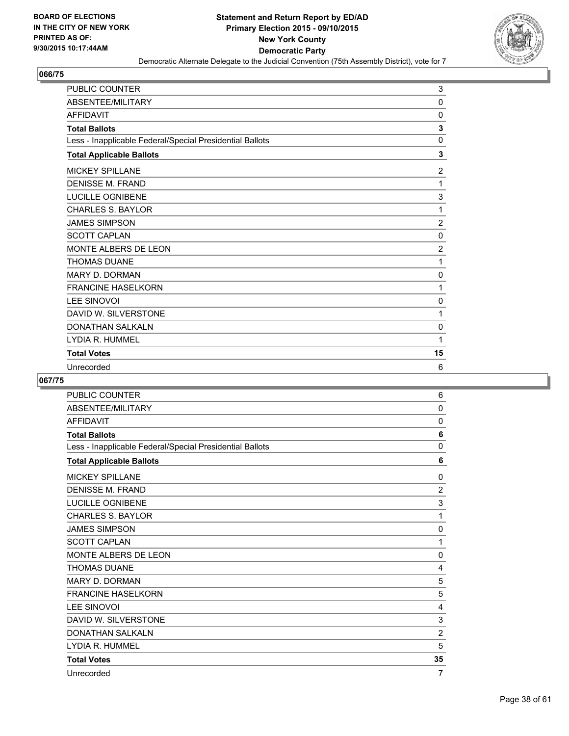BOARD OF ELECTIONS
IN THE CITY OF NEW YORK
PRINTED AS OF:
9/30/2015 10:17:44AM

**Statement and Return Report by ED/AD**
**Primary Election 2015 - 09/10/2015**
**New York County**
**Democratic Party**
Democratic Alternate Delegate to the Judicial Convention (75th Assembly District), vote for 7

## 066/75

| | |
|---|---|
| PUBLIC COUNTER | 3 |
| ABSENTEE/MILITARY | 0 |
| AFFIDAVIT | 0 |
| **Total Ballots** | **3** |
| Less - Inapplicable Federal/Special Presidential Ballots | 0 |
| **Total Applicable Ballots** | **3** |
| MICKEY SPILLANE | 2 |
| DENISSE M. FRAND | 1 |
| LUCILLE OGNIBENE | 3 |
| CHARLES S. BAYLOR | 1 |
| JAMES SIMPSON | 2 |
| SCOTT CAPLAN | 0 |
| MONTE ALBERS DE LEON | 2 |
| THOMAS DUANE | 1 |
| MARY D. DORMAN | 0 |
| FRANCINE HASELKORN | 1 |
| LEE SINOVOI | 0 |
| DAVID W. SILVERSTONE | 1 |
| DONATHAN SALKALN | 0 |
| LYDIA R. HUMMEL | 1 |
| **Total Votes** | **15** |
| Unrecorded | 6 |

## 067/75

| | |
|---|---|
| PUBLIC COUNTER | 6 |
| ABSENTEE/MILITARY | 0 |
| AFFIDAVIT | 0 |
| **Total Ballots** | **6** |
| Less - Inapplicable Federal/Special Presidential Ballots | 0 |
| **Total Applicable Ballots** | **6** |
| MICKEY SPILLANE | 0 |
| DENISSE M. FRAND | 2 |
| LUCILLE OGNIBENE | 3 |
| CHARLES S. BAYLOR | 1 |
| JAMES SIMPSON | 0 |
| SCOTT CAPLAN | 1 |
| MONTE ALBERS DE LEON | 0 |
| THOMAS DUANE | 4 |
| MARY D. DORMAN | 5 |
| FRANCINE HASELKORN | 5 |
| LEE SINOVOI | 4 |
| DAVID W. SILVERSTONE | 3 |
| DONATHAN SALKALN | 2 |
| LYDIA R. HUMMEL | 5 |
| **Total Votes** | **35** |
| Unrecorded | 7 |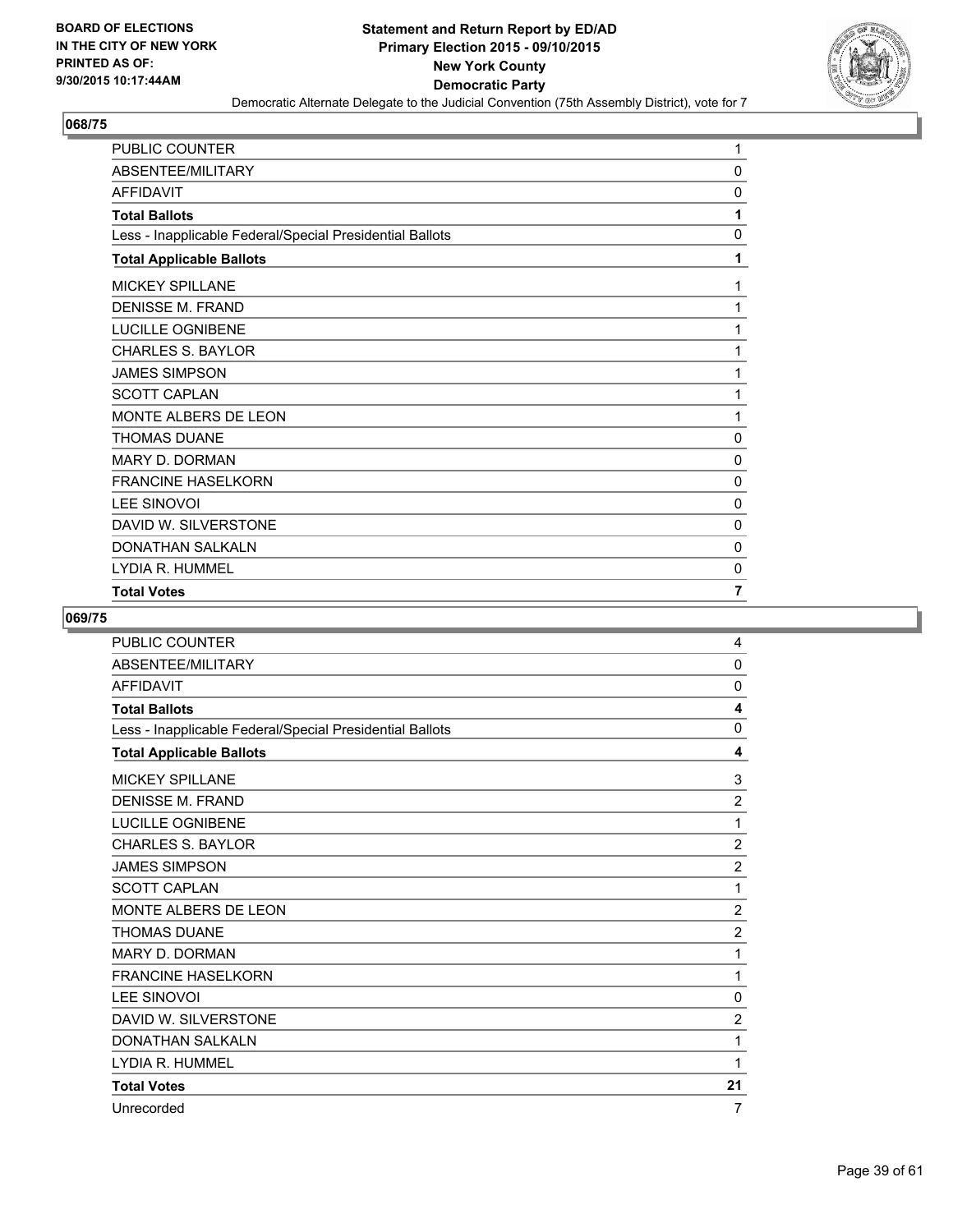BOARD OF ELECTIONS
IN THE CITY OF NEW YORK
PRINTED AS OF:
9/30/2015 10:17:44AM

**Statement and Return Report by ED/AD**
**Primary Election 2015 - 09/10/2015**
**New York County**
**Democratic Party**
Democratic Alternate Delegate to the Judicial Convention (75th Assembly District), vote for 7

## 068/75

| | |
|---|---|
| PUBLIC COUNTER | 1 |
| ABSENTEE/MILITARY | 0 |
| AFFIDAVIT | 0 |
| **Total Ballots** | **1** |
| Less - Inapplicable Federal/Special Presidential Ballots | 0 |
| **Total Applicable Ballots** | **1** |
| MICKEY SPILLANE | 1 |
| DENISSE M. FRAND | 1 |
| LUCILLE OGNIBENE | 1 |
| CHARLES S. BAYLOR | 1 |
| JAMES SIMPSON | 1 |
| SCOTT CAPLAN | 1 |
| MONTE ALBERS DE LEON | 1 |
| THOMAS DUANE | 0 |
| MARY D. DORMAN | 0 |
| FRANCINE HASELKORN | 0 |
| LEE SINOVOI | 0 |
| DAVID W. SILVERSTONE | 0 |
| DONATHAN SALKALN | 0 |
| LYDIA R. HUMMEL | 0 |
| **Total Votes** | **7** |

## 069/75

| | |
|---|---|
| PUBLIC COUNTER | 4 |
| ABSENTEE/MILITARY | 0 |
| AFFIDAVIT | 0 |
| **Total Ballots** | **4** |
| Less - Inapplicable Federal/Special Presidential Ballots | 0 |
| **Total Applicable Ballots** | **4** |
| MICKEY SPILLANE | 3 |
| DENISSE M. FRAND | 2 |
| LUCILLE OGNIBENE | 1 |
| CHARLES S. BAYLOR | 2 |
| JAMES SIMPSON | 2 |
| SCOTT CAPLAN | 1 |
| MONTE ALBERS DE LEON | 2 |
| THOMAS DUANE | 2 |
| MARY D. DORMAN | 1 |
| FRANCINE HASELKORN | 1 |
| LEE SINOVOI | 0 |
| DAVID W. SILVERSTONE | 2 |
| DONATHAN SALKALN | 1 |
| LYDIA R. HUMMEL | 1 |
| **Total Votes** | **21** |
| Unrecorded | 7 |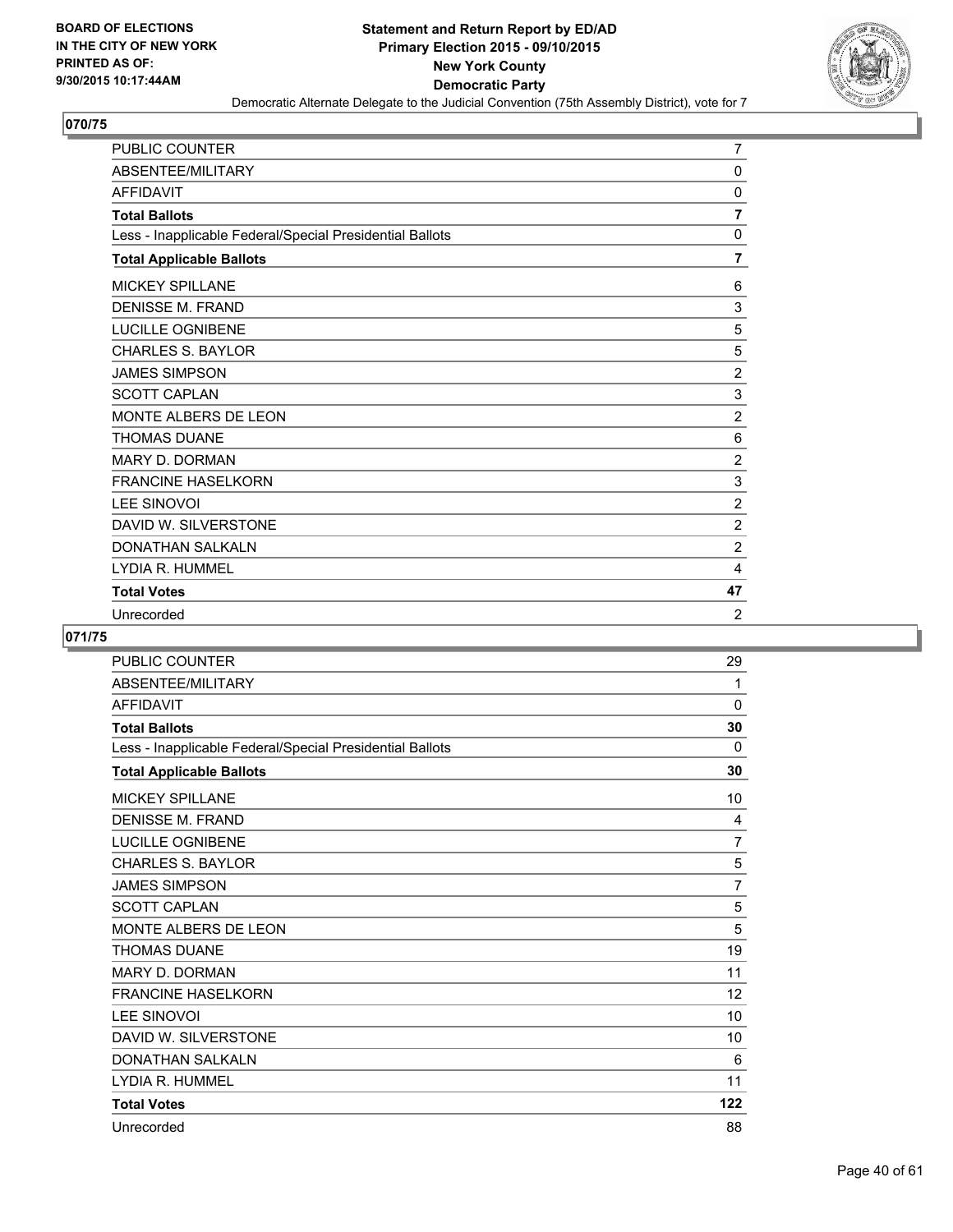BOARD OF ELECTIONS
IN THE CITY OF NEW YORK
PRINTED AS OF:
9/30/2015 10:17:44AM

**Statement and Return Report by ED/AD**
**Primary Election 2015 - 09/10/2015**
**New York County**
**Democratic Party**
Democratic Alternate Delegate to the Judicial Convention (75th Assembly District), vote for 7

## 070/75

| | |
|---|---|
| PUBLIC COUNTER | 7 |
| ABSENTEE/MILITARY | 0 |
| AFFIDAVIT | 0 |
| **Total Ballots** | **7** |
| Less - Inapplicable Federal/Special Presidential Ballots | 0 |
| **Total Applicable Ballots** | **7** |
| MICKEY SPILLANE | 6 |
| DENISSE M. FRAND | 3 |
| LUCILLE OGNIBENE | 5 |
| CHARLES S. BAYLOR | 5 |
| JAMES SIMPSON | 2 |
| SCOTT CAPLAN | 3 |
| MONTE ALBERS DE LEON | 2 |
| THOMAS DUANE | 6 |
| MARY D. DORMAN | 2 |
| FRANCINE HASELKORN | 3 |
| LEE SINOVOI | 2 |
| DAVID W. SILVERSTONE | 2 |
| DONATHAN SALKALN | 2 |
| LYDIA R. HUMMEL | 4 |
| **Total Votes** | **47** |
| Unrecorded | 2 |

## 071/75

| | |
|---|---|
| PUBLIC COUNTER | 29 |
| ABSENTEE/MILITARY | 1 |
| AFFIDAVIT | 0 |
| **Total Ballots** | **30** |
| Less - Inapplicable Federal/Special Presidential Ballots | 0 |
| **Total Applicable Ballots** | **30** |
| MICKEY SPILLANE | 10 |
| DENISSE M. FRAND | 4 |
| LUCILLE OGNIBENE | 7 |
| CHARLES S. BAYLOR | 5 |
| JAMES SIMPSON | 7 |
| SCOTT CAPLAN | 5 |
| MONTE ALBERS DE LEON | 5 |
| THOMAS DUANE | 19 |
| MARY D. DORMAN | 11 |
| FRANCINE HASELKORN | 12 |
| LEE SINOVOI | 10 |
| DAVID W. SILVERSTONE | 10 |
| DONATHAN SALKALN | 6 |
| LYDIA R. HUMMEL | 11 |
| **Total Votes** | **122** |
| Unrecorded | 88 |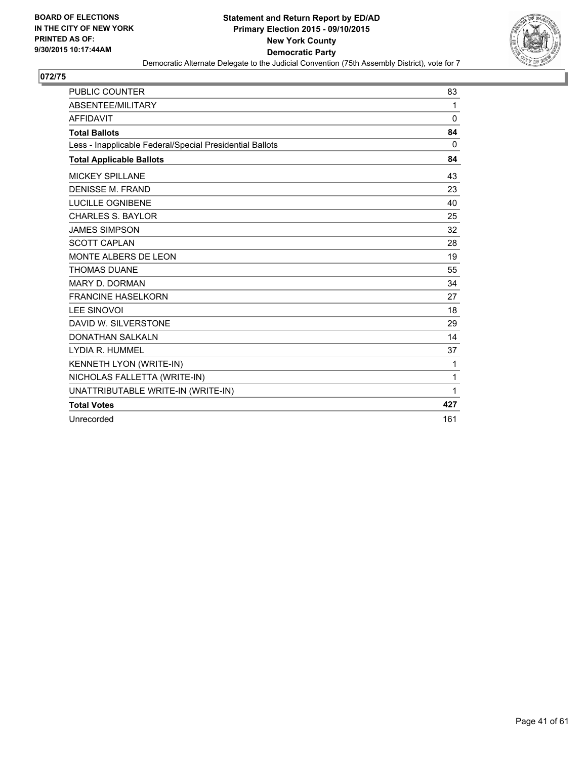**BOARD OF ELECTIONS**
**IN THE CITY OF NEW YORK**
**PRINTED AS OF:**
**9/30/2015 10:17:44AM**

# Statement and Return Report by ED/AD
## Primary Election 2015 - 09/10/2015
## New York County
## Democratic Party

Democratic Alternate Delegate to the Judicial Convention (75th Assembly District), vote for 7

### 072/75

| | |
|---|---|
| PUBLIC COUNTER | 83 |
| ABSENTEE/MILITARY | 1 |
| AFFIDAVIT | 0 |
| **Total Ballots** | **84** |
| Less - Inapplicable Federal/Special Presidential Ballots | 0 |
| **Total Applicable Ballots** | **84** |
| MICKEY SPILLANE | 43 |
| DENISSE M. FRAND | 23 |
| LUCILLE OGNIBENE | 40 |
| CHARLES S. BAYLOR | 25 |
| JAMES SIMPSON | 32 |
| SCOTT CAPLAN | 28 |
| MONTE ALBERS DE LEON | 19 |
| THOMAS DUANE | 55 |
| MARY D. DORMAN | 34 |
| FRANCINE HASELKORN | 27 |
| LEE SINOVOI | 18 |
| DAVID W. SILVERSTONE | 29 |
| DONATHAN SALKALN | 14 |
| LYDIA R. HUMMEL | 37 |
| KENNETH LYON (WRITE-IN) | 1 |
| NICHOLAS FALLETTA (WRITE-IN) | 1 |
| UNATTRIBUTABLE WRITE-IN (WRITE-IN) | 1 |
| **Total Votes** | **427** |
| Unrecorded | 161 |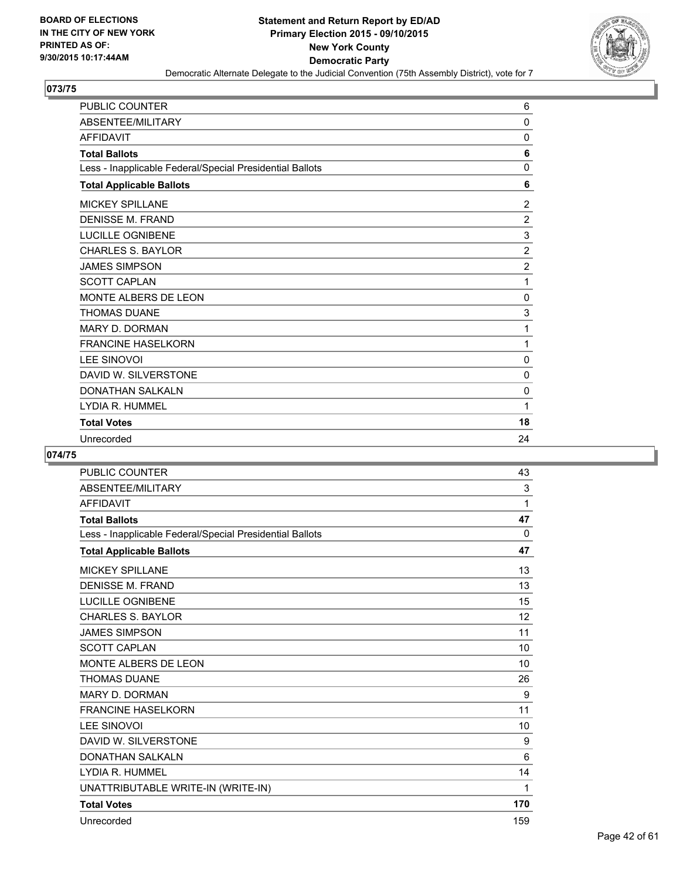**BOARD OF ELECTIONS IN THE CITY OF NEW YORK PRINTED AS OF: 9/30/2015 10:17:44AM**

**Statement and Return Report by ED/AD**
**Primary Election 2015 - 09/10/2015**
**New York County**
**Democratic Party**
Democratic Alternate Delegate to the Judicial Convention (75th Assembly District), vote for 7

### 073/75

| | |
|---|---|
| PUBLIC COUNTER | 6 |
| ABSENTEE/MILITARY | 0 |
| AFFIDAVIT | 0 |
| **Total Ballots** | **6** |
| Less - Inapplicable Federal/Special Presidential Ballots | 0 |
| **Total Applicable Ballots** | **6** |
| MICKEY SPILLANE | 2 |
| DENISSE M. FRAND | 2 |
| LUCILLE OGNIBENE | 3 |
| CHARLES S. BAYLOR | 2 |
| JAMES SIMPSON | 2 |
| SCOTT CAPLAN | 1 |
| MONTE ALBERS DE LEON | 0 |
| THOMAS DUANE | 3 |
| MARY D. DORMAN | 1 |
| FRANCINE HASELKORN | 1 |
| LEE SINOVOI | 0 |
| DAVID W. SILVERSTONE | 0 |
| DONATHAN SALKALN | 0 |
| LYDIA R. HUMMEL | 1 |
| **Total Votes** | **18** |
| Unrecorded | 24 |

### 074/75

| | |
|---|---|
| PUBLIC COUNTER | 43 |
| ABSENTEE/MILITARY | 3 |
| AFFIDAVIT | 1 |
| **Total Ballots** | **47** |
| Less - Inapplicable Federal/Special Presidential Ballots | 0 |
| **Total Applicable Ballots** | **47** |
| MICKEY SPILLANE | 13 |
| DENISSE M. FRAND | 13 |
| LUCILLE OGNIBENE | 15 |
| CHARLES S. BAYLOR | 12 |
| JAMES SIMPSON | 11 |
| SCOTT CAPLAN | 10 |
| MONTE ALBERS DE LEON | 10 |
| THOMAS DUANE | 26 |
| MARY D. DORMAN | 9 |
| FRANCINE HASELKORN | 11 |
| LEE SINOVOI | 10 |
| DAVID W. SILVERSTONE | 9 |
| DONATHAN SALKALN | 6 |
| LYDIA R. HUMMEL | 14 |
| UNATTRIBUTABLE WRITE-IN (WRITE-IN) | 1 |
| **Total Votes** | **170** |
| Unrecorded | 159 |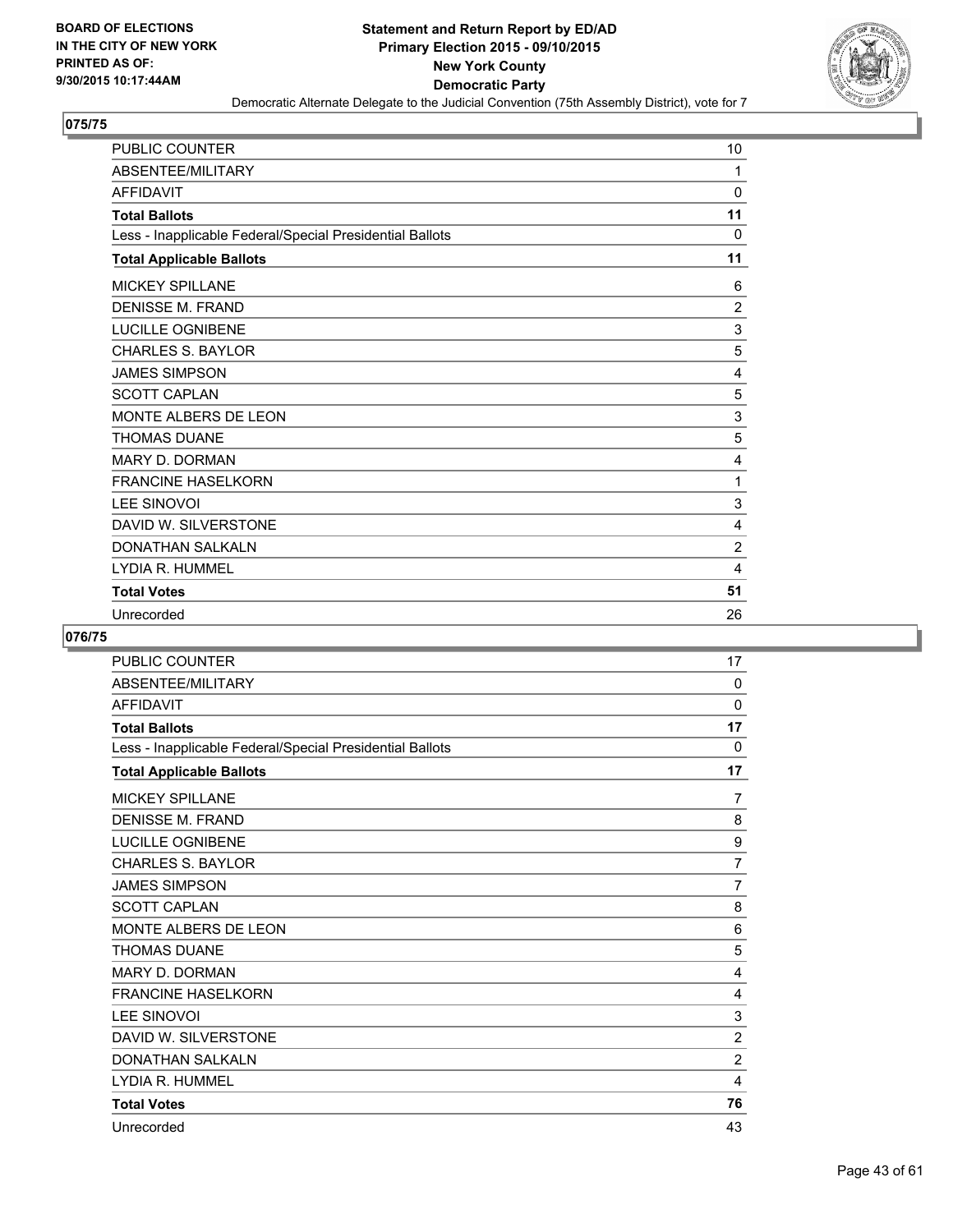**BOARD OF ELECTIONS IN THE CITY OF NEW YORK PRINTED AS OF: 9/30/2015 10:17:44AM**

**Statement and Return Report by ED/AD**
**Primary Election 2015 - 09/10/2015**
**New York County**
**Democratic Party**
Democratic Alternate Delegate to the Judicial Convention (75th Assembly District), vote for 7

## 075/75

| | |
|---|---|
| PUBLIC COUNTER | 10 |
| ABSENTEE/MILITARY | 1 |
| AFFIDAVIT | 0 |
| **Total Ballots** | **11** |
| Less - Inapplicable Federal/Special Presidential Ballots | 0 |
| **Total Applicable Ballots** | **11** |
| MICKEY SPILLANE | 6 |
| DENISSE M. FRAND | 2 |
| LUCILLE OGNIBENE | 3 |
| CHARLES S. BAYLOR | 5 |
| JAMES SIMPSON | 4 |
| SCOTT CAPLAN | 5 |
| MONTE ALBERS DE LEON | 3 |
| THOMAS DUANE | 5 |
| MARY D. DORMAN | 4 |
| FRANCINE HASELKORN | 1 |
| LEE SINOVOI | 3 |
| DAVID W. SILVERSTONE | 4 |
| DONATHAN SALKALN | 2 |
| LYDIA R. HUMMEL | 4 |
| **Total Votes** | **51** |
| Unrecorded | 26 |

## 076/75

| | |
|---|---|
| PUBLIC COUNTER | 17 |
| ABSENTEE/MILITARY | 0 |
| AFFIDAVIT | 0 |
| **Total Ballots** | **17** |
| Less - Inapplicable Federal/Special Presidential Ballots | 0 |
| **Total Applicable Ballots** | **17** |
| MICKEY SPILLANE | 7 |
| DENISSE M. FRAND | 8 |
| LUCILLE OGNIBENE | 9 |
| CHARLES S. BAYLOR | 7 |
| JAMES SIMPSON | 7 |
| SCOTT CAPLAN | 8 |
| MONTE ALBERS DE LEON | 6 |
| THOMAS DUANE | 5 |
| MARY D. DORMAN | 4 |
| FRANCINE HASELKORN | 4 |
| LEE SINOVOI | 3 |
| DAVID W. SILVERSTONE | 2 |
| DONATHAN SALKALN | 2 |
| LYDIA R. HUMMEL | 4 |
| **Total Votes** | **76** |
| Unrecorded | 43 |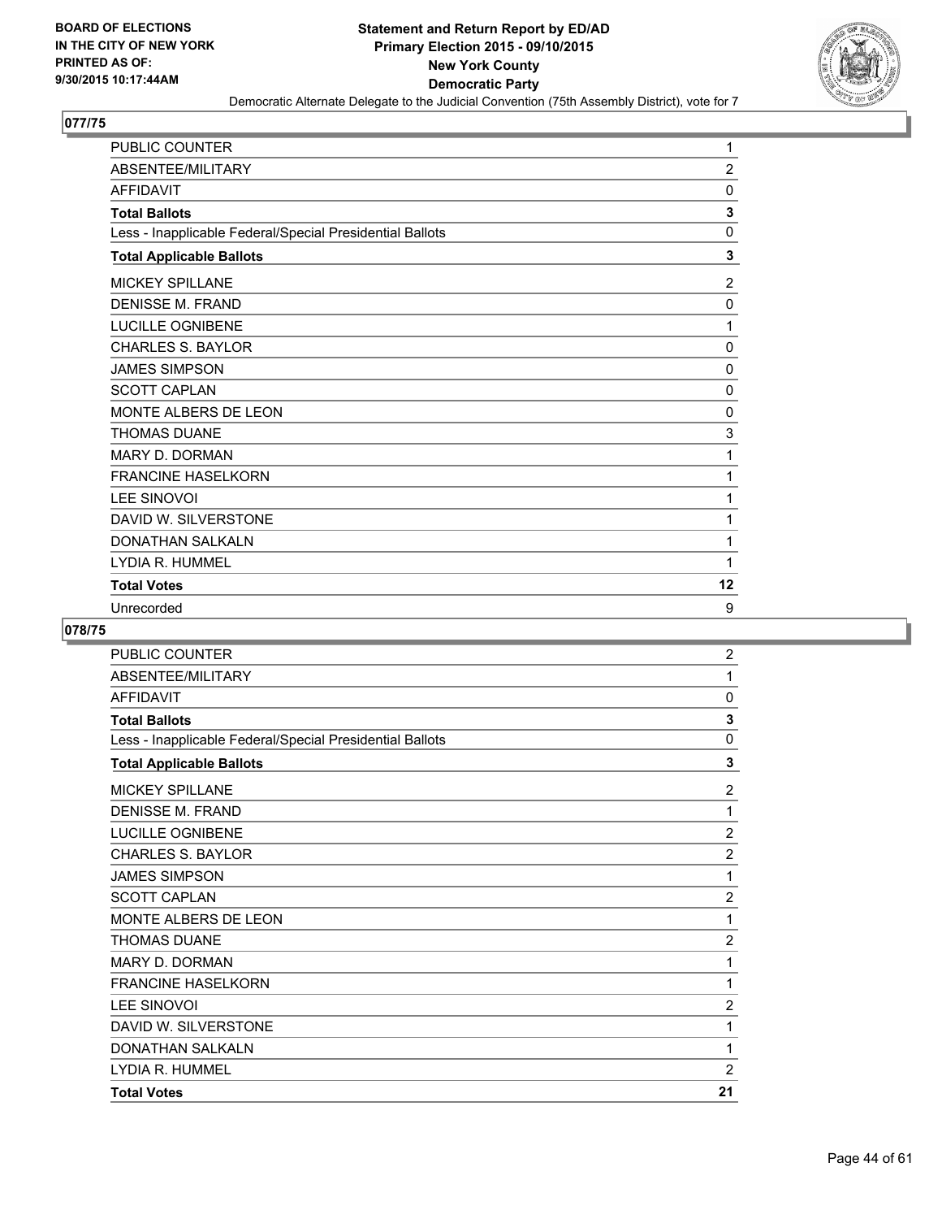**Statement and Return Report by ED/AD**
**Primary Election 2015 - 09/10/2015**
**New York County**
**Democratic Party**
Democratic Alternate Delegate to the Judicial Convention (75th Assembly District), vote for 7

BOARD OF ELECTIONS
IN THE CITY OF NEW YORK
PRINTED AS OF:
9/30/2015 10:17:44AM

## 077/75

| | |
|---|---|
| PUBLIC COUNTER | 1 |
| ABSENTEE/MILITARY | 2 |
| AFFIDAVIT | 0 |
| **Total Ballots** | **3** |
| Less - Inapplicable Federal/Special Presidential Ballots | 0 |
| **Total Applicable Ballots** | **3** |
| MICKEY SPILLANE | 2 |
| DENISSE M. FRAND | 0 |
| LUCILLE OGNIBENE | 1 |
| CHARLES S. BAYLOR | 0 |
| JAMES SIMPSON | 0 |
| SCOTT CAPLAN | 0 |
| MONTE ALBERS DE LEON | 0 |
| THOMAS DUANE | 3 |
| MARY D. DORMAN | 1 |
| FRANCINE HASELKORN | 1 |
| LEE SINOVOI | 1 |
| DAVID W. SILVERSTONE | 1 |
| DONATHAN SALKALN | 1 |
| LYDIA R. HUMMEL | 1 |
| **Total Votes** | **12** |
| Unrecorded | 9 |

## 078/75

| | |
|---|---|
| PUBLIC COUNTER | 2 |
| ABSENTEE/MILITARY | 1 |
| AFFIDAVIT | 0 |
| **Total Ballots** | **3** |
| Less - Inapplicable Federal/Special Presidential Ballots | 0 |
| **Total Applicable Ballots** | **3** |
| MICKEY SPILLANE | 2 |
| DENISSE M. FRAND | 1 |
| LUCILLE OGNIBENE | 2 |
| CHARLES S. BAYLOR | 2 |
| JAMES SIMPSON | 1 |
| SCOTT CAPLAN | 2 |
| MONTE ALBERS DE LEON | 1 |
| THOMAS DUANE | 2 |
| MARY D. DORMAN | 1 |
| FRANCINE HASELKORN | 1 |
| LEE SINOVOI | 2 |
| DAVID W. SILVERSTONE | 1 |
| DONATHAN SALKALN | 1 |
| LYDIA R. HUMMEL | 2 |
| **Total Votes** | **21** |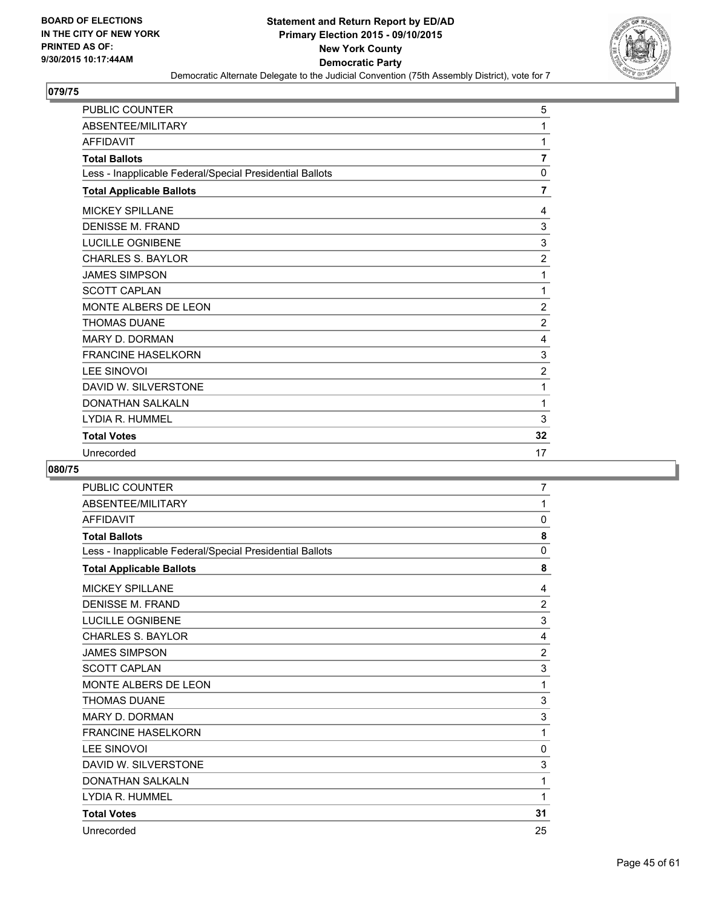BOARD OF ELECTIONS
IN THE CITY OF NEW YORK
PRINTED AS OF:
9/30/2015 10:17:44AM

**Statement and Return Report by ED/AD**
**Primary Election 2015 - 09/10/2015**
**New York County**
**Democratic Party**
Democratic Alternate Delegate to the Judicial Convention (75th Assembly District), vote for 7

## 079/75

| | |
|---|---|
| PUBLIC COUNTER | 5 |
| ABSENTEE/MILITARY | 1 |
| AFFIDAVIT | 1 |
| **Total Ballots** | **7** |
| Less - Inapplicable Federal/Special Presidential Ballots | 0 |
| **Total Applicable Ballots** | **7** |
| MICKEY SPILLANE | 4 |
| DENISSE M. FRAND | 3 |
| LUCILLE OGNIBENE | 3 |
| CHARLES S. BAYLOR | 2 |
| JAMES SIMPSON | 1 |
| SCOTT CAPLAN | 1 |
| MONTE ALBERS DE LEON | 2 |
| THOMAS DUANE | 2 |
| MARY D. DORMAN | 4 |
| FRANCINE HASELKORN | 3 |
| LEE SINOVOI | 2 |
| DAVID W. SILVERSTONE | 1 |
| DONATHAN SALKALN | 1 |
| LYDIA R. HUMMEL | 3 |
| **Total Votes** | **32** |
| Unrecorded | 17 |

## 080/75

| | |
|---|---|
| PUBLIC COUNTER | 7 |
| ABSENTEE/MILITARY | 1 |
| AFFIDAVIT | 0 |
| **Total Ballots** | **8** |
| Less - Inapplicable Federal/Special Presidential Ballots | 0 |
| **Total Applicable Ballots** | **8** |
| MICKEY SPILLANE | 4 |
| DENISSE M. FRAND | 2 |
| LUCILLE OGNIBENE | 3 |
| CHARLES S. BAYLOR | 4 |
| JAMES SIMPSON | 2 |
| SCOTT CAPLAN | 3 |
| MONTE ALBERS DE LEON | 1 |
| THOMAS DUANE | 3 |
| MARY D. DORMAN | 3 |
| FRANCINE HASELKORN | 1 |
| LEE SINOVOI | 0 |
| DAVID W. SILVERSTONE | 3 |
| DONATHAN SALKALN | 1 |
| LYDIA R. HUMMEL | 1 |
| **Total Votes** | **31** |
| Unrecorded | 25 |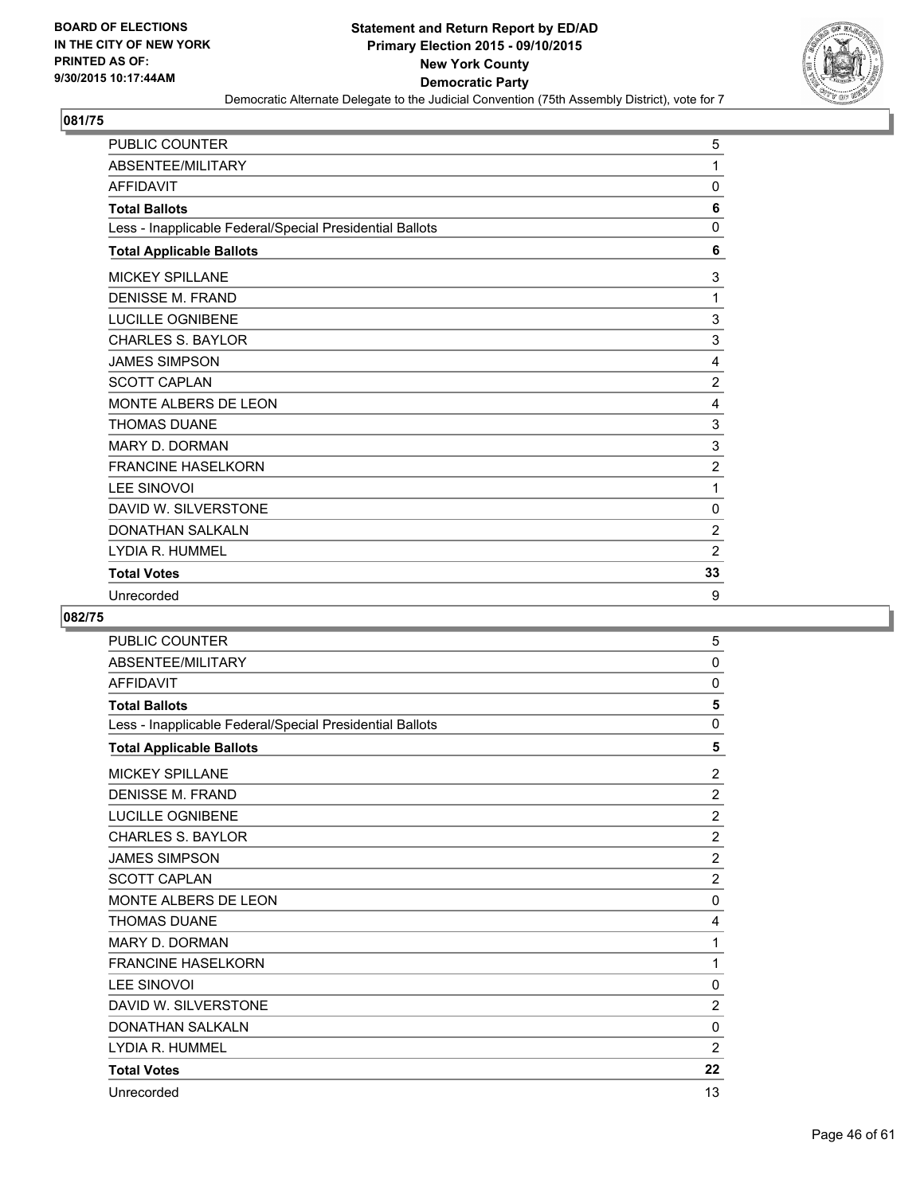BOARD OF ELECTIONS
IN THE CITY OF NEW YORK
PRINTED AS OF:
9/30/2015 10:17:44AM

**Statement and Return Report by ED/AD**
**Primary Election 2015 - 09/10/2015**
**New York County**
**Democratic Party**
Democratic Alternate Delegate to the Judicial Convention (75th Assembly District), vote for 7

## 081/75

| | |
|---|---|
| PUBLIC COUNTER | 5 |
| ABSENTEE/MILITARY | 1 |
| AFFIDAVIT | 0 |
| **Total Ballots** | **6** |
| Less - Inapplicable Federal/Special Presidential Ballots | 0 |
| **Total Applicable Ballots** | **6** |
| MICKEY SPILLANE | 3 |
| DENISSE M. FRAND | 1 |
| LUCILLE OGNIBENE | 3 |
| CHARLES S. BAYLOR | 3 |
| JAMES SIMPSON | 4 |
| SCOTT CAPLAN | 2 |
| MONTE ALBERS DE LEON | 4 |
| THOMAS DUANE | 3 |
| MARY D. DORMAN | 3 |
| FRANCINE HASELKORN | 2 |
| LEE SINOVOI | 1 |
| DAVID W. SILVERSTONE | 0 |
| DONATHAN SALKALN | 2 |
| LYDIA R. HUMMEL | 2 |
| **Total Votes** | **33** |
| Unrecorded | 9 |

## 082/75

| | |
|---|---|
| PUBLIC COUNTER | 5 |
| ABSENTEE/MILITARY | 0 |
| AFFIDAVIT | 0 |
| **Total Ballots** | **5** |
| Less - Inapplicable Federal/Special Presidential Ballots | 0 |
| **Total Applicable Ballots** | **5** |
| MICKEY SPILLANE | 2 |
| DENISSE M. FRAND | 2 |
| LUCILLE OGNIBENE | 2 |
| CHARLES S. BAYLOR | 2 |
| JAMES SIMPSON | 2 |
| SCOTT CAPLAN | 2 |
| MONTE ALBERS DE LEON | 0 |
| THOMAS DUANE | 4 |
| MARY D. DORMAN | 1 |
| FRANCINE HASELKORN | 1 |
| LEE SINOVOI | 0 |
| DAVID W. SILVERSTONE | 2 |
| DONATHAN SALKALN | 0 |
| LYDIA R. HUMMEL | 2 |
| **Total Votes** | **22** |
| Unrecorded | 13 |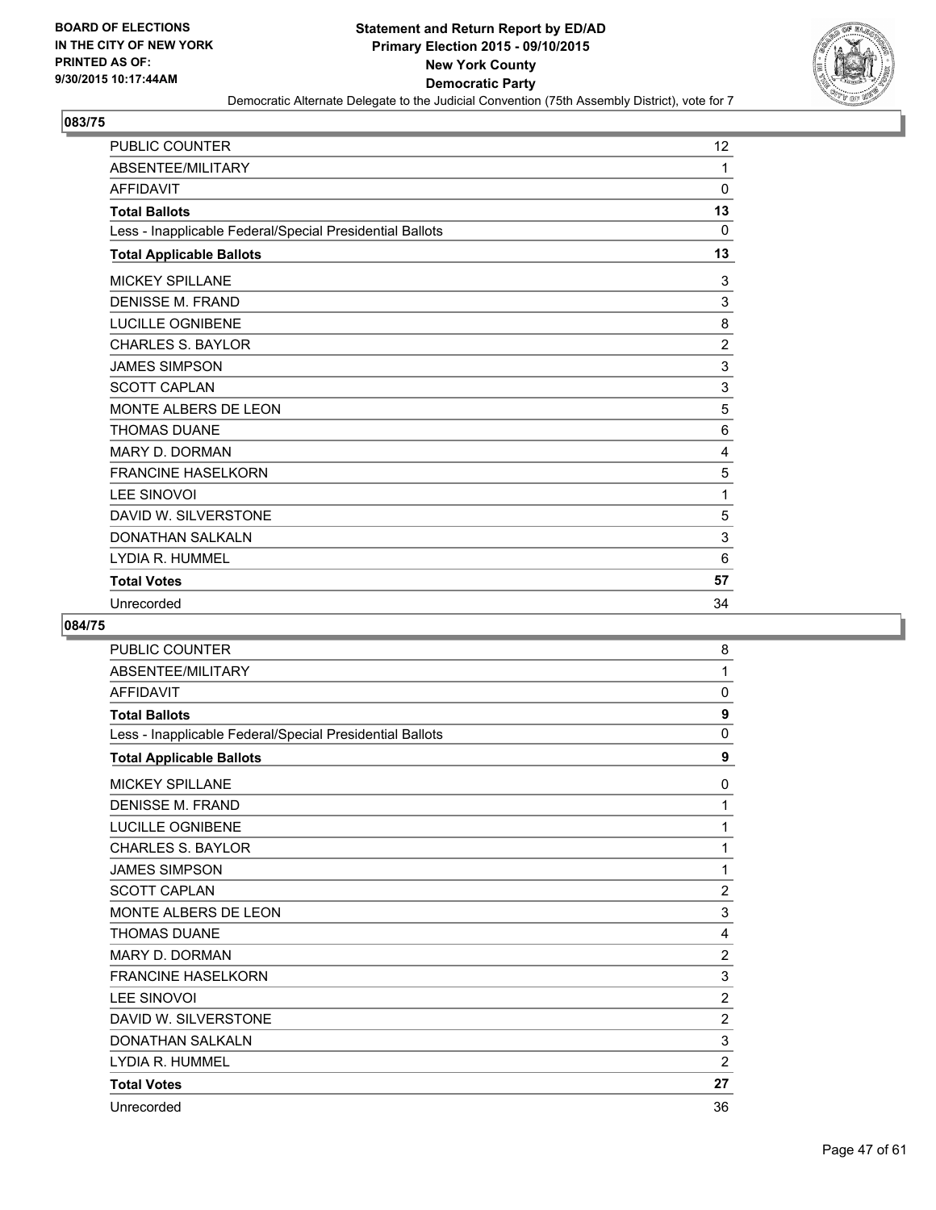**BOARD OF ELECTIONS IN THE CITY OF NEW YORK PRINTED AS OF: 9/30/2015 10:17:44AM**

**Statement and Return Report by ED/AD Primary Election 2015 - 09/10/2015 New York County Democratic Party**

Democratic Alternate Delegate to the Judicial Convention (75th Assembly District), vote for 7

## 083/75

| | |
|---|---|
| PUBLIC COUNTER | 12 |
| ABSENTEE/MILITARY | 1 |
| AFFIDAVIT | 0 |
| **Total Ballots** | **13** |
| Less - Inapplicable Federal/Special Presidential Ballots | 0 |
| **Total Applicable Ballots** | **13** |
| MICKEY SPILLANE | 3 |
| DENISSE M. FRAND | 3 |
| LUCILLE OGNIBENE | 8 |
| CHARLES S. BAYLOR | 2 |
| JAMES SIMPSON | 3 |
| SCOTT CAPLAN | 3 |
| MONTE ALBERS DE LEON | 5 |
| THOMAS DUANE | 6 |
| MARY D. DORMAN | 4 |
| FRANCINE HASELKORN | 5 |
| LEE SINOVOI | 1 |
| DAVID W. SILVERSTONE | 5 |
| DONATHAN SALKALN | 3 |
| LYDIA R. HUMMEL | 6 |
| **Total Votes** | **57** |
| Unrecorded | 34 |

## 084/75

| | |
|---|---|
| PUBLIC COUNTER | 8 |
| ABSENTEE/MILITARY | 1 |
| AFFIDAVIT | 0 |
| **Total Ballots** | **9** |
| Less - Inapplicable Federal/Special Presidential Ballots | 0 |
| **Total Applicable Ballots** | **9** |
| MICKEY SPILLANE | 0 |
| DENISSE M. FRAND | 1 |
| LUCILLE OGNIBENE | 1 |
| CHARLES S. BAYLOR | 1 |
| JAMES SIMPSON | 1 |
| SCOTT CAPLAN | 2 |
| MONTE ALBERS DE LEON | 3 |
| THOMAS DUANE | 4 |
| MARY D. DORMAN | 2 |
| FRANCINE HASELKORN | 3 |
| LEE SINOVOI | 2 |
| DAVID W. SILVERSTONE | 2 |
| DONATHAN SALKALN | 3 |
| LYDIA R. HUMMEL | 2 |
| **Total Votes** | **27** |
| Unrecorded | 36 |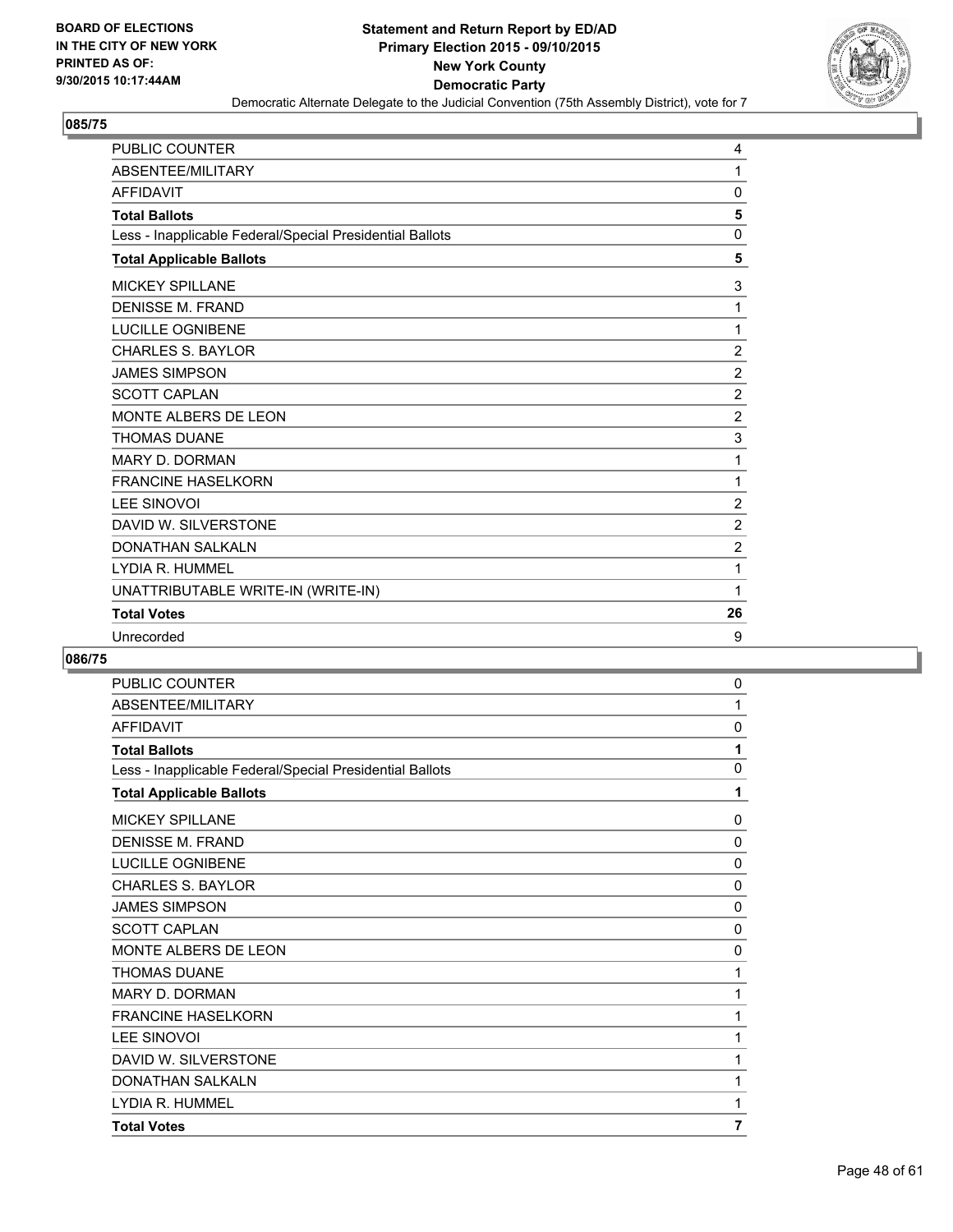**Statement and Return Report by ED/AD**
**Primary Election 2015 - 09/10/2015**
**New York County**
**Democratic Party**
Democratic Alternate Delegate to the Judicial Convention (75th Assembly District), vote for 7

BOARD OF ELECTIONS
IN THE CITY OF NEW YORK
PRINTED AS OF:
9/30/2015 10:17:44AM

## 085/75

| | |
|---|---|
| PUBLIC COUNTER | 4 |
| ABSENTEE/MILITARY | 1 |
| AFFIDAVIT | 0 |
| **Total Ballots** | **5** |
| Less - Inapplicable Federal/Special Presidential Ballots | 0 |
| **Total Applicable Ballots** | **5** |
| MICKEY SPILLANE | 3 |
| DENISSE M. FRAND | 1 |
| LUCILLE OGNIBENE | 1 |
| CHARLES S. BAYLOR | 2 |
| JAMES SIMPSON | 2 |
| SCOTT CAPLAN | 2 |
| MONTE ALBERS DE LEON | 2 |
| THOMAS DUANE | 3 |
| MARY D. DORMAN | 1 |
| FRANCINE HASELKORN | 1 |
| LEE SINOVOI | 2 |
| DAVID W. SILVERSTONE | 2 |
| DONATHAN SALKALN | 2 |
| LYDIA R. HUMMEL | 1 |
| UNATTRIBUTABLE WRITE-IN (WRITE-IN) | 1 |
| **Total Votes** | **26** |
| Unrecorded | 9 |

## 086/75

| | |
|---|---|
| PUBLIC COUNTER | 0 |
| ABSENTEE/MILITARY | 1 |
| AFFIDAVIT | 0 |
| **Total Ballots** | **1** |
| Less - Inapplicable Federal/Special Presidential Ballots | 0 |
| **Total Applicable Ballots** | **1** |
| MICKEY SPILLANE | 0 |
| DENISSE M. FRAND | 0 |
| LUCILLE OGNIBENE | 0 |
| CHARLES S. BAYLOR | 0 |
| JAMES SIMPSON | 0 |
| SCOTT CAPLAN | 0 |
| MONTE ALBERS DE LEON | 0 |
| THOMAS DUANE | 1 |
| MARY D. DORMAN | 1 |
| FRANCINE HASELKORN | 1 |
| LEE SINOVOI | 1 |
| DAVID W. SILVERSTONE | 1 |
| DONATHAN SALKALN | 1 |
| LYDIA R. HUMMEL | 1 |
| **Total Votes** | **7** |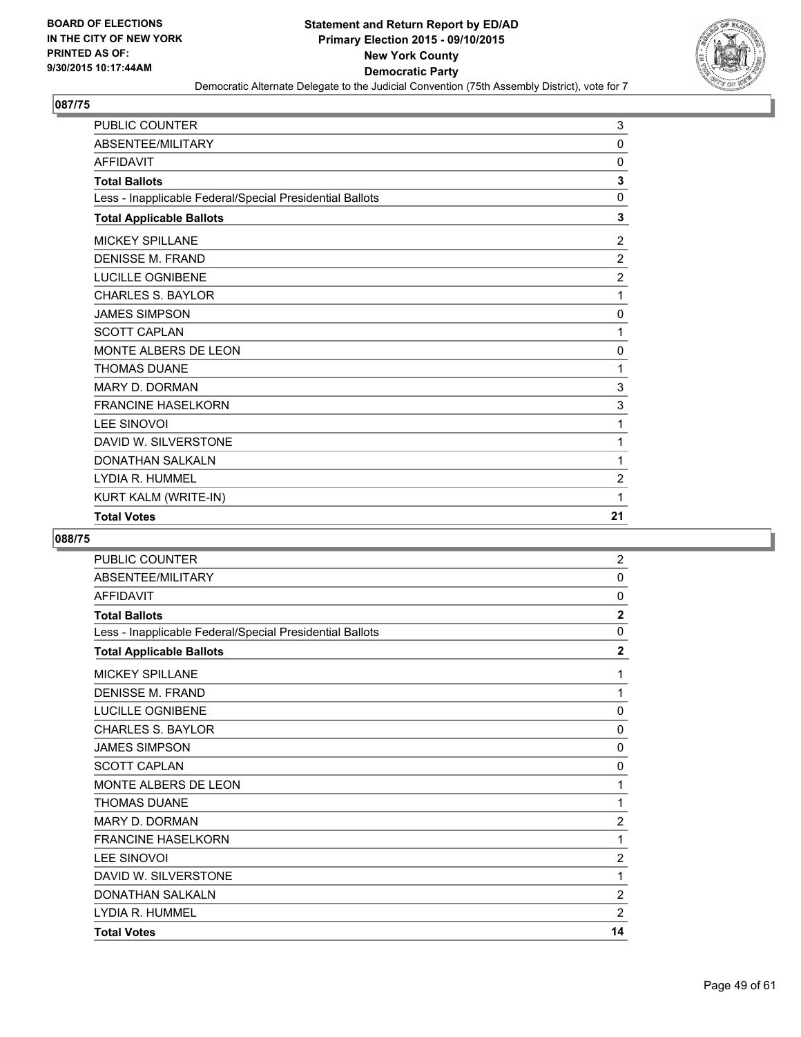**Statement and Return Report by ED/AD**
**Primary Election 2015 - 09/10/2015**
**New York County**
**Democratic Party**
Democratic Alternate Delegate to the Judicial Convention (75th Assembly District), vote for 7

BOARD OF ELECTIONS
IN THE CITY OF NEW YORK
PRINTED AS OF:
9/30/2015 10:17:44AM

## 087/75

| | |
|---|---|
| PUBLIC COUNTER | 3 |
| ABSENTEE/MILITARY | 0 |
| AFFIDAVIT | 0 |
| **Total Ballots** | **3** |
| Less - Inapplicable Federal/Special Presidential Ballots | 0 |
| **Total Applicable Ballots** | **3** |
| MICKEY SPILLANE | 2 |
| DENISSE M. FRAND | 2 |
| LUCILLE OGNIBENE | 2 |
| CHARLES S. BAYLOR | 1 |
| JAMES SIMPSON | 0 |
| SCOTT CAPLAN | 1 |
| MONTE ALBERS DE LEON | 0 |
| THOMAS DUANE | 1 |
| MARY D. DORMAN | 3 |
| FRANCINE HASELKORN | 3 |
| LEE SINOVOI | 1 |
| DAVID W. SILVERSTONE | 1 |
| DONATHAN SALKALN | 1 |
| LYDIA R. HUMMEL | 2 |
| KURT KALM (WRITE-IN) | 1 |
| **Total Votes** | **21** |

## 088/75

| | |
|---|---|
| PUBLIC COUNTER | 2 |
| ABSENTEE/MILITARY | 0 |
| AFFIDAVIT | 0 |
| **Total Ballots** | **2** |
| Less - Inapplicable Federal/Special Presidential Ballots | 0 |
| **Total Applicable Ballots** | **2** |
| MICKEY SPILLANE | 1 |
| DENISSE M. FRAND | 1 |
| LUCILLE OGNIBENE | 0 |
| CHARLES S. BAYLOR | 0 |
| JAMES SIMPSON | 0 |
| SCOTT CAPLAN | 0 |
| MONTE ALBERS DE LEON | 1 |
| THOMAS DUANE | 1 |
| MARY D. DORMAN | 2 |
| FRANCINE HASELKORN | 1 |
| LEE SINOVOI | 2 |
| DAVID W. SILVERSTONE | 1 |
| DONATHAN SALKALN | 2 |
| LYDIA R. HUMMEL | 2 |
| **Total Votes** | **14** |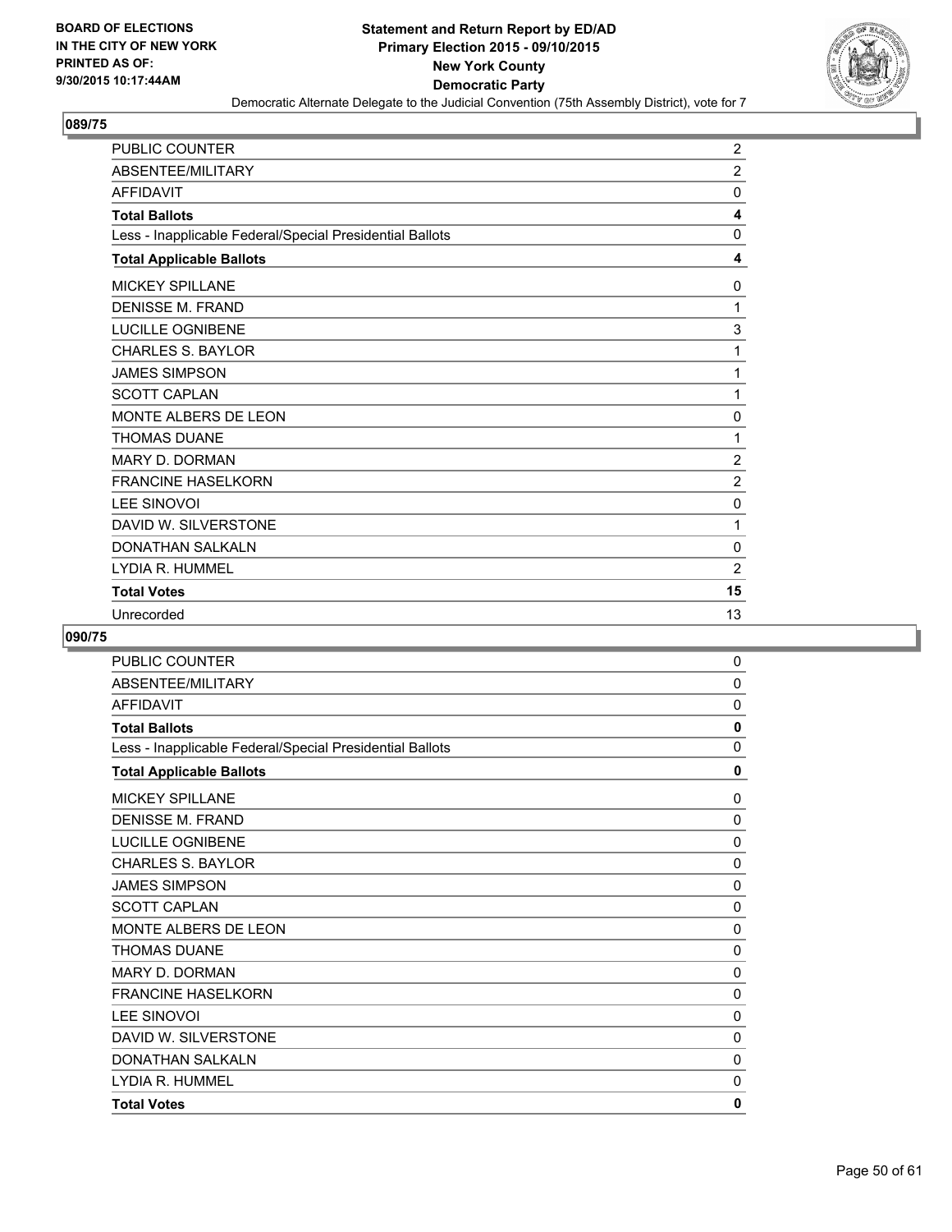BOARD OF ELECTIONS
IN THE CITY OF NEW YORK
PRINTED AS OF:
9/30/2015 10:17:44AM

**Statement and Return Report by ED/AD**
**Primary Election 2015 - 09/10/2015**
**New York County**
**Democratic Party**
Democratic Alternate Delegate to the Judicial Convention (75th Assembly District), vote for 7

## 089/75

| | |
|---|---|
| PUBLIC COUNTER | 2 |
| ABSENTEE/MILITARY | 2 |
| AFFIDAVIT | 0 |
| **Total Ballots** | **4** |
| Less - Inapplicable Federal/Special Presidential Ballots | 0 |
| **Total Applicable Ballots** | **4** |
| MICKEY SPILLANE | 0 |
| DENISSE M. FRAND | 1 |
| LUCILLE OGNIBENE | 3 |
| CHARLES S. BAYLOR | 1 |
| JAMES SIMPSON | 1 |
| SCOTT CAPLAN | 1 |
| MONTE ALBERS DE LEON | 0 |
| THOMAS DUANE | 1 |
| MARY D. DORMAN | 2 |
| FRANCINE HASELKORN | 2 |
| LEE SINOVOI | 0 |
| DAVID W. SILVERSTONE | 1 |
| DONATHAN SALKALN | 0 |
| LYDIA R. HUMMEL | 2 |
| **Total Votes** | **15** |
| Unrecorded | 13 |

## 090/75

| | |
|---|---|
| PUBLIC COUNTER | 0 |
| ABSENTEE/MILITARY | 0 |
| AFFIDAVIT | 0 |
| **Total Ballots** | **0** |
| Less - Inapplicable Federal/Special Presidential Ballots | 0 |
| **Total Applicable Ballots** | **0** |
| MICKEY SPILLANE | 0 |
| DENISSE M. FRAND | 0 |
| LUCILLE OGNIBENE | 0 |
| CHARLES S. BAYLOR | 0 |
| JAMES SIMPSON | 0 |
| SCOTT CAPLAN | 0 |
| MONTE ALBERS DE LEON | 0 |
| THOMAS DUANE | 0 |
| MARY D. DORMAN | 0 |
| FRANCINE HASELKORN | 0 |
| LEE SINOVOI | 0 |
| DAVID W. SILVERSTONE | 0 |
| DONATHAN SALKALN | 0 |
| LYDIA R. HUMMEL | 0 |
| **Total Votes** | **0** |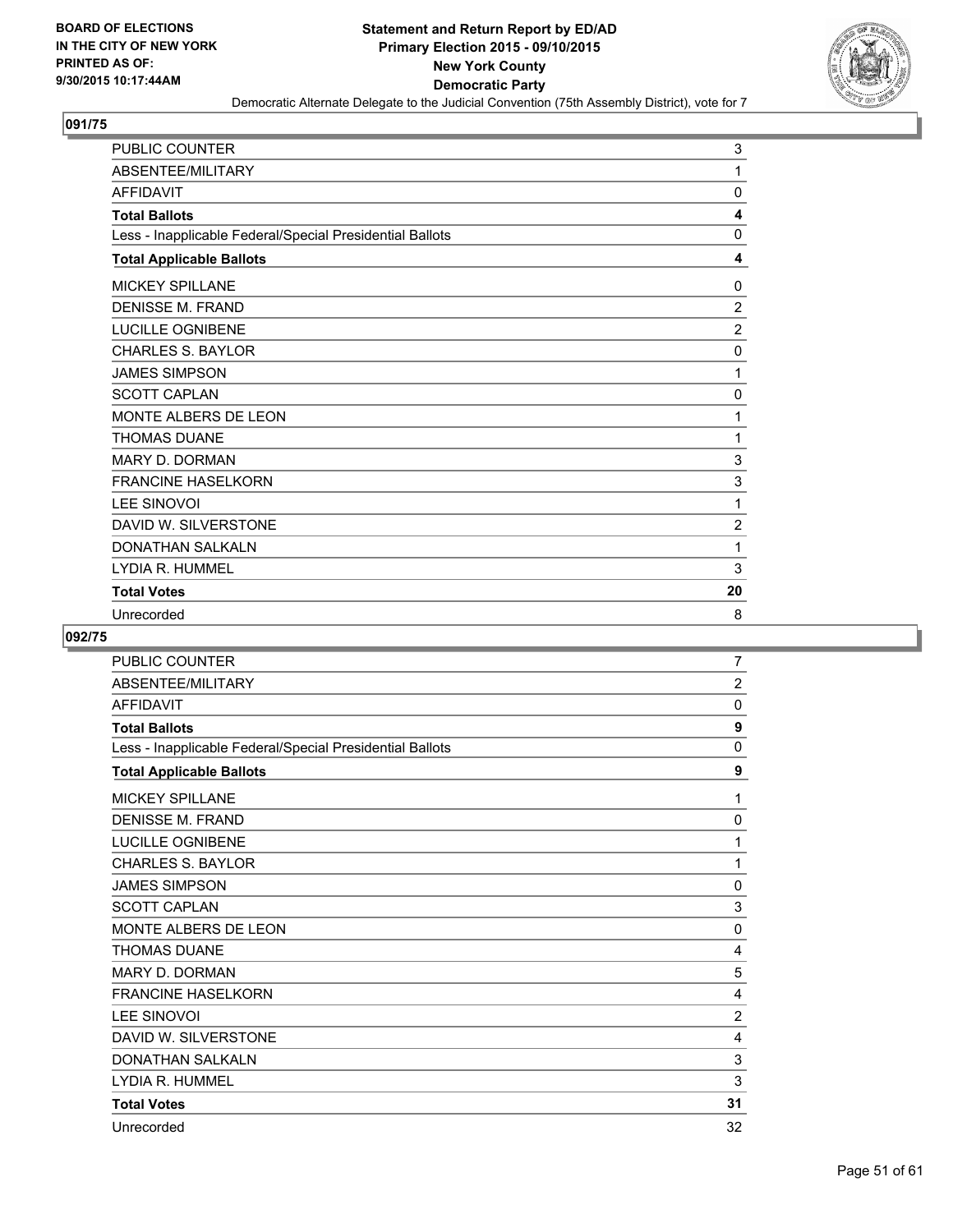BOARD OF ELECTIONS
IN THE CITY OF NEW YORK
PRINTED AS OF:
9/30/2015 10:17:44AM

**Statement and Return Report by ED/AD**
**Primary Election 2015 - 09/10/2015**
**New York County**
**Democratic Party**
Democratic Alternate Delegate to the Judicial Convention (75th Assembly District), vote for 7

## 091/75

| | |
|---|---|
| PUBLIC COUNTER | 3 |
| ABSENTEE/MILITARY | 1 |
| AFFIDAVIT | 0 |
| **Total Ballots** | **4** |
| Less - Inapplicable Federal/Special Presidential Ballots | 0 |
| **Total Applicable Ballots** | **4** |
| MICKEY SPILLANE | 0 |
| DENISSE M. FRAND | 2 |
| LUCILLE OGNIBENE | 2 |
| CHARLES S. BAYLOR | 0 |
| JAMES SIMPSON | 1 |
| SCOTT CAPLAN | 0 |
| MONTE ALBERS DE LEON | 1 |
| THOMAS DUANE | 1 |
| MARY D. DORMAN | 3 |
| FRANCINE HASELKORN | 3 |
| LEE SINOVOI | 1 |
| DAVID W. SILVERSTONE | 2 |
| DONATHAN SALKALN | 1 |
| LYDIA R. HUMMEL | 3 |
| **Total Votes** | **20** |
| Unrecorded | 8 |

## 092/75

| | |
|---|---|
| PUBLIC COUNTER | 7 |
| ABSENTEE/MILITARY | 2 |
| AFFIDAVIT | 0 |
| **Total Ballots** | **9** |
| Less - Inapplicable Federal/Special Presidential Ballots | 0 |
| **Total Applicable Ballots** | **9** |
| MICKEY SPILLANE | 1 |
| DENISSE M. FRAND | 0 |
| LUCILLE OGNIBENE | 1 |
| CHARLES S. BAYLOR | 1 |
| JAMES SIMPSON | 0 |
| SCOTT CAPLAN | 3 |
| MONTE ALBERS DE LEON | 0 |
| THOMAS DUANE | 4 |
| MARY D. DORMAN | 5 |
| FRANCINE HASELKORN | 4 |
| LEE SINOVOI | 2 |
| DAVID W. SILVERSTONE | 4 |
| DONATHAN SALKALN | 3 |
| LYDIA R. HUMMEL | 3 |
| **Total Votes** | **31** |
| Unrecorded | 32 |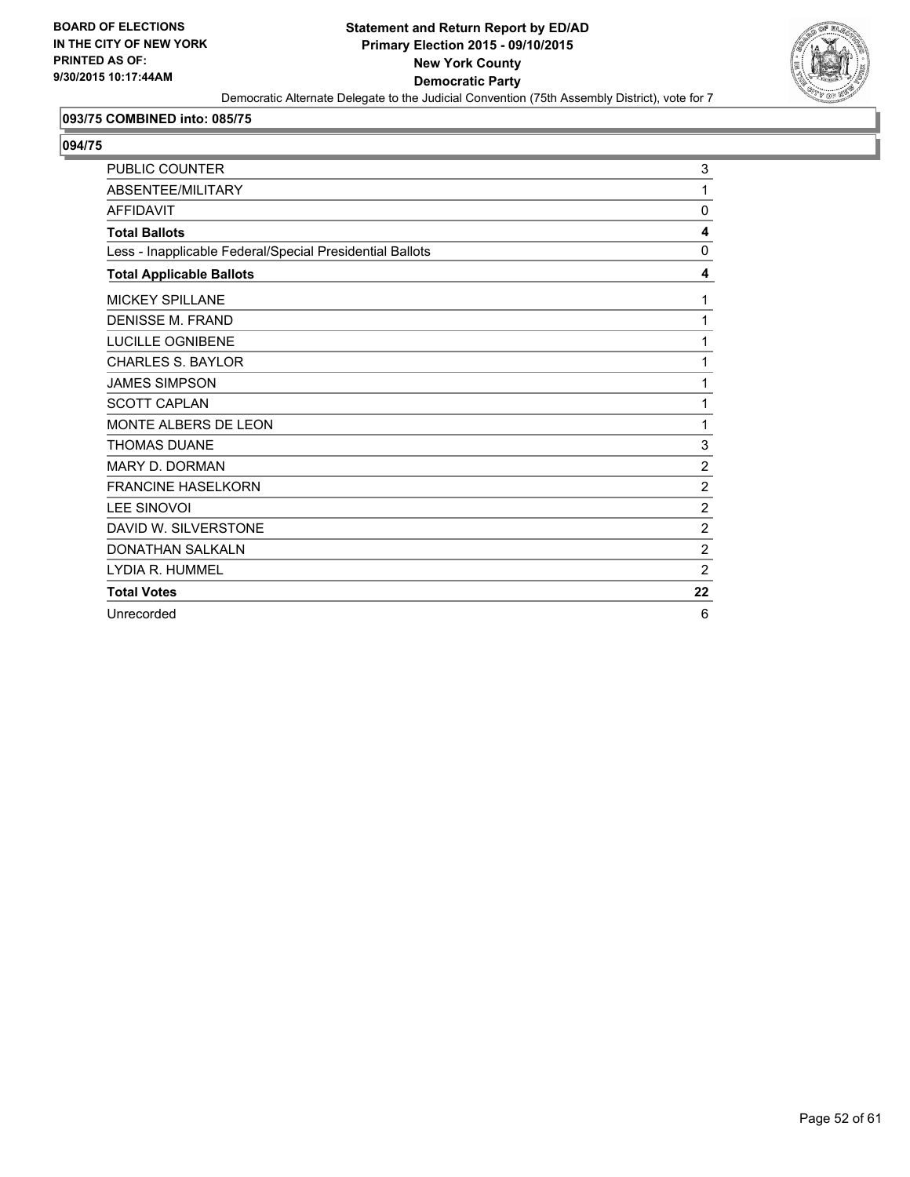**BOARD OF ELECTIONS IN THE CITY OF NEW YORK PRINTED AS OF: 9/30/2015 10:17:44AM**

**Statement and Return Report by ED/AD Primary Election 2015 - 09/10/2015 New York County Democratic Party**

Democratic Alternate Delegate to the Judicial Convention (75th Assembly District), vote for 7

### 093/75 COMBINED into: 085/75

### 094/75

| | |
|---|---|
| PUBLIC COUNTER | 3 |
| ABSENTEE/MILITARY | 1 |
| AFFIDAVIT | 0 |
| **Total Ballots** | **4** |
| Less - Inapplicable Federal/Special Presidential Ballots | 0 |
| **Total Applicable Ballots** | **4** |
| MICKEY SPILLANE | 1 |
| DENISSE M. FRAND | 1 |
| LUCILLE OGNIBENE | 1 |
| CHARLES S. BAYLOR | 1 |
| JAMES SIMPSON | 1 |
| SCOTT CAPLAN | 1 |
| MONTE ALBERS DE LEON | 1 |
| THOMAS DUANE | 3 |
| MARY D. DORMAN | 2 |
| FRANCINE HASELKORN | 2 |
| LEE SINOVOI | 2 |
| DAVID W. SILVERSTONE | 2 |
| DONATHAN SALKALN | 2 |
| LYDIA R. HUMMEL | 2 |
| **Total Votes** | **22** |
| Unrecorded | 6 |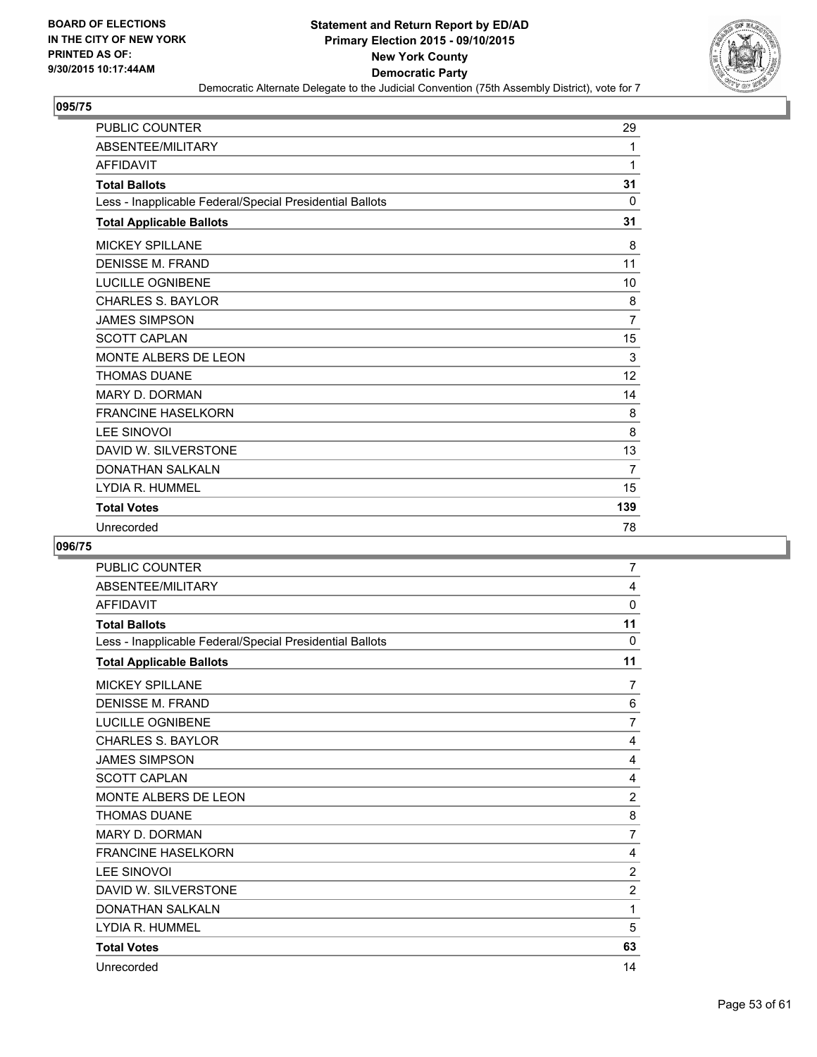**BOARD OF ELECTIONS IN THE CITY OF NEW YORK PRINTED AS OF: 9/30/2015 10:17:44AM**

**Statement and Return Report by ED/AD Primary Election 2015 - 09/10/2015 New York County Democratic Party**

Democratic Alternate Delegate to the Judicial Convention (75th Assembly District), vote for 7

## 095/75

| | |
|---|---|
| PUBLIC COUNTER | 29 |
| ABSENTEE/MILITARY | 1 |
| AFFIDAVIT | 1 |
| **Total Ballots** | **31** |
| Less - Inapplicable Federal/Special Presidential Ballots | 0 |
| **Total Applicable Ballots** | **31** |
| MICKEY SPILLANE | 8 |
| DENISSE M. FRAND | 11 |
| LUCILLE OGNIBENE | 10 |
| CHARLES S. BAYLOR | 8 |
| JAMES SIMPSON | 7 |
| SCOTT CAPLAN | 15 |
| MONTE ALBERS DE LEON | 3 |
| THOMAS DUANE | 12 |
| MARY D. DORMAN | 14 |
| FRANCINE HASELKORN | 8 |
| LEE SINOVOI | 8 |
| DAVID W. SILVERSTONE | 13 |
| DONATHAN SALKALN | 7 |
| LYDIA R. HUMMEL | 15 |
| **Total Votes** | **139** |
| Unrecorded | 78 |

## 096/75

| | |
|---|---|
| PUBLIC COUNTER | 7 |
| ABSENTEE/MILITARY | 4 |
| AFFIDAVIT | 0 |
| **Total Ballots** | **11** |
| Less - Inapplicable Federal/Special Presidential Ballots | 0 |
| **Total Applicable Ballots** | **11** |
| MICKEY SPILLANE | 7 |
| DENISSE M. FRAND | 6 |
| LUCILLE OGNIBENE | 7 |
| CHARLES S. BAYLOR | 4 |
| JAMES SIMPSON | 4 |
| SCOTT CAPLAN | 4 |
| MONTE ALBERS DE LEON | 2 |
| THOMAS DUANE | 8 |
| MARY D. DORMAN | 7 |
| FRANCINE HASELKORN | 4 |
| LEE SINOVOI | 2 |
| DAVID W. SILVERSTONE | 2 |
| DONATHAN SALKALN | 1 |
| LYDIA R. HUMMEL | 5 |
| **Total Votes** | **63** |
| Unrecorded | 14 |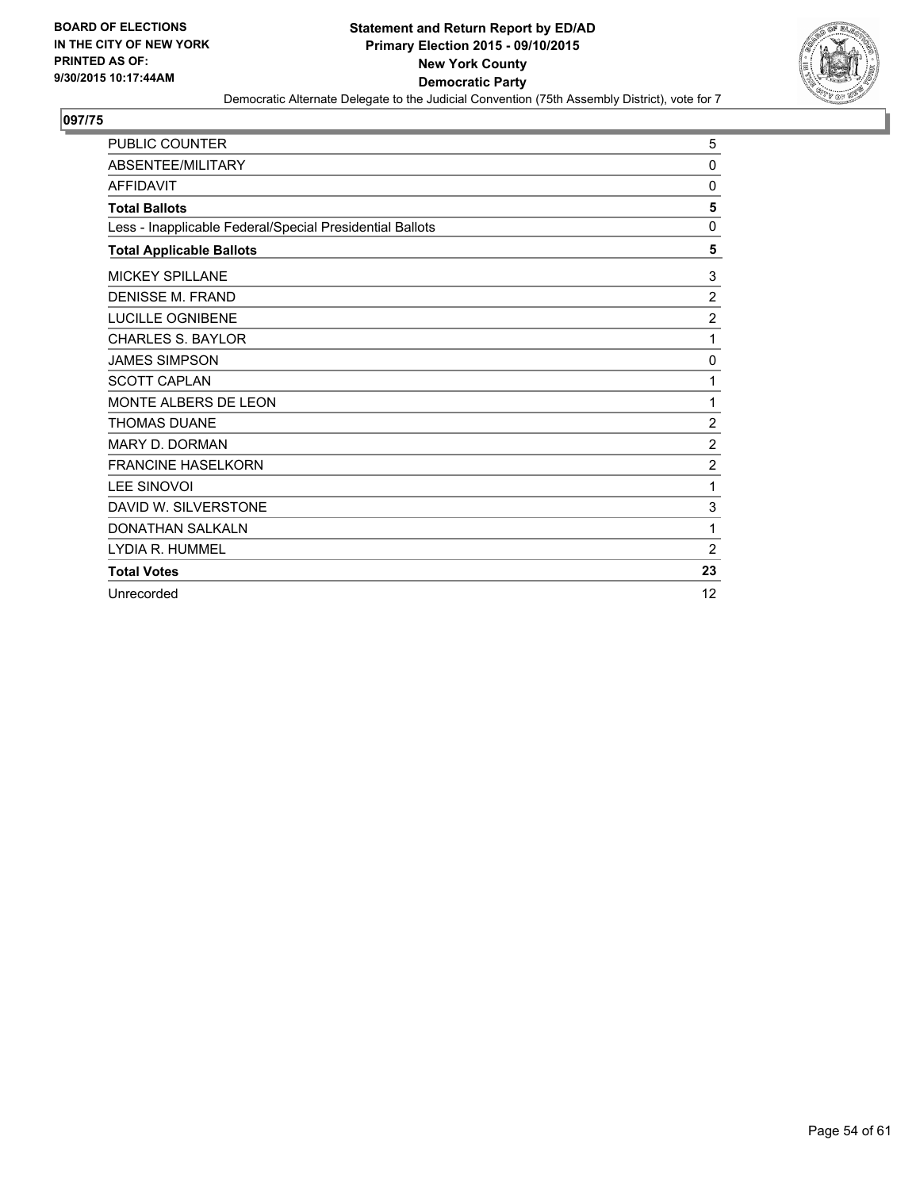**BOARD OF ELECTIONS IN THE CITY OF NEW YORK PRINTED AS OF: 9/30/2015 10:17:44AM**

**Statement and Return Report by ED/AD**
**Primary Election 2015 - 09/10/2015**
**New York County**
**Democratic Party**
Democratic Alternate Delegate to the Judicial Convention (75th Assembly District), vote for 7

## 097/75

| | |
|---|---|
| PUBLIC COUNTER | 5 |
| ABSENTEE/MILITARY | 0 |
| AFFIDAVIT | 0 |
| **Total Ballots** | **5** |
| Less - Inapplicable Federal/Special Presidential Ballots | 0 |
| **Total Applicable Ballots** | **5** |
| MICKEY SPILLANE | 3 |
| DENISSE M. FRAND | 2 |
| LUCILLE OGNIBENE | 2 |
| CHARLES S. BAYLOR | 1 |
| JAMES SIMPSON | 0 |
| SCOTT CAPLAN | 1 |
| MONTE ALBERS DE LEON | 1 |
| THOMAS DUANE | 2 |
| MARY D. DORMAN | 2 |
| FRANCINE HASELKORN | 2 |
| LEE SINOVOI | 1 |
| DAVID W. SILVERSTONE | 3 |
| DONATHAN SALKALN | 1 |
| LYDIA R. HUMMEL | 2 |
| **Total Votes** | **23** |
| Unrecorded | 12 |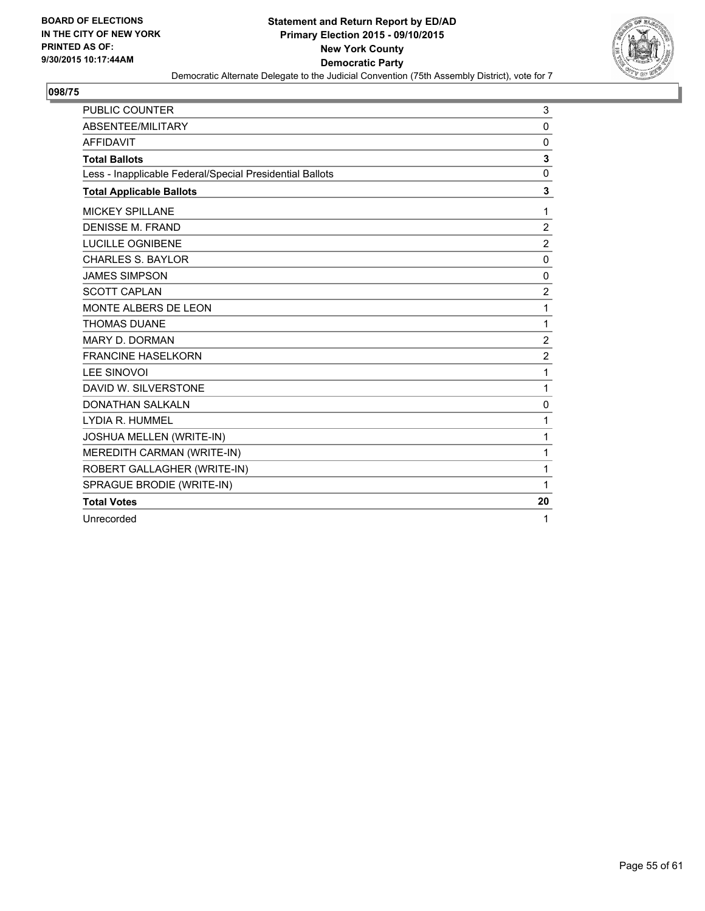BOARD OF ELECTIONS
IN THE CITY OF NEW YORK
PRINTED AS OF:
9/30/2015 10:17:44AM

**Statement and Return Report by ED/AD**
**Primary Election 2015 - 09/10/2015**
**New York County**
**Democratic Party**
Democratic Alternate Delegate to the Judicial Convention (75th Assembly District), vote for 7

## 098/75

| | |
|---|---|
| PUBLIC COUNTER | 3 |
| ABSENTEE/MILITARY | 0 |
| AFFIDAVIT | 0 |
| **Total Ballots** | **3** |
| Less - Inapplicable Federal/Special Presidential Ballots | 0 |
| **Total Applicable Ballots** | **3** |
| MICKEY SPILLANE | 1 |
| DENISSE M. FRAND | 2 |
| LUCILLE OGNIBENE | 2 |
| CHARLES S. BAYLOR | 0 |
| JAMES SIMPSON | 0 |
| SCOTT CAPLAN | 2 |
| MONTE ALBERS DE LEON | 1 |
| THOMAS DUANE | 1 |
| MARY D. DORMAN | 2 |
| FRANCINE HASELKORN | 2 |
| LEE SINOVOI | 1 |
| DAVID W. SILVERSTONE | 1 |
| DONATHAN SALKALN | 0 |
| LYDIA R. HUMMEL | 1 |
| JOSHUA MELLEN (WRITE-IN) | 1 |
| MEREDITH CARMAN (WRITE-IN) | 1 |
| ROBERT GALLAGHER (WRITE-IN) | 1 |
| SPRAGUE BRODIE (WRITE-IN) | 1 |
| **Total Votes** | **20** |
| Unrecorded | 1 |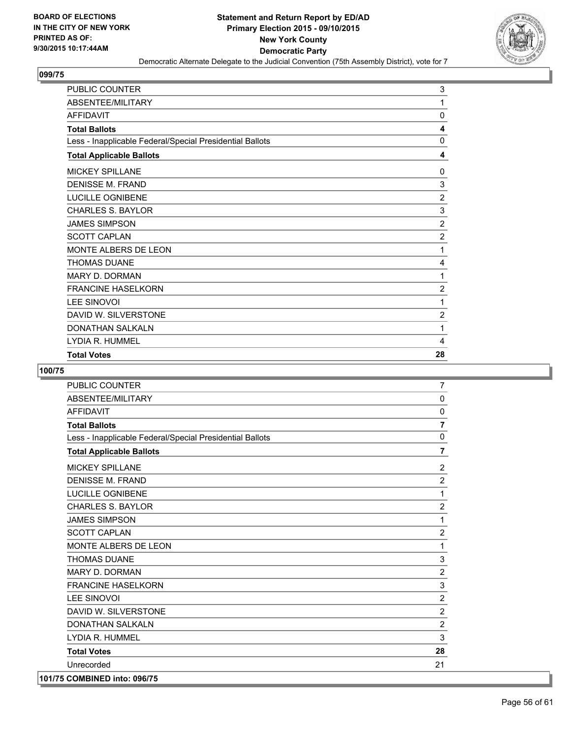**Statement and Return Report by ED/AD**
**Primary Election 2015 - 09/10/2015**
**New York County**
**Democratic Party**
Democratic Alternate Delegate to the Judicial Convention (75th Assembly District), vote for 7

BOARD OF ELECTIONS
IN THE CITY OF NEW YORK
PRINTED AS OF:
9/30/2015 10:17:44AM

## 099/75

| | |
|---|---|
| PUBLIC COUNTER | 3 |
| ABSENTEE/MILITARY | 1 |
| AFFIDAVIT | 0 |
| **Total Ballots** | **4** |
| Less - Inapplicable Federal/Special Presidential Ballots | 0 |
| **Total Applicable Ballots** | **4** |
| MICKEY SPILLANE | 0 |
| DENISSE M. FRAND | 3 |
| LUCILLE OGNIBENE | 2 |
| CHARLES S. BAYLOR | 3 |
| JAMES SIMPSON | 2 |
| SCOTT CAPLAN | 2 |
| MONTE ALBERS DE LEON | 1 |
| THOMAS DUANE | 4 |
| MARY D. DORMAN | 1 |
| FRANCINE HASELKORN | 2 |
| LEE SINOVOI | 1 |
| DAVID W. SILVERSTONE | 2 |
| DONATHAN SALKALN | 1 |
| LYDIA R. HUMMEL | 4 |
| **Total Votes** | **28** |

## 100/75

| | |
|---|---|
| PUBLIC COUNTER | 7 |
| ABSENTEE/MILITARY | 0 |
| AFFIDAVIT | 0 |
| **Total Ballots** | **7** |
| Less - Inapplicable Federal/Special Presidential Ballots | 0 |
| **Total Applicable Ballots** | **7** |
| MICKEY SPILLANE | 2 |
| DENISSE M. FRAND | 2 |
| LUCILLE OGNIBENE | 1 |
| CHARLES S. BAYLOR | 2 |
| JAMES SIMPSON | 1 |
| SCOTT CAPLAN | 2 |
| MONTE ALBERS DE LEON | 1 |
| THOMAS DUANE | 3 |
| MARY D. DORMAN | 2 |
| FRANCINE HASELKORN | 3 |
| LEE SINOVOI | 2 |
| DAVID W. SILVERSTONE | 2 |
| DONATHAN SALKALN | 2 |
| LYDIA R. HUMMEL | 3 |
| **Total Votes** | **28** |
| Unrecorded | 21 |

**101/75 COMBINED into: 096/75**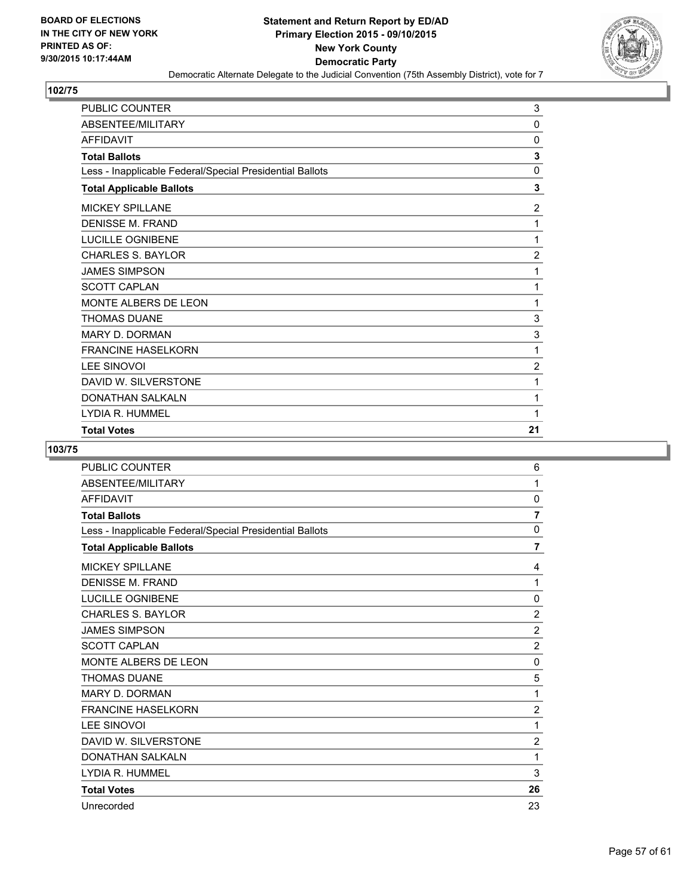**BOARD OF ELECTIONS IN THE CITY OF NEW YORK PRINTED AS OF: 9/30/2015 10:17:44AM**

**Statement and Return Report by ED/AD**
**Primary Election 2015 - 09/10/2015**
**New York County**
**Democratic Party**
Democratic Alternate Delegate to the Judicial Convention (75th Assembly District), vote for 7

## 102/75

| | |
|---|---|
| PUBLIC COUNTER | 3 |
| ABSENTEE/MILITARY | 0 |
| AFFIDAVIT | 0 |
| **Total Ballots** | **3** |
| Less - Inapplicable Federal/Special Presidential Ballots | 0 |
| **Total Applicable Ballots** | **3** |
| MICKEY SPILLANE | 2 |
| DENISSE M. FRAND | 1 |
| LUCILLE OGNIBENE | 1 |
| CHARLES S. BAYLOR | 2 |
| JAMES SIMPSON | 1 |
| SCOTT CAPLAN | 1 |
| MONTE ALBERS DE LEON | 1 |
| THOMAS DUANE | 3 |
| MARY D. DORMAN | 3 |
| FRANCINE HASELKORN | 1 |
| LEE SINOVOI | 2 |
| DAVID W. SILVERSTONE | 1 |
| DONATHAN SALKALN | 1 |
| LYDIA R. HUMMEL | 1 |
| **Total Votes** | **21** |

## 103/75

| | |
|---|---|
| PUBLIC COUNTER | 6 |
| ABSENTEE/MILITARY | 1 |
| AFFIDAVIT | 0 |
| **Total Ballots** | **7** |
| Less - Inapplicable Federal/Special Presidential Ballots | 0 |
| **Total Applicable Ballots** | **7** |
| MICKEY SPILLANE | 4 |
| DENISSE M. FRAND | 1 |
| LUCILLE OGNIBENE | 0 |
| CHARLES S. BAYLOR | 2 |
| JAMES SIMPSON | 2 |
| SCOTT CAPLAN | 2 |
| MONTE ALBERS DE LEON | 0 |
| THOMAS DUANE | 5 |
| MARY D. DORMAN | 1 |
| FRANCINE HASELKORN | 2 |
| LEE SINOVOI | 1 |
| DAVID W. SILVERSTONE | 2 |
| DONATHAN SALKALN | 1 |
| LYDIA R. HUMMEL | 3 |
| **Total Votes** | **26** |
| Unrecorded | 23 |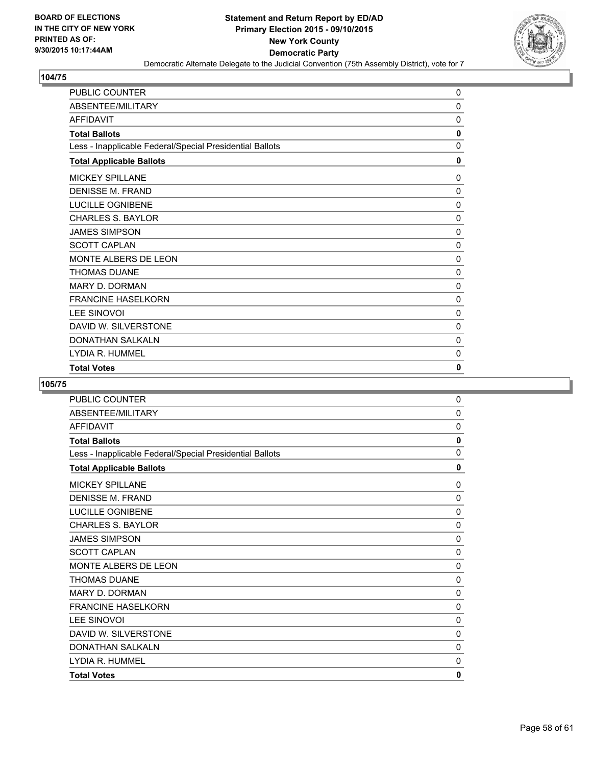**BOARD OF ELECTIONS IN THE CITY OF NEW YORK PRINTED AS OF: 9/30/2015 10:17:44AM**

**Statement and Return Report by ED/AD**
**Primary Election 2015 - 09/10/2015**
**New York County**
**Democratic Party**
Democratic Alternate Delegate to the Judicial Convention (75th Assembly District), vote for 7

**104/75**

| | |
|---|---|
| PUBLIC COUNTER | 0 |
| ABSENTEE/MILITARY | 0 |
| AFFIDAVIT | 0 |
| **Total Ballots** | **0** |
| Less - Inapplicable Federal/Special Presidential Ballots | 0 |
| **Total Applicable Ballots** | **0** |
| MICKEY SPILLANE | 0 |
| DENISSE M. FRAND | 0 |
| LUCILLE OGNIBENE | 0 |
| CHARLES S. BAYLOR | 0 |
| JAMES SIMPSON | 0 |
| SCOTT CAPLAN | 0 |
| MONTE ALBERS DE LEON | 0 |
| THOMAS DUANE | 0 |
| MARY D. DORMAN | 0 |
| FRANCINE HASELKORN | 0 |
| LEE SINOVOI | 0 |
| DAVID W. SILVERSTONE | 0 |
| DONATHAN SALKALN | 0 |
| LYDIA R. HUMMEL | 0 |
| **Total Votes** | **0** |

**105/75**

| | |
|---|---|
| PUBLIC COUNTER | 0 |
| ABSENTEE/MILITARY | 0 |
| AFFIDAVIT | 0 |
| **Total Ballots** | **0** |
| Less - Inapplicable Federal/Special Presidential Ballots | 0 |
| **Total Applicable Ballots** | **0** |
| MICKEY SPILLANE | 0 |
| DENISSE M. FRAND | 0 |
| LUCILLE OGNIBENE | 0 |
| CHARLES S. BAYLOR | 0 |
| JAMES SIMPSON | 0 |
| SCOTT CAPLAN | 0 |
| MONTE ALBERS DE LEON | 0 |
| THOMAS DUANE | 0 |
| MARY D. DORMAN | 0 |
| FRANCINE HASELKORN | 0 |
| LEE SINOVOI | 0 |
| DAVID W. SILVERSTONE | 0 |
| DONATHAN SALKALN | 0 |
| LYDIA R. HUMMEL | 0 |
| **Total Votes** | **0** |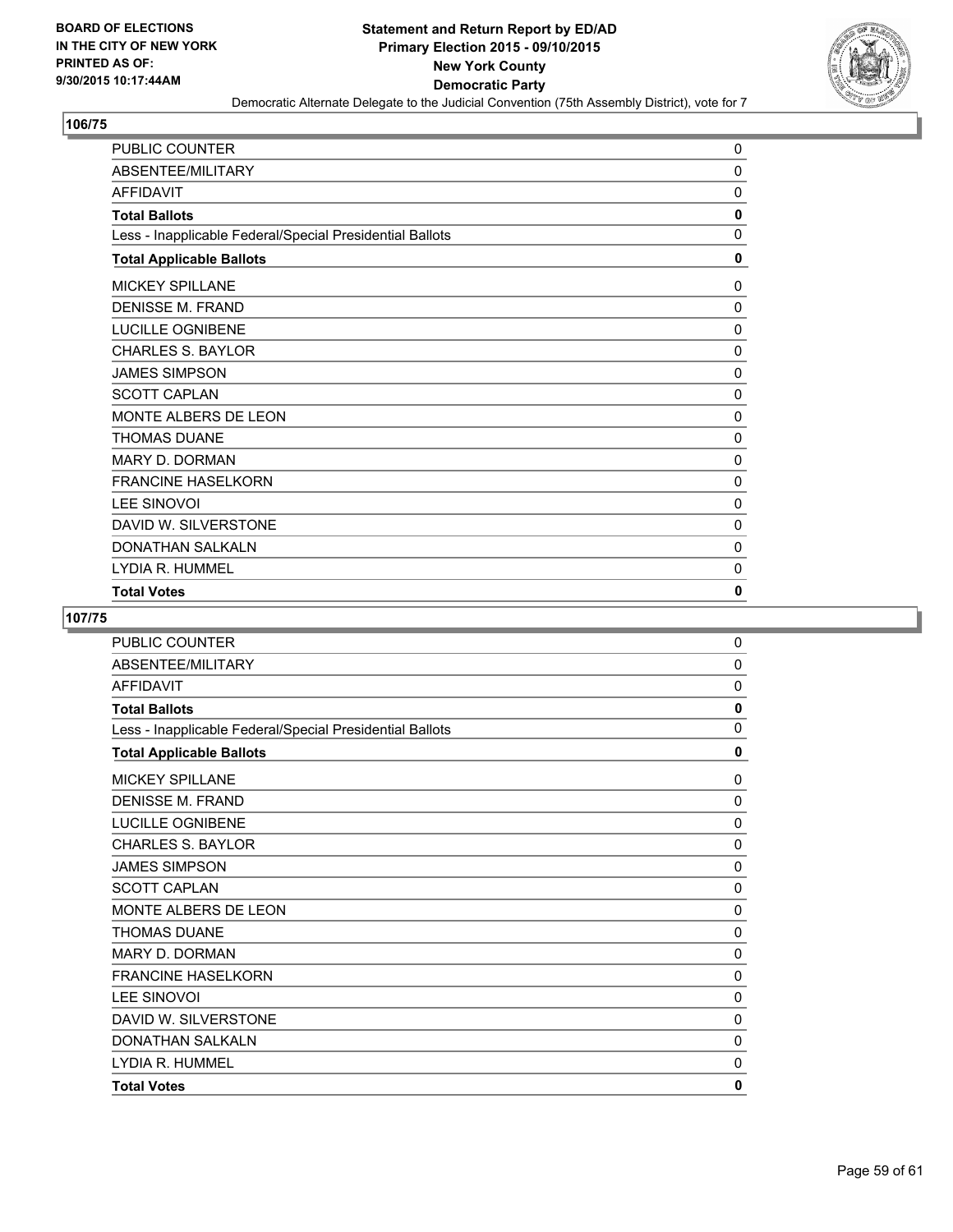## 106/75

| | |
|---|---|
| PUBLIC COUNTER | 0 |
| ABSENTEE/MILITARY | 0 |
| AFFIDAVIT | 0 |
| **Total Ballots** | **0** |
| Less - Inapplicable Federal/Special Presidential Ballots | 0 |
| **Total Applicable Ballots** | **0** |
| MICKEY SPILLANE | 0 |
| DENISSE M. FRAND | 0 |
| LUCILLE OGNIBENE | 0 |
| CHARLES S. BAYLOR | 0 |
| JAMES SIMPSON | 0 |
| SCOTT CAPLAN | 0 |
| MONTE ALBERS DE LEON | 0 |
| THOMAS DUANE | 0 |
| MARY D. DORMAN | 0 |
| FRANCINE HASELKORN | 0 |
| LEE SINOVOI | 0 |
| DAVID W. SILVERSTONE | 0 |
| DONATHAN SALKALN | 0 |
| LYDIA R. HUMMEL | 0 |
| **Total Votes** | **0** |

## 107/75

| | |
|---|---|
| PUBLIC COUNTER | 0 |
| ABSENTEE/MILITARY | 0 |
| AFFIDAVIT | 0 |
| **Total Ballots** | **0** |
| Less - Inapplicable Federal/Special Presidential Ballots | 0 |
| **Total Applicable Ballots** | **0** |
| MICKEY SPILLANE | 0 |
| DENISSE M. FRAND | 0 |
| LUCILLE OGNIBENE | 0 |
| CHARLES S. BAYLOR | 0 |
| JAMES SIMPSON | 0 |
| SCOTT CAPLAN | 0 |
| MONTE ALBERS DE LEON | 0 |
| THOMAS DUANE | 0 |
| MARY D. DORMAN | 0 |
| FRANCINE HASELKORN | 0 |
| LEE SINOVOI | 0 |
| DAVID W. SILVERSTONE | 0 |
| DONATHAN SALKALN | 0 |
| LYDIA R. HUMMEL | 0 |
| **Total Votes** | **0** |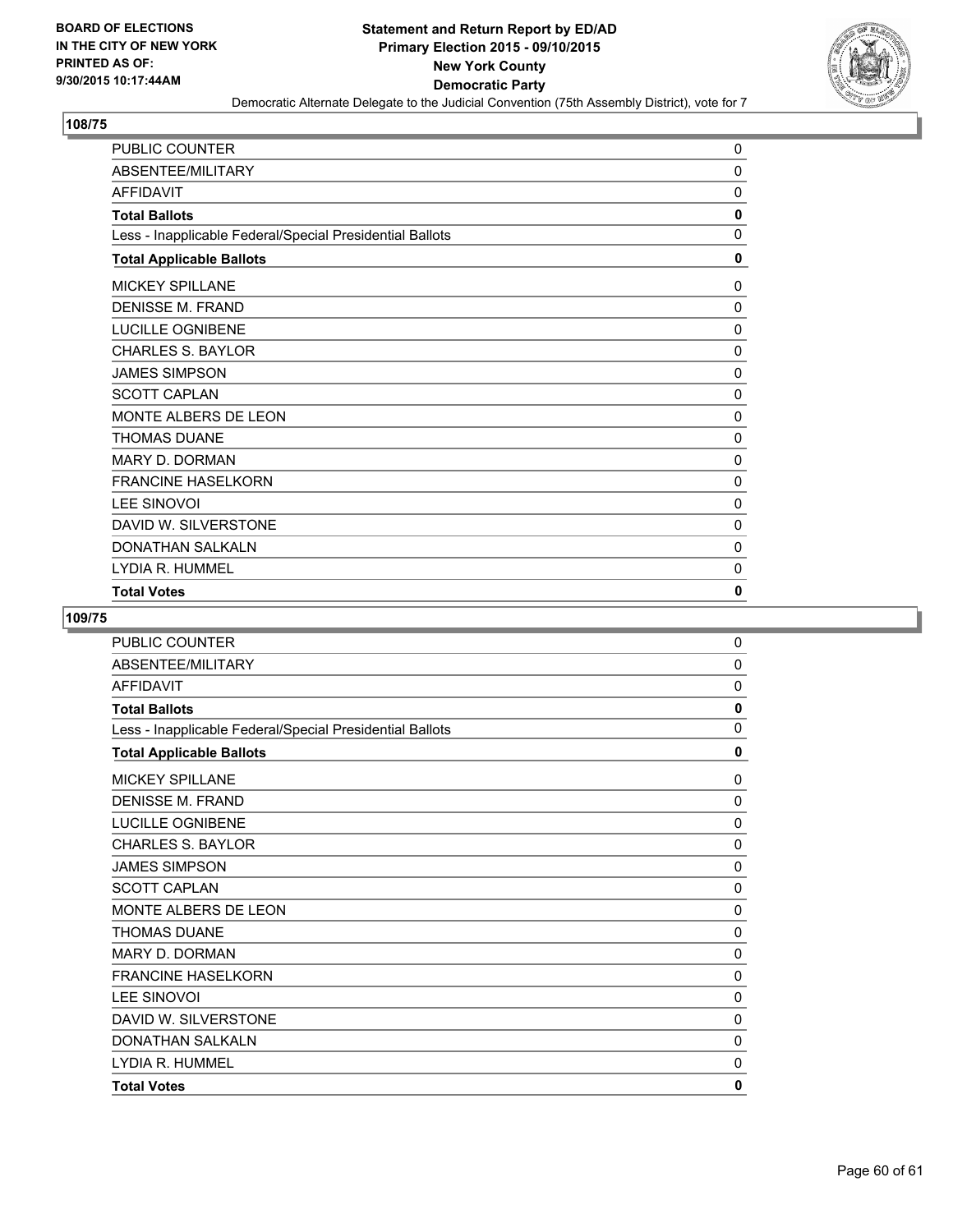**BOARD OF ELECTIONS IN THE CITY OF NEW YORK PRINTED AS OF: 9/30/2015 10:17:44AM**

# Statement and Return Report by ED/AD
## Primary Election 2015 - 09/10/2015
## New York County
## Democratic Party
### Democratic Alternate Delegate to the Judicial Convention (75th Assembly District), vote for 7

**108/75**

| | |
|---|---|
| PUBLIC COUNTER | 0 |
| ABSENTEE/MILITARY | 0 |
| AFFIDAVIT | 0 |
| **Total Ballots** | **0** |
| Less - Inapplicable Federal/Special Presidential Ballots | 0 |
| **Total Applicable Ballots** | **0** |
| MICKEY SPILLANE | 0 |
| DENISSE M. FRAND | 0 |
| LUCILLE OGNIBENE | 0 |
| CHARLES S. BAYLOR | 0 |
| JAMES SIMPSON | 0 |
| SCOTT CAPLAN | 0 |
| MONTE ALBERS DE LEON | 0 |
| THOMAS DUANE | 0 |
| MARY D. DORMAN | 0 |
| FRANCINE HASELKORN | 0 |
| LEE SINOVOI | 0 |
| DAVID W. SILVERSTONE | 0 |
| DONATHAN SALKALN | 0 |
| LYDIA R. HUMMEL | 0 |
| **Total Votes** | **0** |

**109/75**

| | |
|---|---|
| PUBLIC COUNTER | 0 |
| ABSENTEE/MILITARY | 0 |
| AFFIDAVIT | 0 |
| **Total Ballots** | **0** |
| Less - Inapplicable Federal/Special Presidential Ballots | 0 |
| **Total Applicable Ballots** | **0** |
| MICKEY SPILLANE | 0 |
| DENISSE M. FRAND | 0 |
| LUCILLE OGNIBENE | 0 |
| CHARLES S. BAYLOR | 0 |
| JAMES SIMPSON | 0 |
| SCOTT CAPLAN | 0 |
| MONTE ALBERS DE LEON | 0 |
| THOMAS DUANE | 0 |
| MARY D. DORMAN | 0 |
| FRANCINE HASELKORN | 0 |
| LEE SINOVOI | 0 |
| DAVID W. SILVERSTONE | 0 |
| DONATHAN SALKALN | 0 |
| LYDIA R. HUMMEL | 0 |
| **Total Votes** | **0** |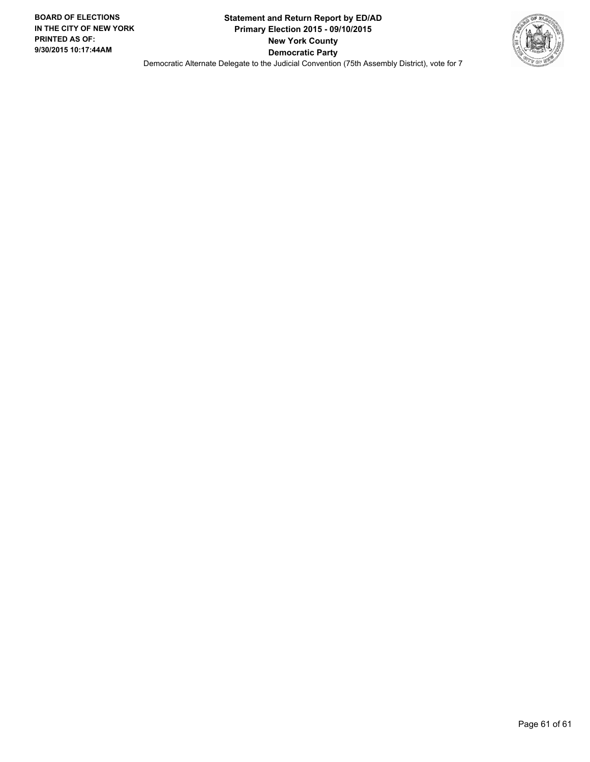Democratic Alternate Delegate to the Judicial Convention (75th Assembly District), vote for 7